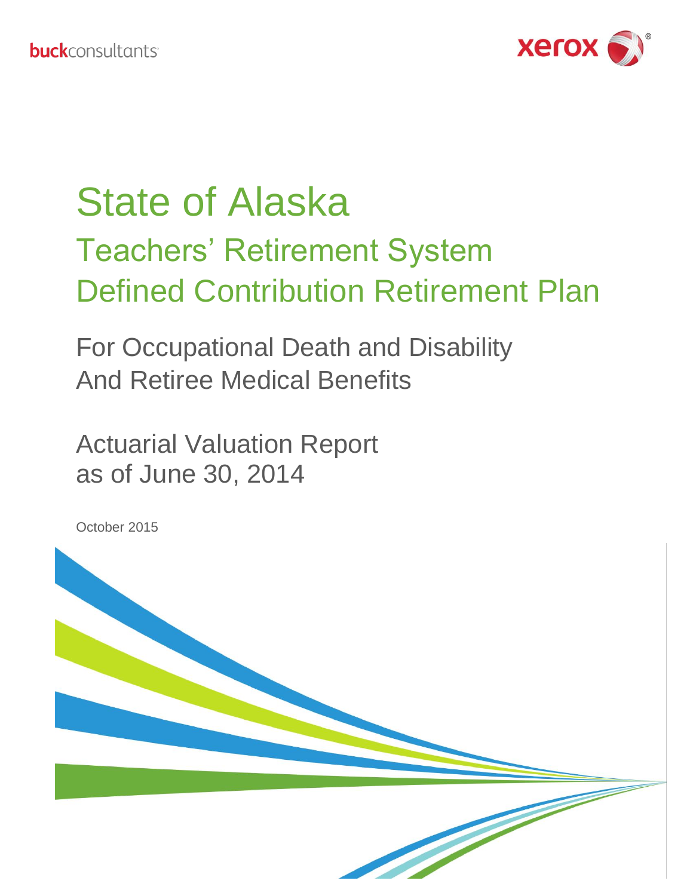buckconsultants

xerox

# State of Alaska

## Teachers' Retirement System Defined Contribution Retirement Plan

For Occupational Death and Disability
And Retiree Medical Benefits

Actuarial Valuation Report
as of June 30, 2014

October 2015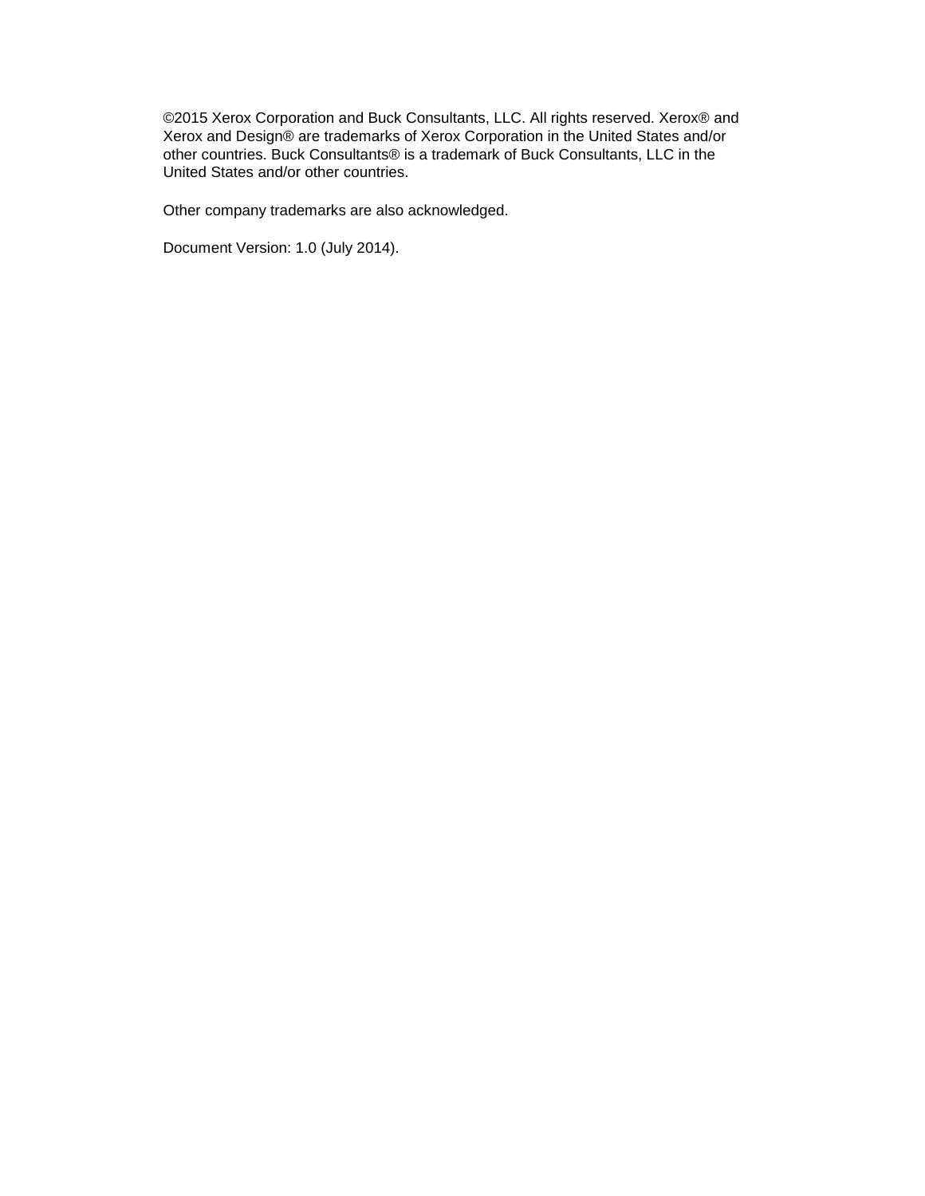©2015 Xerox Corporation and Buck Consultants, LLC. All rights reserved. Xerox® and Xerox and Design® are trademarks of Xerox Corporation in the United States and/or other countries. Buck Consultants® is a trademark of Buck Consultants, LLC in the United States and/or other countries.

Other company trademarks are also acknowledged.

Document Version: 1.0 (July 2014).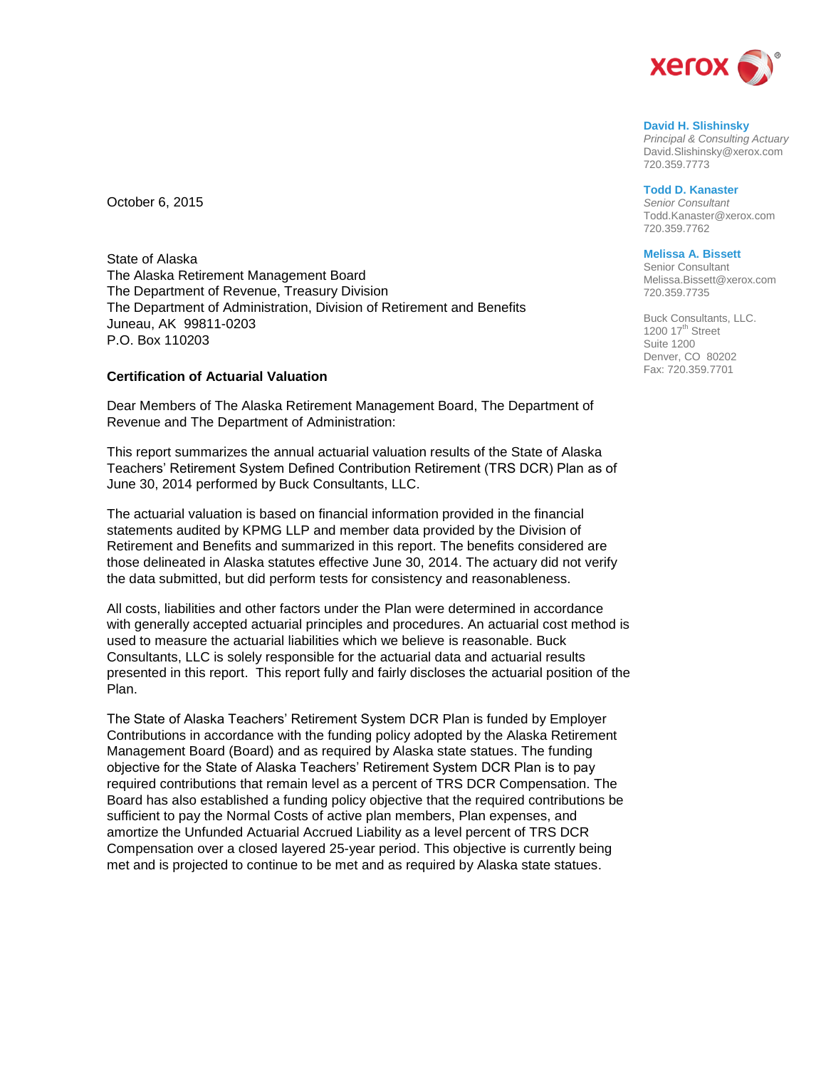David H. Slishinsky
*Principal & Consulting Actuary*
David.Slishinsky@xerox.com
720.359.7773

Todd D. Kanaster
*Senior Consultant*
Todd.Kanaster@xerox.com
720.359.7762

Melissa A. Bissett
Senior Consultant
Melissa.Bissett@xerox.com
720.359.7735

Buck Consultants, LLC.
1200 17th Street
Suite 1200
Denver, CO 80202
Fax: 720.359.7701

October 6, 2015

State of Alaska
The Alaska Retirement Management Board
The Department of Revenue, Treasury Division
The Department of Administration, Division of Retirement and Benefits
Juneau, AK 99811-0203
P.O. Box 110203

**Certification of Actuarial Valuation**

Dear Members of The Alaska Retirement Management Board, The Department of Revenue and The Department of Administration:

This report summarizes the annual actuarial valuation results of the State of Alaska Teachers' Retirement System Defined Contribution Retirement (TRS DCR) Plan as of June 30, 2014 performed by Buck Consultants, LLC.

The actuarial valuation is based on financial information provided in the financial statements audited by KPMG LLP and member data provided by the Division of Retirement and Benefits and summarized in this report. The benefits considered are those delineated in Alaska statutes effective June 30, 2014. The actuary did not verify the data submitted, but did perform tests for consistency and reasonableness.

All costs, liabilities and other factors under the Plan were determined in accordance with generally accepted actuarial principles and procedures. An actuarial cost method is used to measure the actuarial liabilities which we believe is reasonable. Buck Consultants, LLC is solely responsible for the actuarial data and actuarial results presented in this report. This report fully and fairly discloses the actuarial position of the Plan.

The State of Alaska Teachers' Retirement System DCR Plan is funded by Employer Contributions in accordance with the funding policy adopted by the Alaska Retirement Management Board (Board) and as required by Alaska state statues. The funding objective for the State of Alaska Teachers' Retirement System DCR Plan is to pay required contributions that remain level as a percent of TRS DCR Compensation. The Board has also established a funding policy objective that the required contributions be sufficient to pay the Normal Costs of active plan members, Plan expenses, and amortize the Unfunded Actuarial Accrued Liability as a level percent of TRS DCR Compensation over a closed layered 25-year period. This objective is currently being met and is projected to continue to be met and as required by Alaska state statues.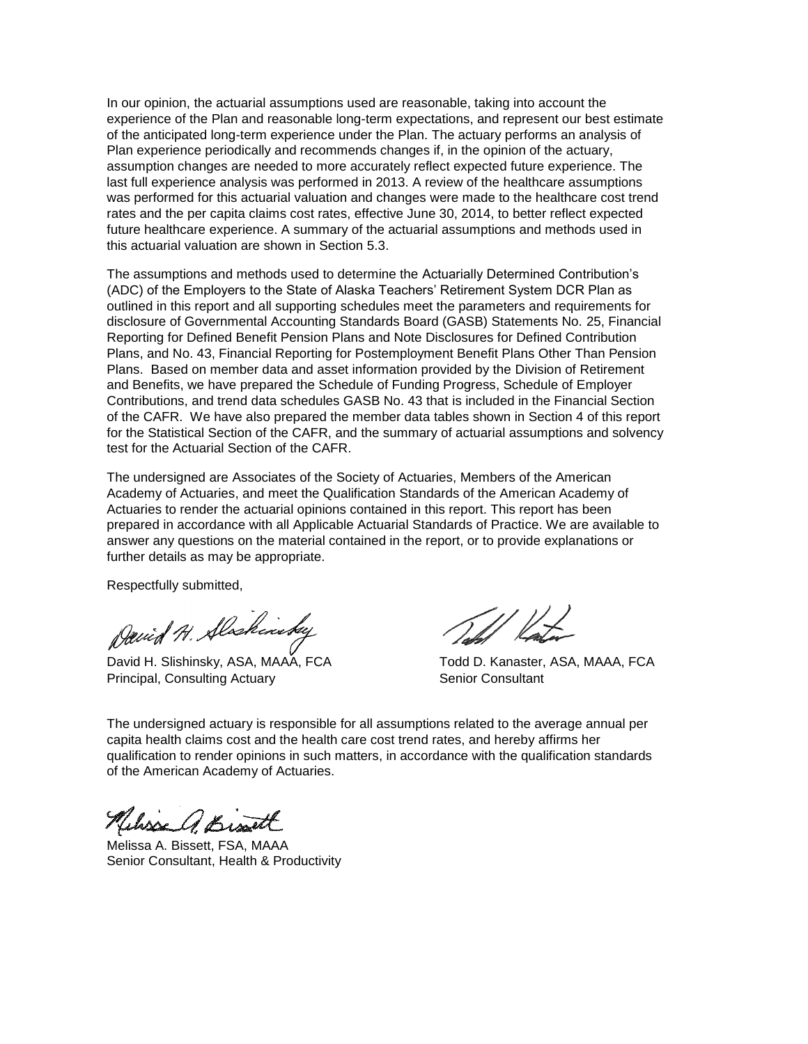In our opinion, the actuarial assumptions used are reasonable, taking into account the experience of the Plan and reasonable long-term expectations, and represent our best estimate of the anticipated long-term experience under the Plan. The actuary performs an analysis of Plan experience periodically and recommends changes if, in the opinion of the actuary, assumption changes are needed to more accurately reflect expected future experience. The last full experience analysis was performed in 2013. A review of the healthcare assumptions was performed for this actuarial valuation and changes were made to the healthcare cost trend rates and the per capita claims cost rates, effective June 30, 2014, to better reflect expected future healthcare experience. A summary of the actuarial assumptions and methods used in this actuarial valuation are shown in Section 5.3.

The assumptions and methods used to determine the Actuarially Determined Contribution's (ADC) of the Employers to the State of Alaska Teachers' Retirement System DCR Plan as outlined in this report and all supporting schedules meet the parameters and requirements for disclosure of Governmental Accounting Standards Board (GASB) Statements No. 25, Financial Reporting for Defined Benefit Pension Plans and Note Disclosures for Defined Contribution Plans, and No. 43, Financial Reporting for Postemployment Benefit Plans Other Than Pension Plans. Based on member data and asset information provided by the Division of Retirement and Benefits, we have prepared the Schedule of Funding Progress, Schedule of Employer Contributions, and trend data schedules GASB No. 43 that is included in the Financial Section of the CAFR. We have also prepared the member data tables shown in Section 4 of this report for the Statistical Section of the CAFR, and the summary of actuarial assumptions and solvency test for the Actuarial Section of the CAFR.

The undersigned are Associates of the Society of Actuaries, Members of the American Academy of Actuaries, and meet the Qualification Standards of the American Academy of Actuaries to render the actuarial opinions contained in this report. This report has been prepared in accordance with all Applicable Actuarial Standards of Practice. We are available to answer any questions on the material contained in the report, or to provide explanations or further details as may be appropriate.

Respectfully submitted,

David H. Slishinsky, ASA, MAAA, FCA
Principal, Consulting Actuary

Todd D. Kanaster, ASA, MAAA, FCA
Senior Consultant

The undersigned actuary is responsible for all assumptions related to the average annual per capita health claims cost and the health care cost trend rates, and hereby affirms her qualification to render opinions in such matters, in accordance with the qualification standards of the American Academy of Actuaries.

Melissa A. Bissett, FSA, MAAA
Senior Consultant, Health & Productivity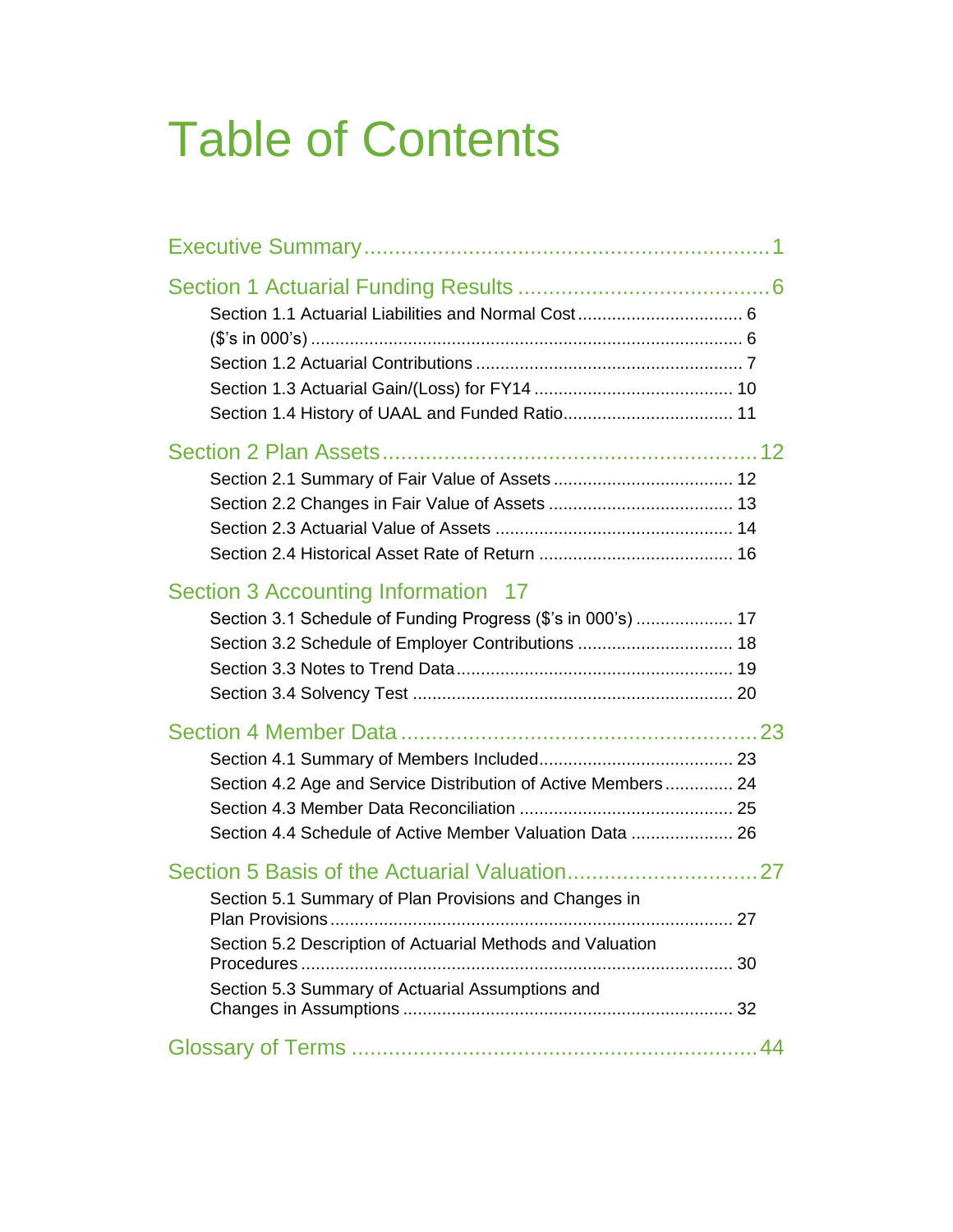# Table of Contents

Executive Summary ........................................................ 1

Section 1 Actuarial Funding Results ........................................ 6

- Section 1.1 Actuarial Liabilities and Normal Cost ........................ 6
- ($'s in 000's) ........................................................... 6
- Section 1.2 Actuarial Contributions ...................................... 7
- Section 1.3 Actuarial Gain/(Loss) for FY14 ............................... 10
- Section 1.4 History of UAAL and Funded Ratio .............................. 11

Section 2 Plan Assets ...................................................... 12

- Section 2.1 Summary of Fair Value of Assets ............................... 12
- Section 2.2 Changes in Fair Value of Assets ............................... 13
- Section 2.3 Actuarial Value of Assets ..................................... 14
- Section 2.4 Historical Asset Rate of Return ............................... 16

Section 3 Accounting Information 17

- Section 3.1 Schedule of Funding Progress ($'s in 000's) ................... 17
- Section 3.2 Schedule of Employer Contributions ............................ 18
- Section 3.3 Notes to Trend Data ........................................... 19
- Section 3.4 Solvency Test ................................................. 20

Section 4 Member Data ...................................................... 23

- Section 4.1 Summary of Members Included ................................... 23
- Section 4.2 Age and Service Distribution of Active Members ................ 24
- Section 4.3 Member Data Reconciliation .................................... 25
- Section 4.4 Schedule of Active Member Valuation Data ...................... 26

Section 5 Basis of the Actuarial Valuation ................................. 27

- Section 5.1 Summary of Plan Provisions and Changes in Plan Provisions ..... 27
- Section 5.2 Description of Actuarial Methods and Valuation Procedures ..... 30
- Section 5.3 Summary of Actuarial Assumptions and Changes in Assumptions ... 32

Glossary of Terms .......................................................... 44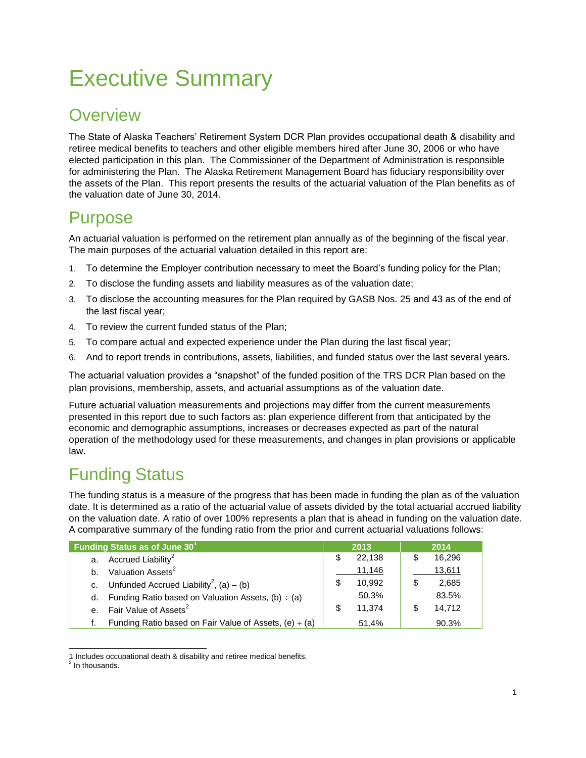# Executive Summary

## Overview

The State of Alaska Teachers' Retirement System DCR Plan provides occupational death & disability and retiree medical benefits to teachers and other eligible members hired after June 30, 2006 or who have elected participation in this plan. The Commissioner of the Department of Administration is responsible for administering the Plan. The Alaska Retirement Management Board has fiduciary responsibility over the assets of the Plan. This report presents the results of the actuarial valuation of the Plan benefits as of the valuation date of June 30, 2014.

## Purpose

An actuarial valuation is performed on the retirement plan annually as of the beginning of the fiscal year. The main purposes of the actuarial valuation detailed in this report are:

1. To determine the Employer contribution necessary to meet the Board's funding policy for the Plan;
2. To disclose the funding assets and liability measures as of the valuation date;
3. To disclose the accounting measures for the Plan required by GASB Nos. 25 and 43 as of the end of the last fiscal year;
4. To review the current funded status of the Plan;
5. To compare actual and expected experience under the Plan during the last fiscal year;
6. And to report trends in contributions, assets, liabilities, and funded status over the last several years.

The actuarial valuation provides a "snapshot" of the funded position of the TRS DCR Plan based on the plan provisions, membership, assets, and actuarial assumptions as of the valuation date.

Future actuarial valuation measurements and projections may differ from the current measurements presented in this report due to such factors as: plan experience different from that anticipated by the economic and demographic assumptions, increases or decreases expected as part of the natural operation of the methodology used for these measurements, and changes in plan provisions or applicable law.

## Funding Status

The funding status is a measure of the progress that has been made in funding the plan as of the valuation date. It is determined as a ratio of the actuarial value of assets divided by the total actuarial accrued liability on the valuation date. A ratio of over 100% represents a plan that is ahead in funding on the valuation date. A comparative summary of the funding ratio from the prior and current actuarial valuations follows:

| Funding Status as of June 30[1] | 2013 | 2014 |
|---|---|---|
| a. Accrued Liability[2] | $ 22,138 | $ 16,296 |
| b. Valuation Assets[2] | 11,146 | 13,611 |
| c. Unfunded Accrued Liability[2], (a) – (b) | $ 10,992 | $ 2,685 |
| d. Funding Ratio based on Valuation Assets, (b) ÷ (a) | 50.3% | 83.5% |
| e. Fair Value of Assets[2] | $ 11,374 | $ 14,712 |
| f. Funding Ratio based on Fair Value of Assets, (e) ÷ (a) | 51.4% | 90.3% |

1 Includes occupational death & disability and retiree medical benefits.

2 In thousands.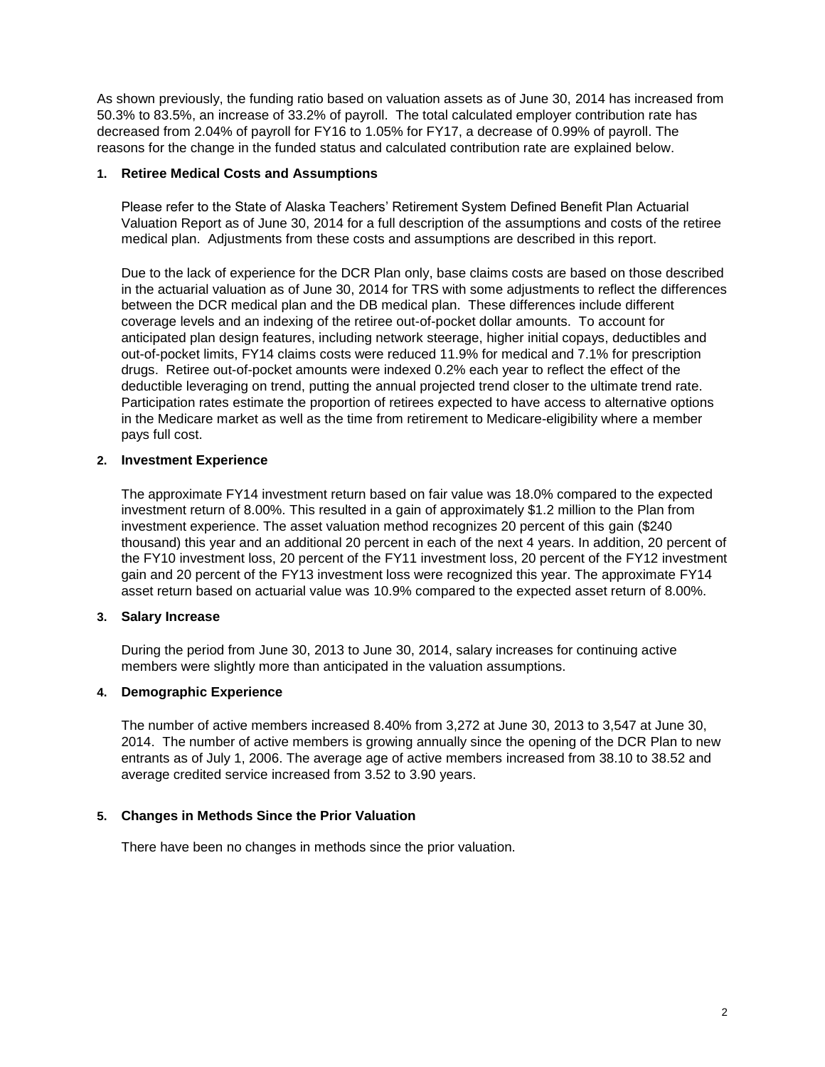As shown previously, the funding ratio based on valuation assets as of June 30, 2014 has increased from 50.3% to 83.5%, an increase of 33.2% of payroll. The total calculated employer contribution rate has decreased from 2.04% of payroll for FY16 to 1.05% for FY17, a decrease of 0.99% of payroll. The reasons for the change in the funded status and calculated contribution rate are explained below.

1. **Retiree Medical Costs and Assumptions**

   Please refer to the State of Alaska Teachers' Retirement System Defined Benefit Plan Actuarial Valuation Report as of June 30, 2014 for a full description of the assumptions and costs of the retiree medical plan. Adjustments from these costs and assumptions are described in this report.

   Due to the lack of experience for the DCR Plan only, base claims costs are based on those described in the actuarial valuation as of June 30, 2014 for TRS with some adjustments to reflect the differences between the DCR medical plan and the DB medical plan. These differences include different coverage levels and an indexing of the retiree out-of-pocket dollar amounts. To account for anticipated plan design features, including network steerage, higher initial copays, deductibles and out-of-pocket limits, FY14 claims costs were reduced 11.9% for medical and 7.1% for prescription drugs. Retiree out-of-pocket amounts were indexed 0.2% each year to reflect the effect of the deductible leveraging on trend, putting the annual projected trend closer to the ultimate trend rate. Participation rates estimate the proportion of retirees expected to have access to alternative options in the Medicare market as well as the time from retirement to Medicare-eligibility where a member pays full cost.

2. **Investment Experience**

   The approximate FY14 investment return based on fair value was 18.0% compared to the expected investment return of 8.00%. This resulted in a gain of approximately $1.2 million to the Plan from investment experience. The asset valuation method recognizes 20 percent of this gain ($240 thousand) this year and an additional 20 percent in each of the next 4 years. In addition, 20 percent of the FY10 investment loss, 20 percent of the FY11 investment loss, 20 percent of the FY12 investment gain and 20 percent of the FY13 investment loss were recognized this year. The approximate FY14 asset return based on actuarial value was 10.9% compared to the expected asset return of 8.00%.

3. **Salary Increase**

   During the period from June 30, 2013 to June 30, 2014, salary increases for continuing active members were slightly more than anticipated in the valuation assumptions.

4. **Demographic Experience**

   The number of active members increased 8.40% from 3,272 at June 30, 2013 to 3,547 at June 30, 2014. The number of active members is growing annually since the opening of the DCR Plan to new entrants as of July 1, 2006. The average age of active members increased from 38.10 to 38.52 and average credited service increased from 3.52 to 3.90 years.

5. **Changes in Methods Since the Prior Valuation**

   There have been no changes in methods since the prior valuation.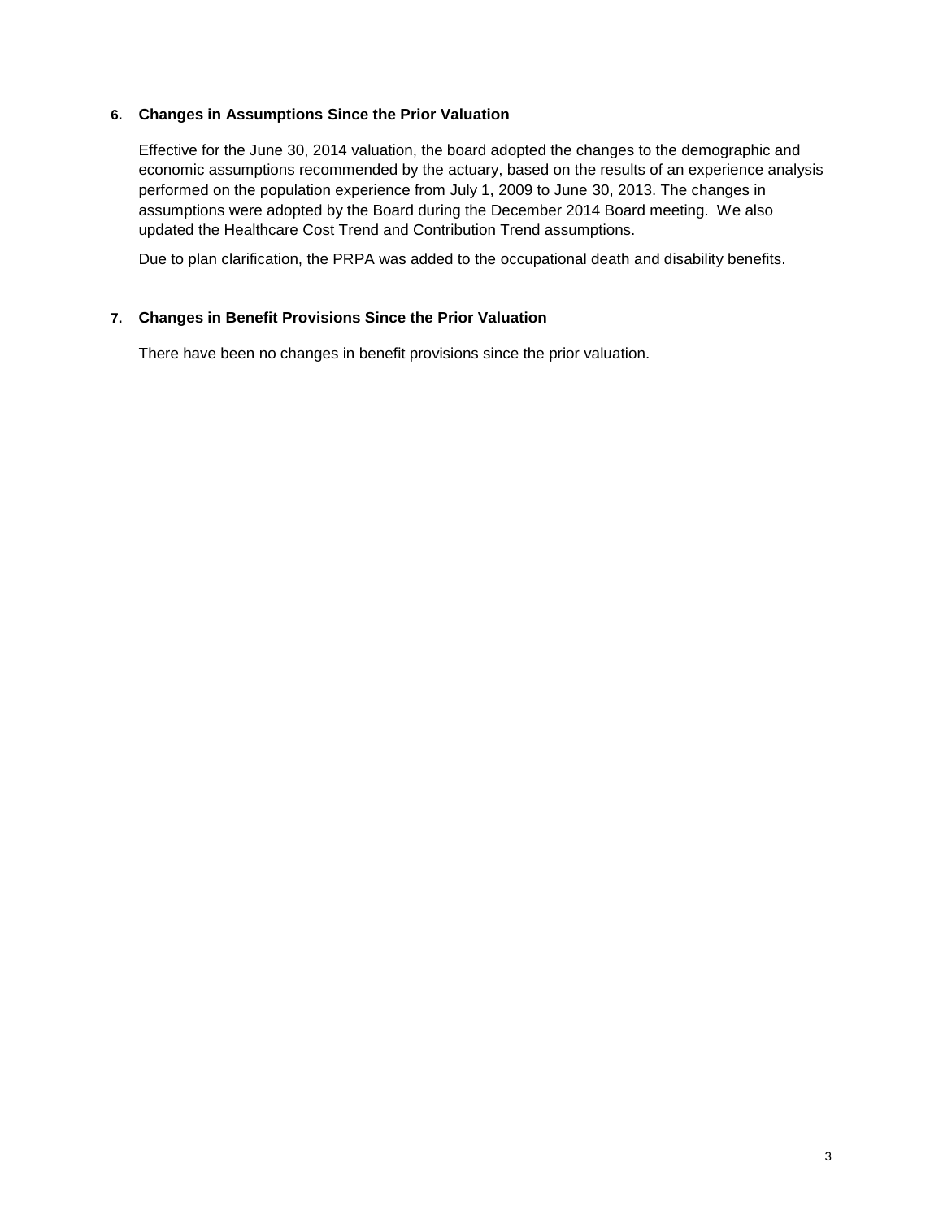### 6. Changes in Assumptions Since the Prior Valuation

Effective for the June 30, 2014 valuation, the board adopted the changes to the demographic and economic assumptions recommended by the actuary, based on the results of an experience analysis performed on the population experience from July 1, 2009 to June 30, 2013. The changes in assumptions were adopted by the Board during the December 2014 Board meeting. We also updated the Healthcare Cost Trend and Contribution Trend assumptions.

Due to plan clarification, the PRPA was added to the occupational death and disability benefits.

### 7. Changes in Benefit Provisions Since the Prior Valuation

There have been no changes in benefit provisions since the prior valuation.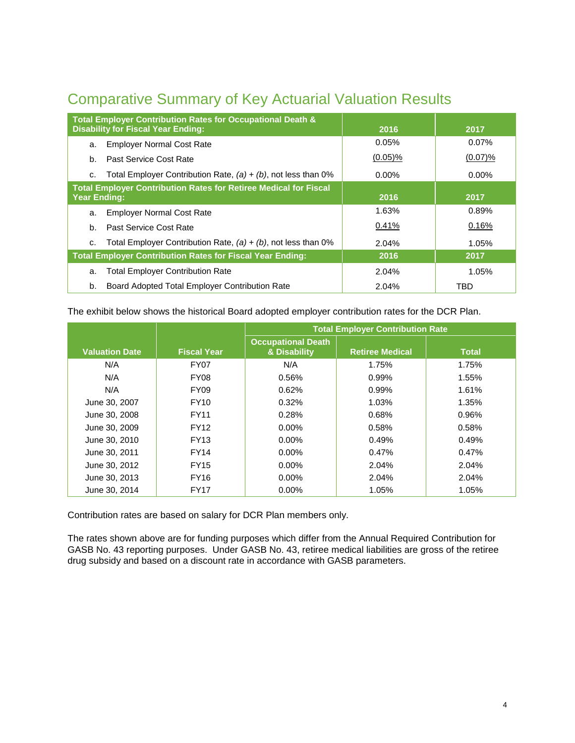# Comparative Summary of Key Actuarial Valuation Results

| Total Employer Contribution Rates for Occupational Death & Disability for Fiscal Year Ending: | 2016 | 2017 |
|---|---|---|
| a. Employer Normal Cost Rate | 0.05% | 0.07% |
| b. Past Service Cost Rate | (0.05)% | (0.07)% |
| c. Total Employer Contribution Rate, *(a)* + *(b)*, not less than 0% | 0.00% | 0.00% |
| **Total Employer Contribution Rates for Retiree Medical for Fiscal Year Ending:** | **2016** | **2017** |
| a. Employer Normal Cost Rate | 1.63% | 0.89% |
| b. Past Service Cost Rate | 0.41% | 0.16% |
| c. Total Employer Contribution Rate, *(a)* + *(b)*, not less than 0% | 2.04% | 1.05% |
| **Total Employer Contribution Rates for Fiscal Year Ending:** | **2016** | **2017** |
| a. Total Employer Contribution Rate | 2.04% | 1.05% |
| b. Board Adopted Total Employer Contribution Rate | 2.04% | TBD |

The exhibit below shows the historical Board adopted employer contribution rates for the DCR Plan.

| Valuation Date | Fiscal Year | Total Employer Contribution Rate | | |
|---|---|---|---|---|
| | | Occupational Death & Disability | Retiree Medical | Total |
| N/A | FY07 | N/A | 1.75% | 1.75% |
| N/A | FY08 | 0.56% | 0.99% | 1.55% |
| N/A | FY09 | 0.62% | 0.99% | 1.61% |
| June 30, 2007 | FY10 | 0.32% | 1.03% | 1.35% |
| June 30, 2008 | FY11 | 0.28% | 0.68% | 0.96% |
| June 30, 2009 | FY12 | 0.00% | 0.58% | 0.58% |
| June 30, 2010 | FY13 | 0.00% | 0.49% | 0.49% |
| June 30, 2011 | FY14 | 0.00% | 0.47% | 0.47% |
| June 30, 2012 | FY15 | 0.00% | 2.04% | 2.04% |
| June 30, 2013 | FY16 | 0.00% | 2.04% | 2.04% |
| June 30, 2014 | FY17 | 0.00% | 1.05% | 1.05% |

Contribution rates are based on salary for DCR Plan members only.

The rates shown above are for funding purposes which differ from the Annual Required Contribution for GASB No. 43 reporting purposes. Under GASB No. 43, retiree medical liabilities are gross of the retiree drug subsidy and based on a discount rate in accordance with GASB parameters.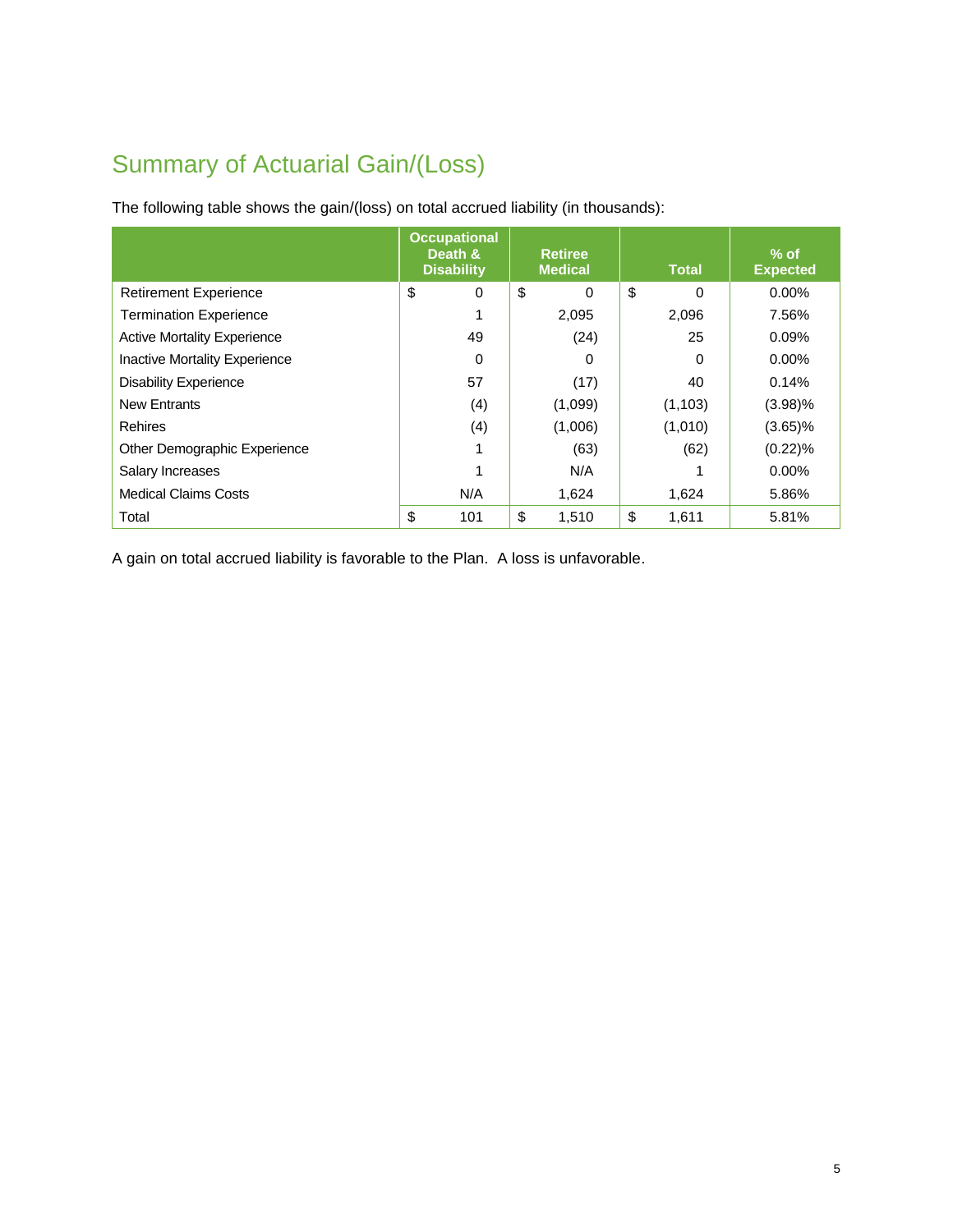## Summary of Actuarial Gain/(Loss)

The following table shows the gain/(loss) on total accrued liability (in thousands):

| | Occupational Death & Disability | Retiree Medical | Total | % of Expected |
|---|---|---|---|---|
| Retirement Experience | $ 0 | $ 0 | $ 0 | 0.00% |
| Termination Experience | 1 | 2,095 | 2,096 | 7.56% |
| Active Mortality Experience | 49 | (24) | 25 | 0.09% |
| Inactive Mortality Experience | 0 | 0 | 0 | 0.00% |
| Disability Experience | 57 | (17) | 40 | 0.14% |
| New Entrants | (4) | (1,099) | (1,103) | (3.98)% |
| Rehires | (4) | (1,006) | (1,010) | (3.65)% |
| Other Demographic Experience | 1 | (63) | (62) | (0.22)% |
| Salary Increases | 1 | N/A | 1 | 0.00% |
| Medical Claims Costs | N/A | 1,624 | 1,624 | 5.86% |
| Total | $ 101 | $ 1,510 | $ 1,611 | 5.81% |

A gain on total accrued liability is favorable to the Plan. A loss is unfavorable.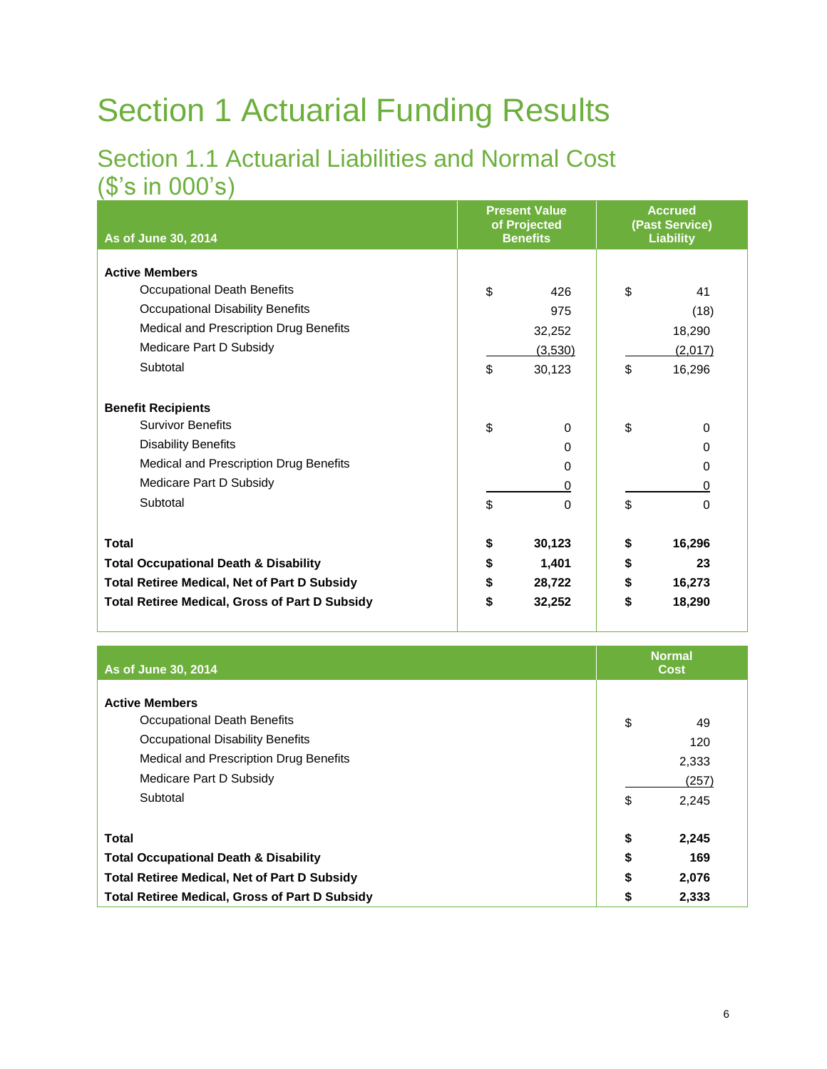# Section 1 Actuarial Funding Results

## Section 1.1 Actuarial Liabilities and Normal Cost ($'s in 000's)

| As of June 30, 2014 | Present Value of Projected Benefits | Accrued (Past Service) Liability |
|---|---|---|
| **Active Members** | | |
| Occupational Death Benefits | $ 426 | $ 41 |
| Occupational Disability Benefits | 975 | (18) |
| Medical and Prescription Drug Benefits | 32,252 | 18,290 |
| Medicare Part D Subsidy | (3,530) | (2,017) |
| Subtotal | $ 30,123 | $ 16,296 |
| **Benefit Recipients** | | |
| Survivor Benefits | $ 0 | $ 0 |
| Disability Benefits | 0 | 0 |
| Medical and Prescription Drug Benefits | 0 | 0 |
| Medicare Part D Subsidy | 0 | 0 |
| Subtotal | $ 0 | $ 0 |
| **Total** | **$ 30,123** | **$ 16,296** |
| **Total Occupational Death & Disability** | **$ 1,401** | **$ 23** |
| **Total Retiree Medical, Net of Part D Subsidy** | **$ 28,722** | **$ 16,273** |
| **Total Retiree Medical, Gross of Part D Subsidy** | **$ 32,252** | **$ 18,290** |

| As of June 30, 2014 | Normal Cost |
|---|---|
| **Active Members** | |
| Occupational Death Benefits | $ 49 |
| Occupational Disability Benefits | 120 |
| Medical and Prescription Drug Benefits | 2,333 |
| Medicare Part D Subsidy | (257) |
| Subtotal | $ 2,245 |
| **Total** | **$ 2,245** |
| **Total Occupational Death & Disability** | **$ 169** |
| **Total Retiree Medical, Net of Part D Subsidy** | **$ 2,076** |
| **Total Retiree Medical, Gross of Part D Subsidy** | **$ 2,333** |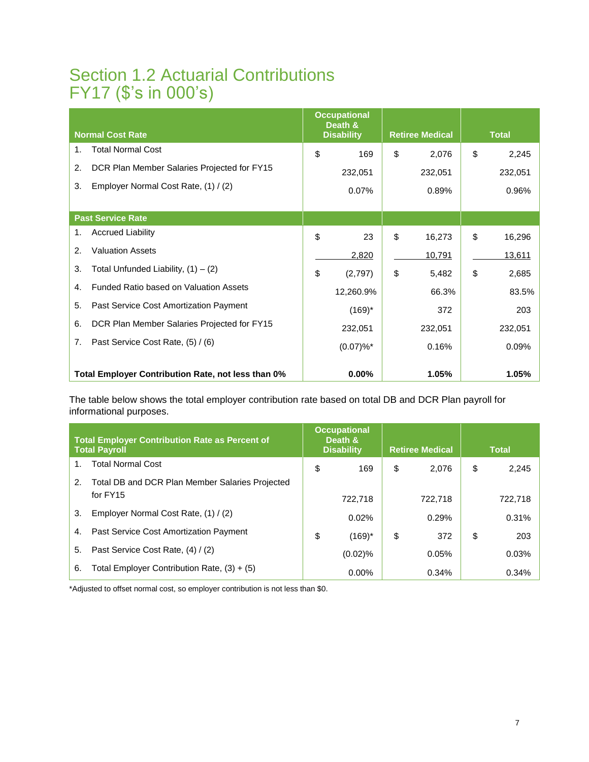# Section 1.2 Actuarial Contributions FY17 ($'s in 000's)

| Normal Cost Rate | Occupational Death & Disability | Retiree Medical | Total |
|---|---|---|---|
| 1. Total Normal Cost | $ 169 | $ 2,076 | $ 2,245 |
| 2. DCR Plan Member Salaries Projected for FY15 | 232,051 | 232,051 | 232,051 |
| 3. Employer Normal Cost Rate, (1) / (2) | 0.07% | 0.89% | 0.96% |
| **Past Service Rate** | | | |
| 1. Accrued Liability | $ 23 | $ 16,273 | $ 16,296 |
| 2. Valuation Assets | 2,820 | 10,791 | 13,611 |
| 3. Total Unfunded Liability, (1) – (2) | $ (2,797) | $ 5,482 | $ 2,685 |
| 4. Funded Ratio based on Valuation Assets | 12,260.9% | 66.3% | 83.5% |
| 5. Past Service Cost Amortization Payment | (169)* | 372 | 203 |
| 6. DCR Plan Member Salaries Projected for FY15 | 232,051 | 232,051 | 232,051 |
| 7. Past Service Cost Rate, (5) / (6) | (0.07)%* | 0.16% | 0.09% |
| **Total Employer Contribution Rate, not less than 0%** | **0.00%** | **1.05%** | **1.05%** |

The table below shows the total employer contribution rate based on total DB and DCR Plan payroll for informational purposes.

| Total Employer Contribution Rate as Percent of Total Payroll | Occupational Death & Disability | Retiree Medical | Total |
|---|---|---|---|
| 1. Total Normal Cost | $ 169 | $ 2,076 | $ 2,245 |
| 2. Total DB and DCR Plan Member Salaries Projected for FY15 | 722,718 | 722,718 | 722,718 |
| 3. Employer Normal Cost Rate, (1) / (2) | 0.02% | 0.29% | 0.31% |
| 4. Past Service Cost Amortization Payment | $ (169)* | $ 372 | $ 203 |
| 5. Past Service Cost Rate, (4) / (2) | (0.02)% | 0.05% | 0.03% |
| 6. Total Employer Contribution Rate, (3) + (5) | 0.00% | 0.34% | 0.34% |

*Adjusted to offset normal cost, so employer contribution is not less than $0.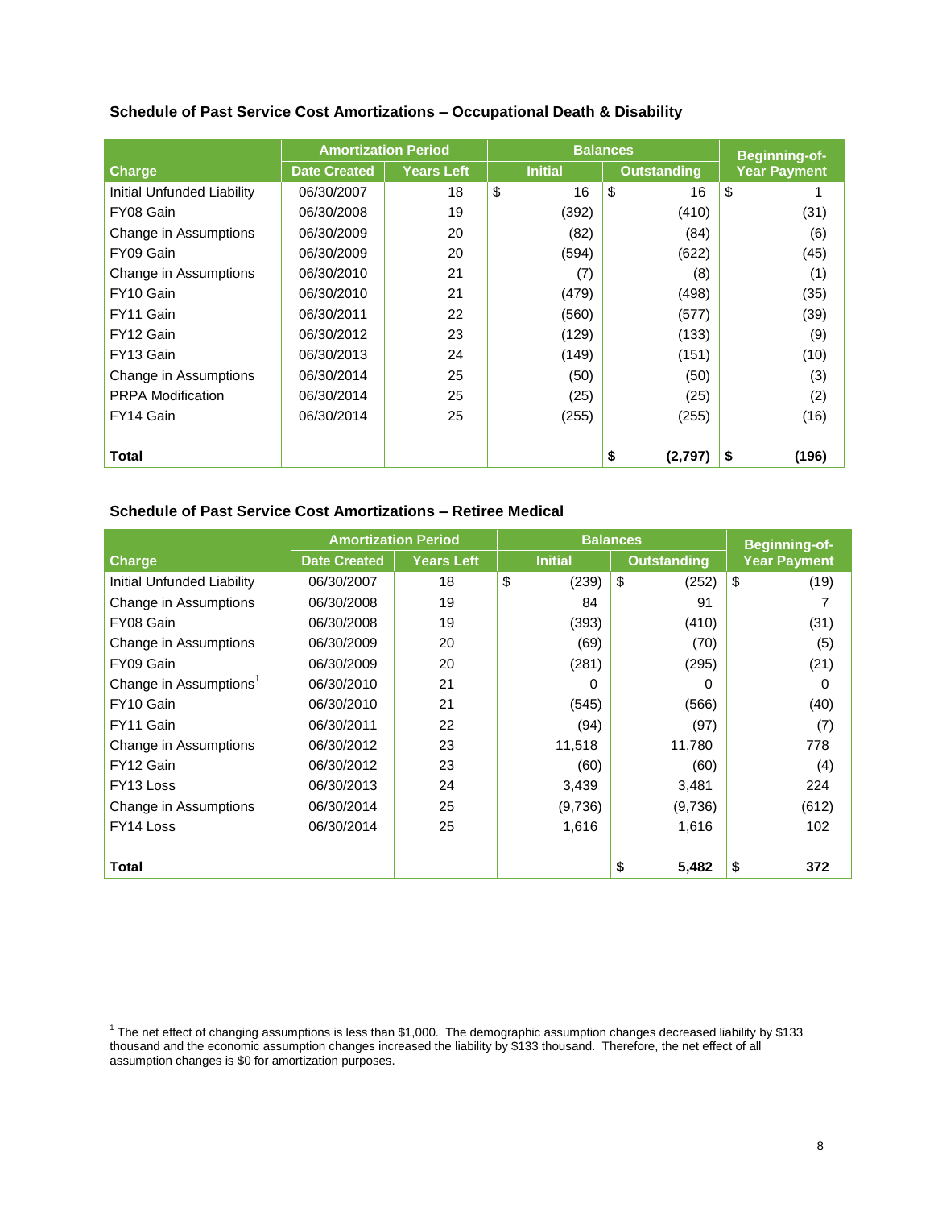### Schedule of Past Service Cost Amortizations – Occupational Death & Disability

| Charge | Amortization Period | | Balances | | Beginning-of-Year Payment |
|---|---|---|---|---|---|
| | Date Created | Years Left | Initial | Outstanding | |
| Initial Unfunded Liability | 06/30/2007 | 18 | $ 16 | $ 16 | $ 1 |
| FY08 Gain | 06/30/2008 | 19 | (392) | (410) | (31) |
| Change in Assumptions | 06/30/2009 | 20 | (82) | (84) | (6) |
| FY09 Gain | 06/30/2009 | 20 | (594) | (622) | (45) |
| Change in Assumptions | 06/30/2010 | 21 | (7) | (8) | (1) |
| FY10 Gain | 06/30/2010 | 21 | (479) | (498) | (35) |
| FY11 Gain | 06/30/2011 | 22 | (560) | (577) | (39) |
| FY12 Gain | 06/30/2012 | 23 | (129) | (133) | (9) |
| FY13 Gain | 06/30/2013 | 24 | (149) | (151) | (10) |
| Change in Assumptions | 06/30/2014 | 25 | (50) | (50) | (3) |
| PRPA Modification | 06/30/2014 | 25 | (25) | (25) | (2) |
| FY14 Gain | 06/30/2014 | 25 | (255) | (255) | (16) |
| **Total** | | | | **$ (2,797)** | **$ (196)** |

### Schedule of Past Service Cost Amortizations – Retiree Medical

| Charge | Amortization Period | | Balances | | Beginning-of-Year Payment |
|---|---|---|---|---|---|
| | Date Created | Years Left | Initial | Outstanding | |
| Initial Unfunded Liability | 06/30/2007 | 18 | $ (239) | $ (252) | $ (19) |
| Change in Assumptions | 06/30/2008 | 19 | 84 | 91 | 7 |
| FY08 Gain | 06/30/2008 | 19 | (393) | (410) | (31) |
| Change in Assumptions | 06/30/2009 | 20 | (69) | (70) | (5) |
| FY09 Gain | 06/30/2009 | 20 | (281) | (295) | (21) |
| Change in Assumptions[1] | 06/30/2010 | 21 | 0 | 0 | 0 |
| FY10 Gain | 06/30/2010 | 21 | (545) | (566) | (40) |
| FY11 Gain | 06/30/2011 | 22 | (94) | (97) | (7) |
| Change in Assumptions | 06/30/2012 | 23 | 11,518 | 11,780 | 778 |
| FY12 Gain | 06/30/2012 | 23 | (60) | (60) | (4) |
| FY13 Loss | 06/30/2013 | 24 | 3,439 | 3,481 | 224 |
| Change in Assumptions | 06/30/2014 | 25 | (9,736) | (9,736) | (612) |
| FY14 Loss | 06/30/2014 | 25 | 1,616 | 1,616 | 102 |
| **Total** | | | | **$ 5,482** | **$ 372** |

[1] The net effect of changing assumptions is less than $1,000. The demographic assumption changes decreased liability by $133 thousand and the economic assumption changes increased the liability by $133 thousand. Therefore, the net effect of all assumption changes is $0 for amortization purposes.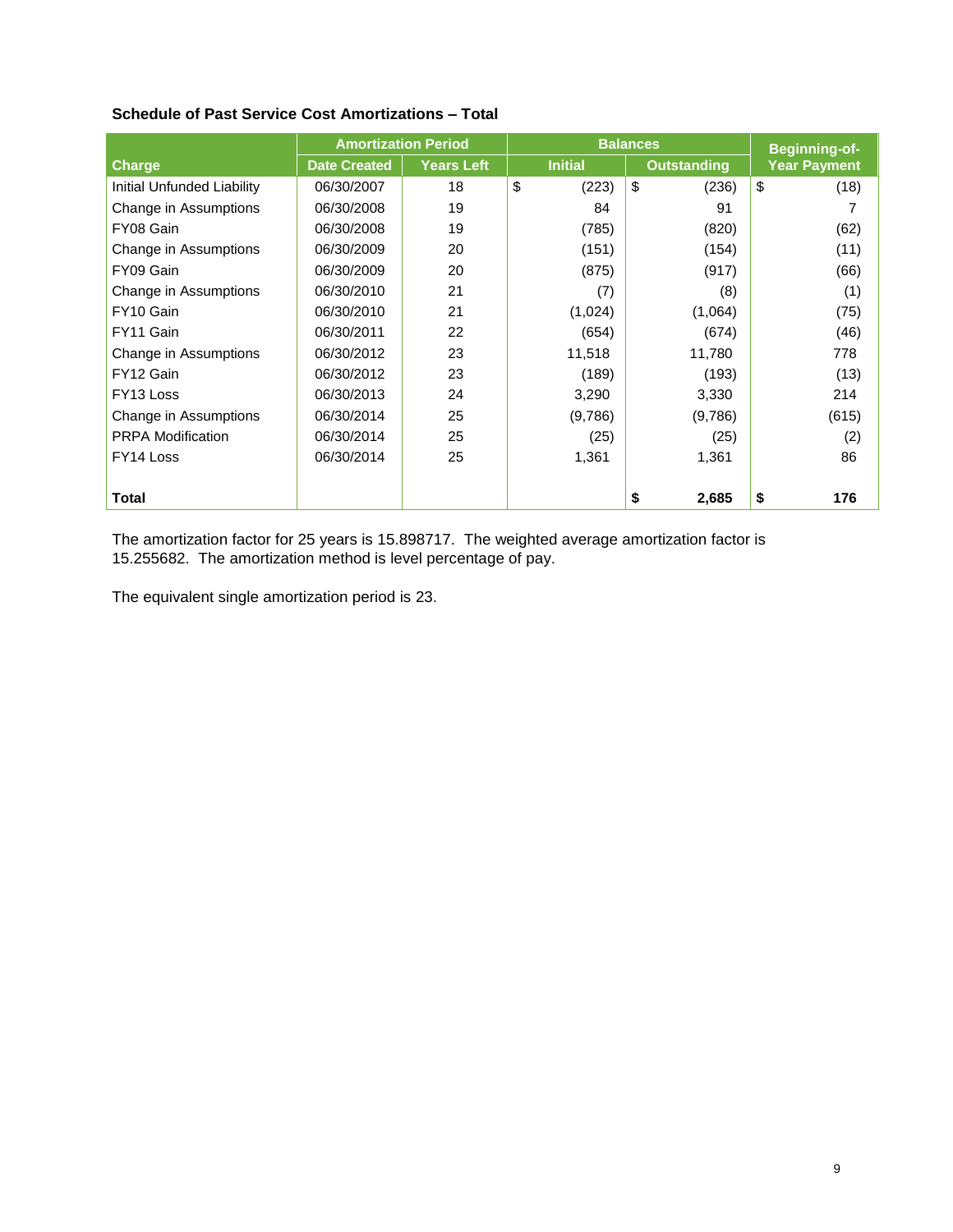**Schedule of Past Service Cost Amortizations – Total**

| Charge | Amortization Period | | Balances | | Beginning-of-Year Payment |
|---|---|---|---|---|---|
| | Date Created | Years Left | Initial | Outstanding | |
| Initial Unfunded Liability | 06/30/2007 | 18 | $ (223) | $ (236) | $ (18) |
| Change in Assumptions | 06/30/2008 | 19 | 84 | 91 | 7 |
| FY08 Gain | 06/30/2008 | 19 | (785) | (820) | (62) |
| Change in Assumptions | 06/30/2009 | 20 | (151) | (154) | (11) |
| FY09 Gain | 06/30/2009 | 20 | (875) | (917) | (66) |
| Change in Assumptions | 06/30/2010 | 21 | (7) | (8) | (1) |
| FY10 Gain | 06/30/2010 | 21 | (1,024) | (1,064) | (75) |
| FY11 Gain | 06/30/2011 | 22 | (654) | (674) | (46) |
| Change in Assumptions | 06/30/2012 | 23 | 11,518 | 11,780 | 778 |
| FY12 Gain | 06/30/2012 | 23 | (189) | (193) | (13) |
| FY13 Loss | 06/30/2013 | 24 | 3,290 | 3,330 | 214 |
| Change in Assumptions | 06/30/2014 | 25 | (9,786) | (9,786) | (615) |
| PRPA Modification | 06/30/2014 | 25 | (25) | (25) | (2) |
| FY14 Loss | 06/30/2014 | 25 | 1,361 | 1,361 | 86 |
| **Total** | | | | **$ 2,685** | **$ 176** |

The amortization factor for 25 years is 15.898717. The weighted average amortization factor is 15.255682. The amortization method is level percentage of pay.

The equivalent single amortization period is 23.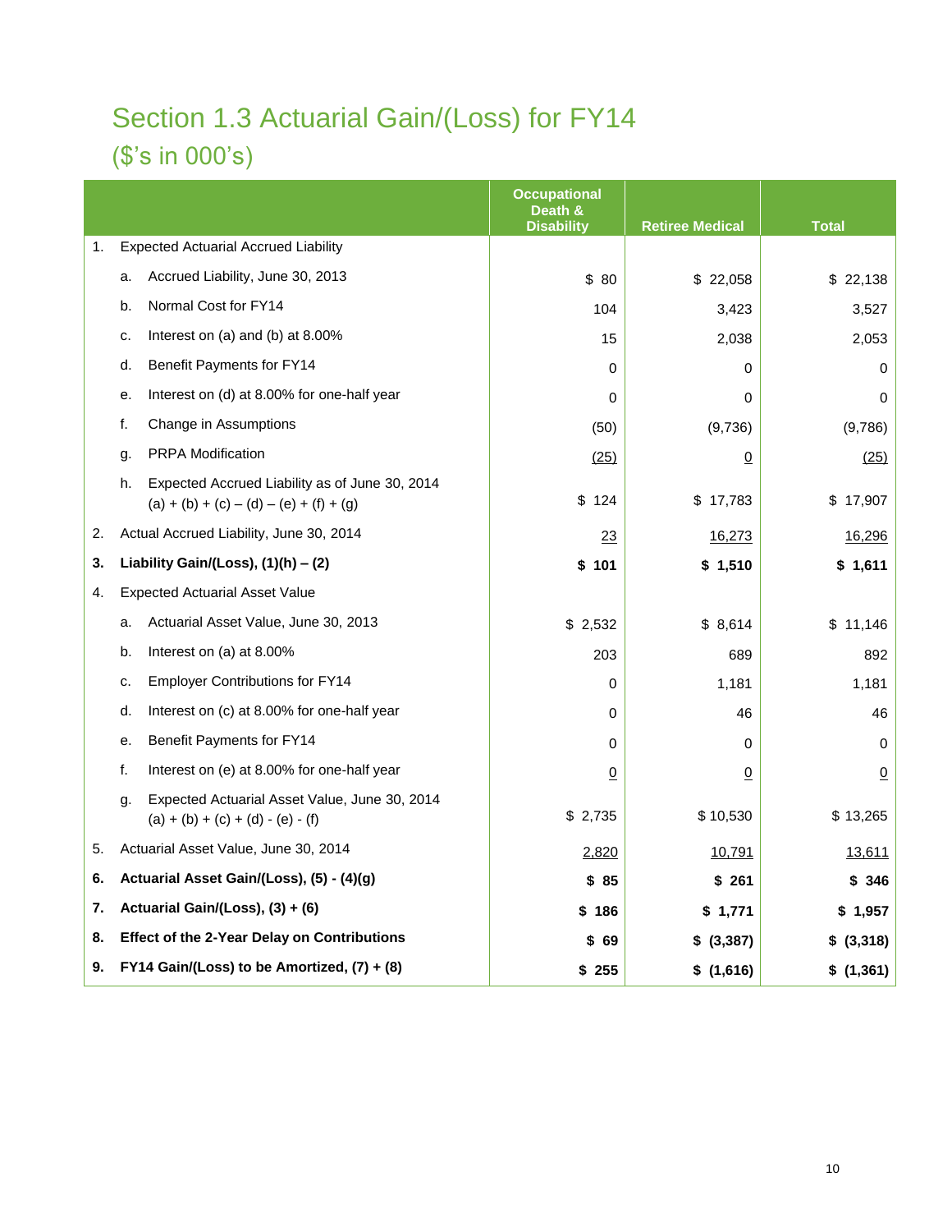# Section 1.3 Actuarial Gain/(Loss) for FY14

## ($'s in 000's)

| | Occupational Death & Disability | Retiree Medical | Total |
|---|---|---|---|
| 1. Expected Actuarial Accrued Liability | | | |
| a. Accrued Liability, June 30, 2013 | $ 80 | $ 22,058 | $ 22,138 |
| b. Normal Cost for FY14 | 104 | 3,423 | 3,527 |
| c. Interest on (a) and (b) at 8.00% | 15 | 2,038 | 2,053 |
| d. Benefit Payments for FY14 | 0 | 0 | 0 |
| e. Interest on (d) at 8.00% for one-half year | 0 | 0 | 0 |
| f. Change in Assumptions | (50) | (9,736) | (9,786) |
| g. PRPA Modification | (25) | 0 | (25) |
| h. Expected Accrued Liability as of June 30, 2014 (a) + (b) + (c) – (d) – (e) + (f) + (g) | $ 124 | $ 17,783 | $ 17,907 |
| 2. Actual Accrued Liability, June 30, 2014 | 23 | 16,273 | 16,296 |
| **3. Liability Gain/(Loss), (1)(h) – (2)** | **$ 101** | **$ 1,510** | **$ 1,611** |
| 4. Expected Actuarial Asset Value | | | |
| a. Actuarial Asset Value, June 30, 2013 | $ 2,532 | $ 8,614 | $ 11,146 |
| b. Interest on (a) at 8.00% | 203 | 689 | 892 |
| c. Employer Contributions for FY14 | 0 | 1,181 | 1,181 |
| d. Interest on (c) at 8.00% for one-half year | 0 | 46 | 46 |
| e. Benefit Payments for FY14 | 0 | 0 | 0 |
| f. Interest on (e) at 8.00% for one-half year | 0 | 0 | 0 |
| g. Expected Actuarial Asset Value, June 30, 2014 (a) + (b) + (c) + (d) - (e) - (f) | $ 2,735 | $ 10,530 | $ 13,265 |
| 5. Actuarial Asset Value, June 30, 2014 | 2,820 | 10,791 | 13,611 |
| **6. Actuarial Asset Gain/(Loss), (5) - (4)(g)** | **$ 85** | **$ 261** | **$ 346** |
| **7. Actuarial Gain/(Loss), (3) + (6)** | **$ 186** | **$ 1,771** | **$ 1,957** |
| **8. Effect of the 2-Year Delay on Contributions** | **$ 69** | **$ (3,387)** | **$ (3,318)** |
| **9. FY14 Gain/(Loss) to be Amortized, (7) + (8)** | **$ 255** | **$ (1,616)** | **$ (1,361)** |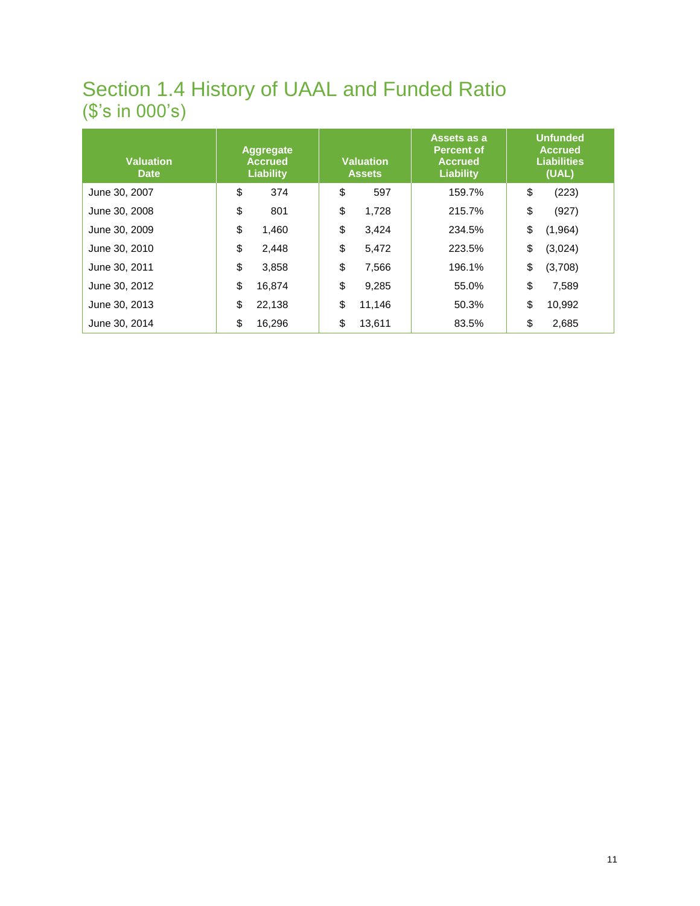# Section 1.4 History of UAAL and Funded Ratio
($'s in 000's)

| Valuation Date | Aggregate Accrued Liability | Valuation Assets | Assets as a Percent of Accrued Liability | Unfunded Accrued Liabilities (UAL) |
|---|---|---|---|---|
| June 30, 2007 | $ 374 | $ 597 | 159.7% | $ (223) |
| June 30, 2008 | $ 801 | $ 1,728 | 215.7% | $ (927) |
| June 30, 2009 | $ 1,460 | $ 3,424 | 234.5% | $ (1,964) |
| June 30, 2010 | $ 2,448 | $ 5,472 | 223.5% | $ (3,024) |
| June 30, 2011 | $ 3,858 | $ 7,566 | 196.1% | $ (3,708) |
| June 30, 2012 | $ 16,874 | $ 9,285 | 55.0% | $ 7,589 |
| June 30, 2013 | $ 22,138 | $ 11,146 | 50.3% | $ 10,992 |
| June 30, 2014 | $ 16,296 | $ 13,611 | 83.5% | $ 2,685 |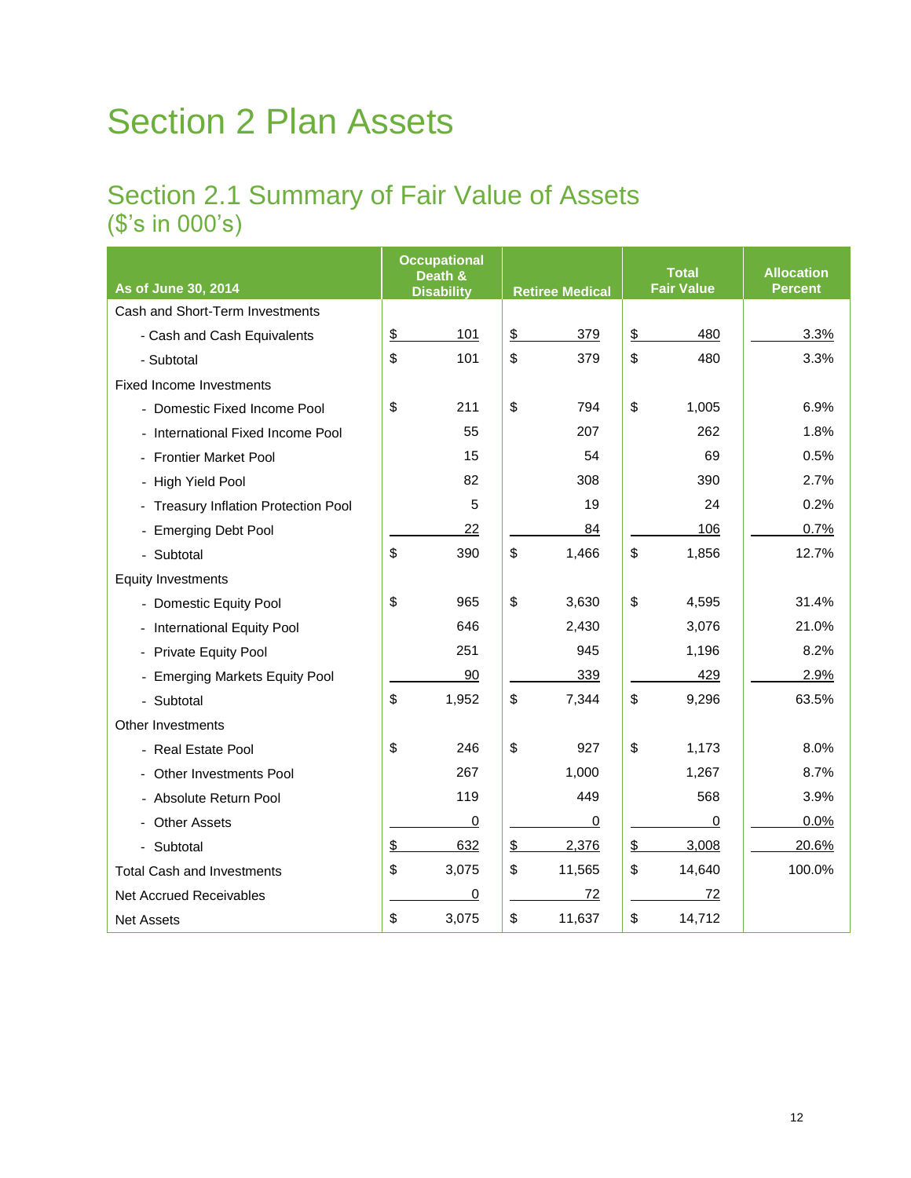# Section 2 Plan Assets

## Section 2.1 Summary of Fair Value of Assets
## ($'s in 000's)

| As of June 30, 2014 | Occupational Death & Disability | Retiree Medical | Total Fair Value | Allocation Percent |
|---|---|---|---|---|
| Cash and Short-Term Investments | | | | |
| - Cash and Cash Equivalents | $ 101 | $ 379 | $ 480 | 3.3% |
| - Subtotal | $ 101 | $ 379 | $ 480 | 3.3% |
| Fixed Income Investments | | | | |
| - Domestic Fixed Income Pool | $ 211 | $ 794 | $ 1,005 | 6.9% |
| - International Fixed Income Pool | 55 | 207 | 262 | 1.8% |
| - Frontier Market Pool | 15 | 54 | 69 | 0.5% |
| - High Yield Pool | 82 | 308 | 390 | 2.7% |
| - Treasury Inflation Protection Pool | 5 | 19 | 24 | 0.2% |
| - Emerging Debt Pool | 22 | 84 | 106 | 0.7% |
| - Subtotal | $ 390 | $ 1,466 | $ 1,856 | 12.7% |
| Equity Investments | | | | |
| - Domestic Equity Pool | $ 965 | $ 3,630 | $ 4,595 | 31.4% |
| - International Equity Pool | 646 | 2,430 | 3,076 | 21.0% |
| - Private Equity Pool | 251 | 945 | 1,196 | 8.2% |
| - Emerging Markets Equity Pool | 90 | 339 | 429 | 2.9% |
| - Subtotal | $ 1,952 | $ 7,344 | $ 9,296 | 63.5% |
| Other Investments | | | | |
| - Real Estate Pool | $ 246 | $ 927 | $ 1,173 | 8.0% |
| - Other Investments Pool | 267 | 1,000 | 1,267 | 8.7% |
| - Absolute Return Pool | 119 | 449 | 568 | 3.9% |
| - Other Assets | 0 | 0 | 0 | 0.0% |
| - Subtotal | $ 632 | $ 2,376 | $ 3,008 | 20.6% |
| Total Cash and Investments | $ 3,075 | $ 11,565 | $ 14,640 | 100.0% |
| Net Accrued Receivables | 0 | 72 | 72 | |
| Net Assets | $ 3,075 | $ 11,637 | $ 14,712 | |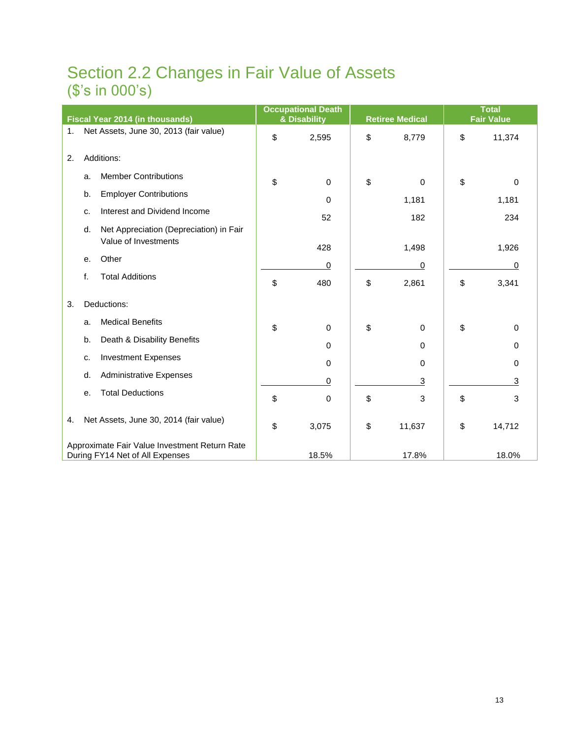# Section 2.2 Changes in Fair Value of Assets
## ($'s in 000's)

| Fiscal Year 2014 (in thousands) | Occupational Death & Disability | Retiree Medical | Total Fair Value |
|---|---|---|---|
| 1. Net Assets, June 30, 2013 (fair value) | $ 2,595 | $ 8,779 | $ 11,374 |
| 2. Additions: | | | |
| a. Member Contributions | $ 0 | $ 0 | $ 0 |
| b. Employer Contributions | 0 | 1,181 | 1,181 |
| c. Interest and Dividend Income | 52 | 182 | 234 |
| d. Net Appreciation (Depreciation) in Fair Value of Investments | 428 | 1,498 | 1,926 |
| e. Other | 0 | 0 | 0 |
| f. Total Additions | $ 480 | $ 2,861 | $ 3,341 |
| 3. Deductions: | | | |
| a. Medical Benefits | $ 0 | $ 0 | $ 0 |
| b. Death & Disability Benefits | 0 | 0 | 0 |
| c. Investment Expenses | 0 | 0 | 0 |
| d. Administrative Expenses | 0 | 3 | 3 |
| e. Total Deductions | $ 0 | $ 3 | $ 3 |
| 4. Net Assets, June 30, 2014 (fair value) | $ 3,075 | $ 11,637 | $ 14,712 |
| Approximate Fair Value Investment Return Rate During FY14 Net of All Expenses | 18.5% | 17.8% | 18.0% |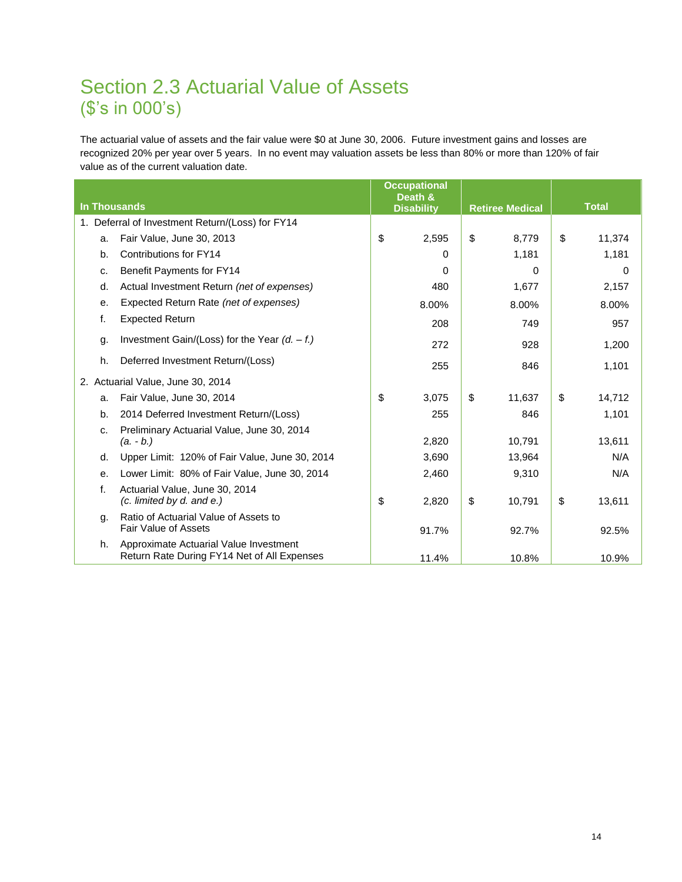# Section 2.3 Actuarial Value of Assets
## ($'s in 000's)

The actuarial value of assets and the fair value were $0 at June 30, 2006. Future investment gains and losses are recognized 20% per year over 5 years. In no event may valuation assets be less than 80% or more than 120% of fair value as of the current valuation date.

| In Thousands | | Occupational Death & Disability | Retiree Medical | Total |
|---|---|---|---|---|
| 1. Deferral of Investment Return/(Loss) for FY14 | | | | |
| a. | Fair Value, June 30, 2013 | $ 2,595 | $ 8,779 | $ 11,374 |
| b. | Contributions for FY14 | 0 | 1,181 | 1,181 |
| c. | Benefit Payments for FY14 | 0 | 0 | 0 |
| d. | Actual Investment Return *(net of expenses)* | 480 | 1,677 | 2,157 |
| e. | Expected Return Rate *(net of expenses)* | 8.00% | 8.00% | 8.00% |
| f. | Expected Return | 208 | 749 | 957 |
| g. | Investment Gain/(Loss) for the Year *(d. – f.)* | 272 | 928 | 1,200 |
| h. | Deferred Investment Return/(Loss) | 255 | 846 | 1,101 |
| 2. Actuarial Value, June 30, 2014 | | | | |
| a. | Fair Value, June 30, 2014 | $ 3,075 | $ 11,637 | $ 14,712 |
| b. | 2014 Deferred Investment Return/(Loss) | 255 | 846 | 1,101 |
| c. | Preliminary Actuarial Value, June 30, 2014 *(a. - b.)* | 2,820 | 10,791 | 13,611 |
| d. | Upper Limit: 120% of Fair Value, June 30, 2014 | 3,690 | 13,964 | N/A |
| e. | Lower Limit: 80% of Fair Value, June 30, 2014 | 2,460 | 9,310 | N/A |
| f. | Actuarial Value, June 30, 2014 *(c. limited by d. and e.)* | $ 2,820 | $ 10,791 | $ 13,611 |
| g. | Ratio of Actuarial Value of Assets to Fair Value of Assets | 91.7% | 92.7% | 92.5% |
| h. | Approximate Actuarial Value Investment Return Rate During FY14 Net of All Expenses | 11.4% | 10.8% | 10.9% |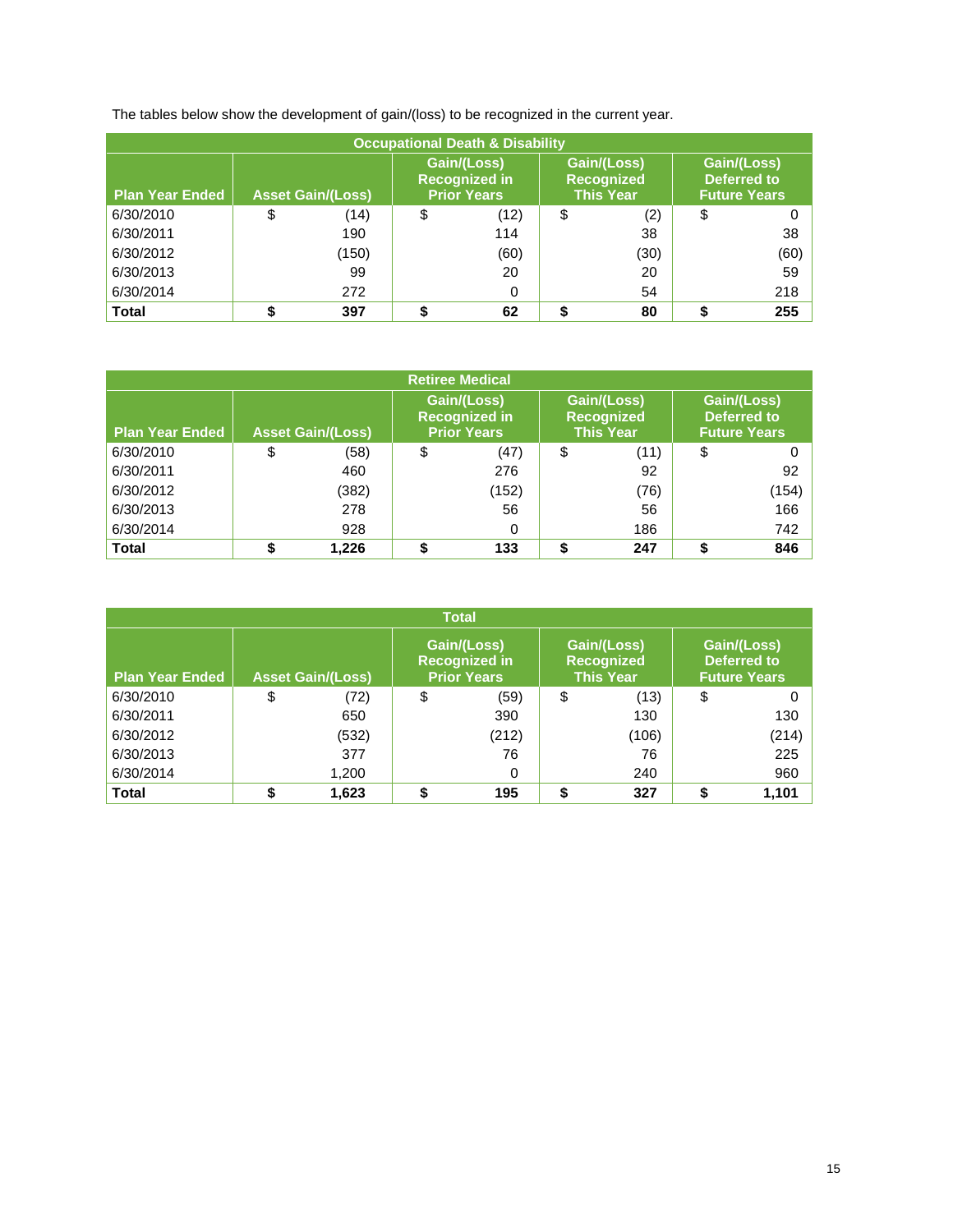The tables below show the development of gain/(loss) to be recognized in the current year.

| Occupational Death & Disability | | | | |
|---|---|---|---|---|
| Plan Year Ended | Asset Gain/(Loss) | Gain/(Loss) Recognized in Prior Years | Gain/(Loss) Recognized This Year | Gain/(Loss) Deferred to Future Years |
| 6/30/2010 | $ (14) | $ (12) | $ (2) | $ 0 |
| 6/30/2011 | 190 | 114 | 38 | 38 |
| 6/30/2012 | (150) | (60) | (30) | (60) |
| 6/30/2013 | 99 | 20 | 20 | 59 |
| 6/30/2014 | 272 | 0 | 54 | 218 |
| **Total** | **$ 397** | **$ 62** | **$ 80** | **$ 255** |

| Retiree Medical | | | | |
|---|---|---|---|---|
| Plan Year Ended | Asset Gain/(Loss) | Gain/(Loss) Recognized in Prior Years | Gain/(Loss) Recognized This Year | Gain/(Loss) Deferred to Future Years |
| 6/30/2010 | $ (58) | $ (47) | $ (11) | $ 0 |
| 6/30/2011 | 460 | 276 | 92 | 92 |
| 6/30/2012 | (382) | (152) | (76) | (154) |
| 6/30/2013 | 278 | 56 | 56 | 166 |
| 6/30/2014 | 928 | 0 | 186 | 742 |
| **Total** | **$ 1,226** | **$ 133** | **$ 247** | **$ 846** |

| Total | | | | |
|---|---|---|---|---|
| Plan Year Ended | Asset Gain/(Loss) | Gain/(Loss) Recognized in Prior Years | Gain/(Loss) Recognized This Year | Gain/(Loss) Deferred to Future Years |
| 6/30/2010 | $ (72) | $ (59) | $ (13) | $ 0 |
| 6/30/2011 | 650 | 390 | 130 | 130 |
| 6/30/2012 | (532) | (212) | (106) | (214) |
| 6/30/2013 | 377 | 76 | 76 | 225 |
| 6/30/2014 | 1,200 | 0 | 240 | 960 |
| **Total** | **$ 1,623** | **$ 195** | **$ 327** | **$ 1,101** |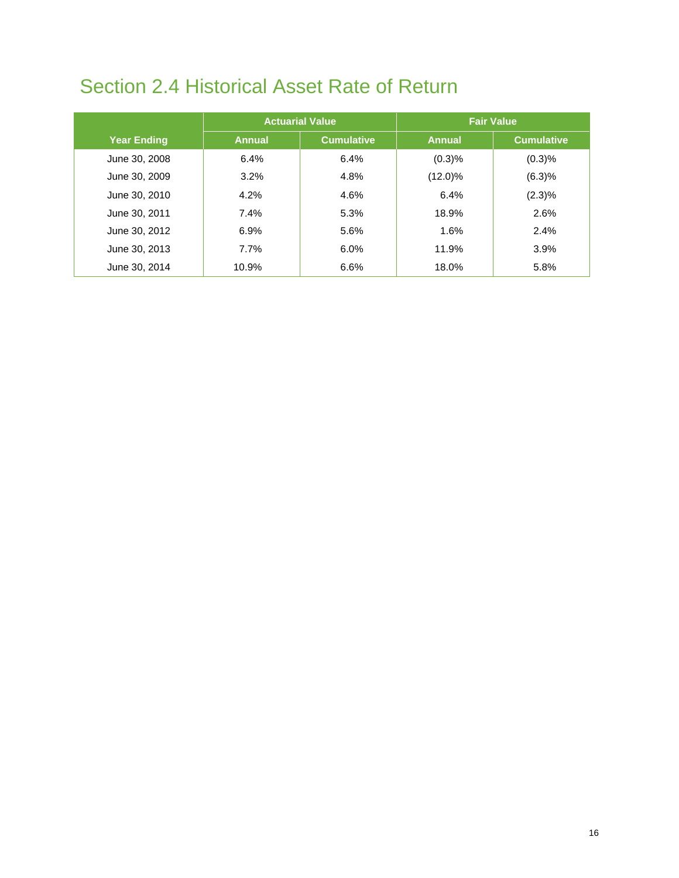# Section 2.4 Historical Asset Rate of Return

| | Actuarial Value | | Fair Value | |
|---|---|---|---|---|
| Year Ending | Annual | Cumulative | Annual | Cumulative |
| June 30, 2008 | 6.4% | 6.4% | (0.3)% | (0.3)% |
| June 30, 2009 | 3.2% | 4.8% | (12.0)% | (6.3)% |
| June 30, 2010 | 4.2% | 4.6% | 6.4% | (2.3)% |
| June 30, 2011 | 7.4% | 5.3% | 18.9% | 2.6% |
| June 30, 2012 | 6.9% | 5.6% | 1.6% | 2.4% |
| June 30, 2013 | 7.7% | 6.0% | 11.9% | 3.9% |
| June 30, 2014 | 10.9% | 6.6% | 18.0% | 5.8% |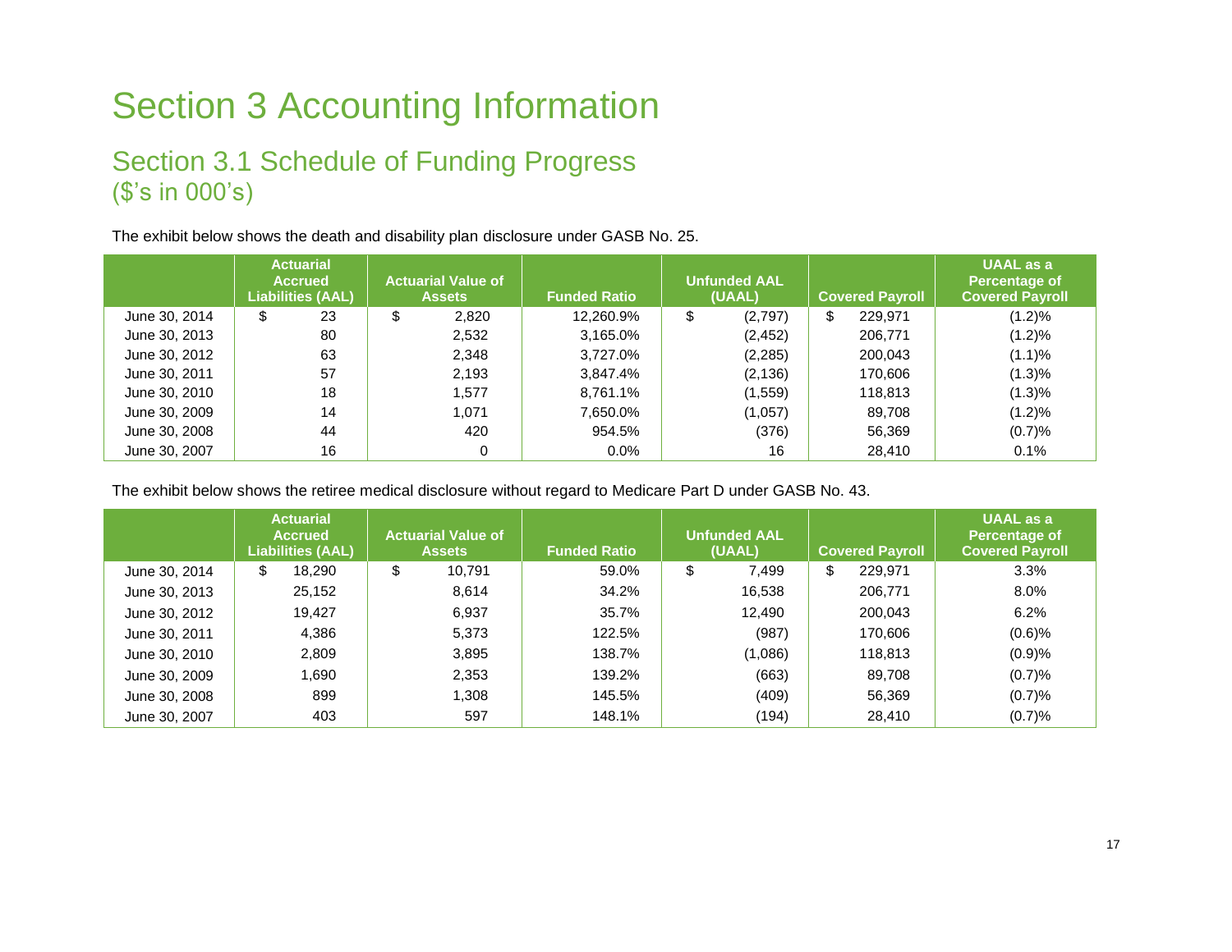# Section 3 Accounting Information

## Section 3.1 Schedule of Funding Progress
## ($'s in 000's)

The exhibit below shows the death and disability plan disclosure under GASB No. 25.

| | Actuarial Accrued Liabilities (AAL) | Actuarial Value of Assets | Funded Ratio | Unfunded AAL (UAAL) | Covered Payroll | UAAL as a Percentage of Covered Payroll |
|---|---|---|---|---|---|---|
| June 30, 2014 | $ 23 | $ 2,820 | 12,260.9% | $ (2,797) | $ 229,971 | (1.2)% |
| June 30, 2013 | 80 | 2,532 | 3,165.0% | (2,452) | 206,771 | (1.2)% |
| June 30, 2012 | 63 | 2,348 | 3,727.0% | (2,285) | 200,043 | (1.1)% |
| June 30, 2011 | 57 | 2,193 | 3,847.4% | (2,136) | 170,606 | (1.3)% |
| June 30, 2010 | 18 | 1,577 | 8,761.1% | (1,559) | 118,813 | (1.3)% |
| June 30, 2009 | 14 | 1,071 | 7,650.0% | (1,057) | 89,708 | (1.2)% |
| June 30, 2008 | 44 | 420 | 954.5% | (376) | 56,369 | (0.7)% |
| June 30, 2007 | 16 | 0 | 0.0% | 16 | 28,410 | 0.1% |

The exhibit below shows the retiree medical disclosure without regard to Medicare Part D under GASB No. 43.

| | Actuarial Accrued Liabilities (AAL) | Actuarial Value of Assets | Funded Ratio | Unfunded AAL (UAAL) | Covered Payroll | UAAL as a Percentage of Covered Payroll |
|---|---|---|---|---|---|---|
| June 30, 2014 | $ 18,290 | $ 10,791 | 59.0% | $ 7,499 | $ 229,971 | 3.3% |
| June 30, 2013 | 25,152 | 8,614 | 34.2% | 16,538 | 206,771 | 8.0% |
| June 30, 2012 | 19,427 | 6,937 | 35.7% | 12,490 | 200,043 | 6.2% |
| June 30, 2011 | 4,386 | 5,373 | 122.5% | (987) | 170,606 | (0.6)% |
| June 30, 2010 | 2,809 | 3,895 | 138.7% | (1,086) | 118,813 | (0.9)% |
| June 30, 2009 | 1,690 | 2,353 | 139.2% | (663) | 89,708 | (0.7)% |
| June 30, 2008 | 899 | 1,308 | 145.5% | (409) | 56,369 | (0.7)% |
| June 30, 2007 | 403 | 597 | 148.1% | (194) | 28,410 | (0.7)% |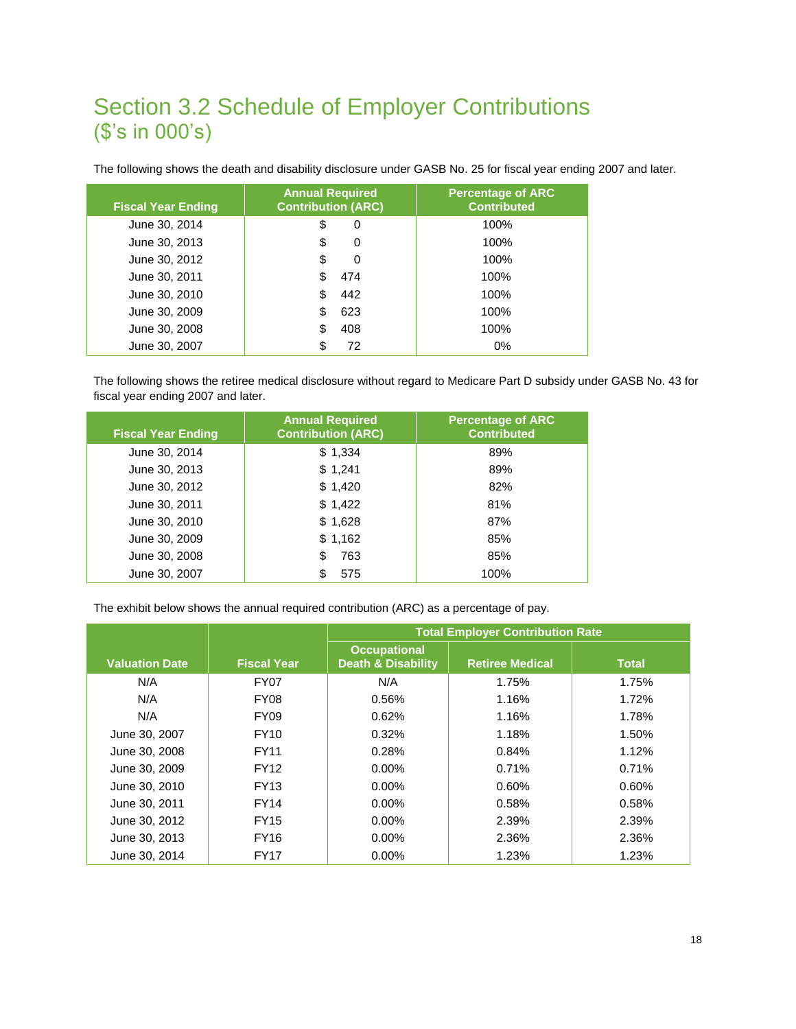# Section 3.2 Schedule of Employer Contributions ($'s in 000's)

The following shows the death and disability disclosure under GASB No. 25 for fiscal year ending 2007 and later.

| Fiscal Year Ending | Annual Required Contribution (ARC) | Percentage of ARC Contributed |
|---|---|---|
| June 30, 2014 | $ 0 | 100% |
| June 30, 2013 | $ 0 | 100% |
| June 30, 2012 | $ 0 | 100% |
| June 30, 2011 | $ 474 | 100% |
| June 30, 2010 | $ 442 | 100% |
| June 30, 2009 | $ 623 | 100% |
| June 30, 2008 | $ 408 | 100% |
| June 30, 2007 | $ 72 | 0% |

The following shows the retiree medical disclosure without regard to Medicare Part D subsidy under GASB No. 43 for fiscal year ending 2007 and later.

| Fiscal Year Ending | Annual Required Contribution (ARC) | Percentage of ARC Contributed |
|---|---|---|
| June 30, 2014 | $ 1,334 | 89% |
| June 30, 2013 | $ 1,241 | 89% |
| June 30, 2012 | $ 1,420 | 82% |
| June 30, 2011 | $ 1,422 | 81% |
| June 30, 2010 | $ 1,628 | 87% |
| June 30, 2009 | $ 1,162 | 85% |
| June 30, 2008 | $ 763 | 85% |
| June 30, 2007 | $ 575 | 100% |

The exhibit below shows the annual required contribution (ARC) as a percentage of pay.

| Valuation Date | Fiscal Year | Total Employer Contribution Rate | | |
|---|---|---|---|---|
| | | Occupational Death & Disability | Retiree Medical | Total |
| N/A | FY07 | N/A | 1.75% | 1.75% |
| N/A | FY08 | 0.56% | 1.16% | 1.72% |
| N/A | FY09 | 0.62% | 1.16% | 1.78% |
| June 30, 2007 | FY10 | 0.32% | 1.18% | 1.50% |
| June 30, 2008 | FY11 | 0.28% | 0.84% | 1.12% |
| June 30, 2009 | FY12 | 0.00% | 0.71% | 0.71% |
| June 30, 2010 | FY13 | 0.00% | 0.60% | 0.60% |
| June 30, 2011 | FY14 | 0.00% | 0.58% | 0.58% |
| June 30, 2012 | FY15 | 0.00% | 2.39% | 2.39% |
| June 30, 2013 | FY16 | 0.00% | 2.36% | 2.36% |
| June 30, 2014 | FY17 | 0.00% | 1.23% | 1.23% |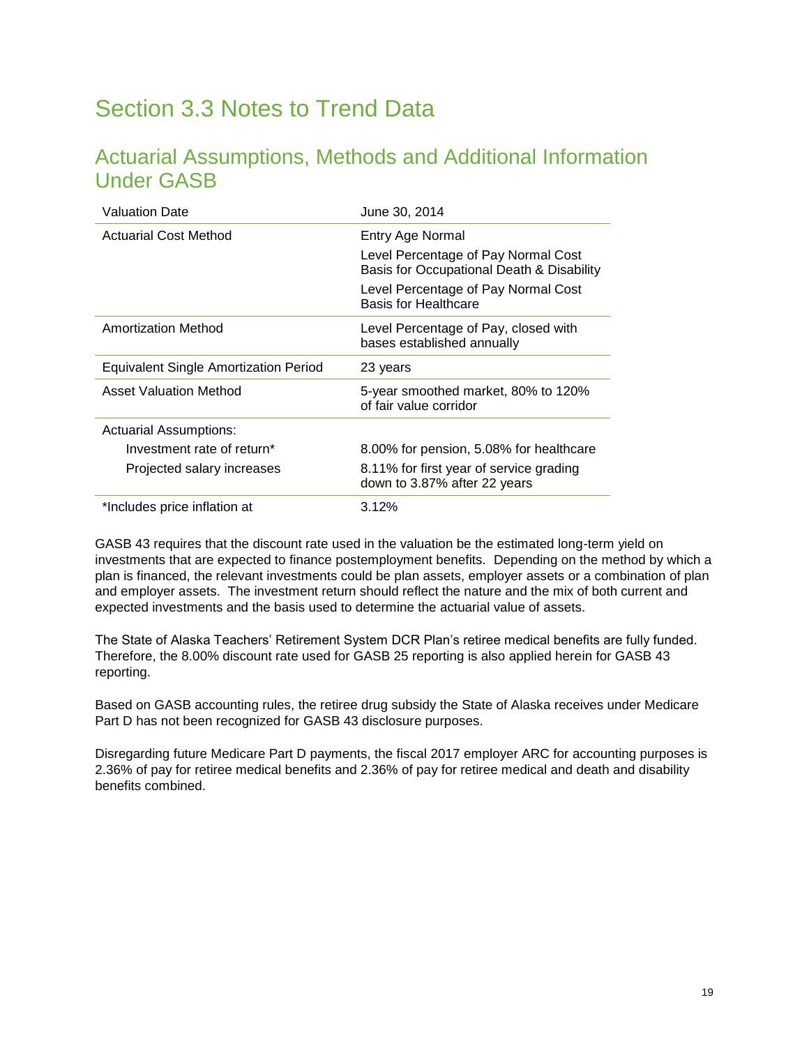# Section 3.3 Notes to Trend Data

## Actuarial Assumptions, Methods and Additional Information Under GASB

| | |
|---|---|
| Valuation Date | June 30, 2014 |
| Actuarial Cost Method | Entry Age Normal<br>Level Percentage of Pay Normal Cost Basis for Occupational Death & Disability<br>Level Percentage of Pay Normal Cost Basis for Healthcare |
| Amortization Method | Level Percentage of Pay, closed with bases established annually |
| Equivalent Single Amortization Period | 23 years |
| Asset Valuation Method | 5-year smoothed market, 80% to 120% of fair value corridor |
| Actuarial Assumptions: | |
| Investment rate of return* | 8.00% for pension, 5.08% for healthcare |
| Projected salary increases | 8.11% for first year of service grading down to 3.87% after 22 years |
| *Includes price inflation at | 3.12% |

GASB 43 requires that the discount rate used in the valuation be the estimated long-term yield on investments that are expected to finance postemployment benefits. Depending on the method by which a plan is financed, the relevant investments could be plan assets, employer assets or a combination of plan and employer assets. The investment return should reflect the nature and the mix of both current and expected investments and the basis used to determine the actuarial value of assets.

The State of Alaska Teachers' Retirement System DCR Plan's retiree medical benefits are fully funded. Therefore, the 8.00% discount rate used for GASB 25 reporting is also applied herein for GASB 43 reporting.

Based on GASB accounting rules, the retiree drug subsidy the State of Alaska receives under Medicare Part D has not been recognized for GASB 43 disclosure purposes.

Disregarding future Medicare Part D payments, the fiscal 2017 employer ARC for accounting purposes is 2.36% of pay for retiree medical benefits and 2.36% of pay for retiree medical and death and disability benefits combined.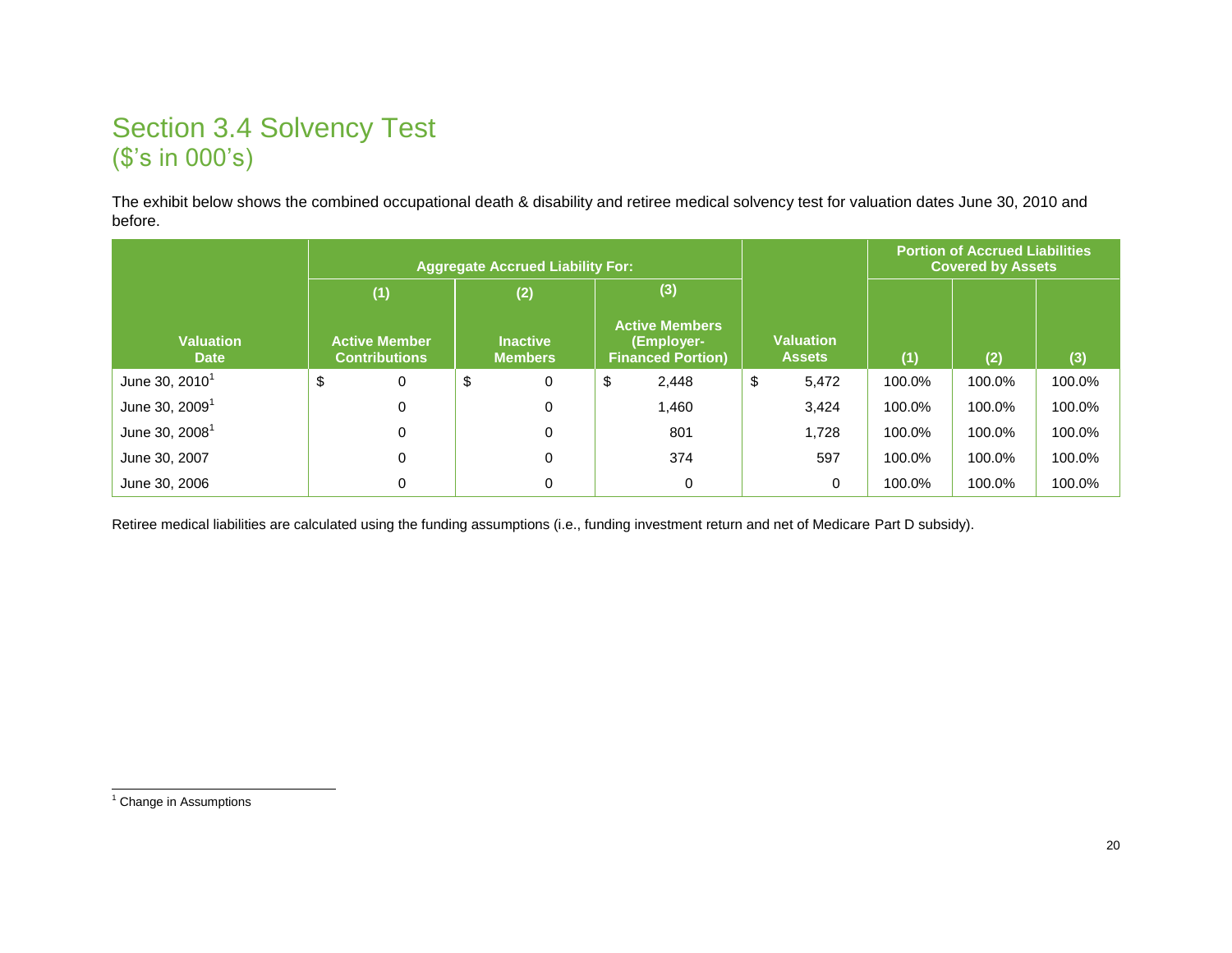# Section 3.4 Solvency Test
## ($'s in 000's)

The exhibit below shows the combined occupational death & disability and retiree medical solvency test for valuation dates June 30, 2010 and before.

| Valuation Date | Aggregate Accrued Liability For: | | | Valuation Assets | Portion of Accrued Liabilities Covered by Assets | | |
|---|---|---|---|---|---|---|---|
| | (1) Active Member Contributions | (2) Inactive Members | (3) Active Members (Employer-Financed Portion) | | (1) | (2) | (3) |
| June 30, 2010[1] | $ 0 | $ 0 | $ 2,448 | $ 5,472 | 100.0% | 100.0% | 100.0% |
| June 30, 2009[1] | 0 | 0 | 1,460 | 3,424 | 100.0% | 100.0% | 100.0% |
| June 30, 2008[1] | 0 | 0 | 801 | 1,728 | 100.0% | 100.0% | 100.0% |
| June 30, 2007 | 0 | 0 | 374 | 597 | 100.0% | 100.0% | 100.0% |
| June 30, 2006 | 0 | 0 | 0 | 0 | 100.0% | 100.0% | 100.0% |

Retiree medical liabilities are calculated using the funding assumptions (i.e., funding investment return and net of Medicare Part D subsidy).

[1] Change in Assumptions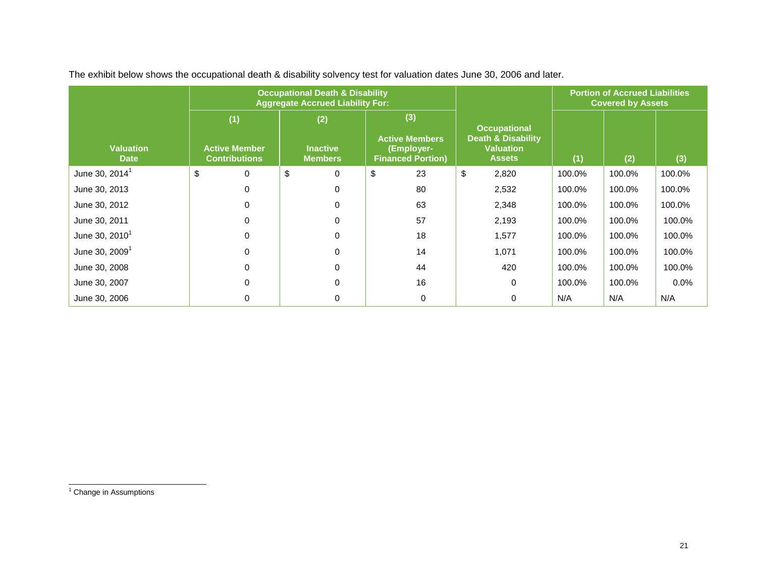The exhibit below shows the occupational death & disability solvency test for valuation dates June 30, 2006 and later.

| Valuation Date | Occupational Death & Disability Aggregate Accrued Liability For: | | | Occupational Death & Disability Valuation Assets | Portion of Accrued Liabilities Covered by Assets | | |
|---|---|---|---|---|---|---|---|
| | (1) Active Member Contributions | (2) Inactive Members | (3) Active Members (Employer-Financed Portion) | | (1) | (2) | (3) |
| June 30, 2014[1] | $ 0 | $ 0 | $ 23 | $ 2,820 | 100.0% | 100.0% | 100.0% |
| June 30, 2013 | 0 | 0 | 80 | 2,532 | 100.0% | 100.0% | 100.0% |
| June 30, 2012 | 0 | 0 | 63 | 2,348 | 100.0% | 100.0% | 100.0% |
| June 30, 2011 | 0 | 0 | 57 | 2,193 | 100.0% | 100.0% | 100.0% |
| June 30, 2010[1] | 0 | 0 | 18 | 1,577 | 100.0% | 100.0% | 100.0% |
| June 30, 2009[1] | 0 | 0 | 14 | 1,071 | 100.0% | 100.0% | 100.0% |
| June 30, 2008 | 0 | 0 | 44 | 420 | 100.0% | 100.0% | 100.0% |
| June 30, 2007 | 0 | 0 | 16 | 0 | 100.0% | 100.0% | 0.0% |
| June 30, 2006 | 0 | 0 | 0 | 0 | N/A | N/A | N/A |

[1] Change in Assumptions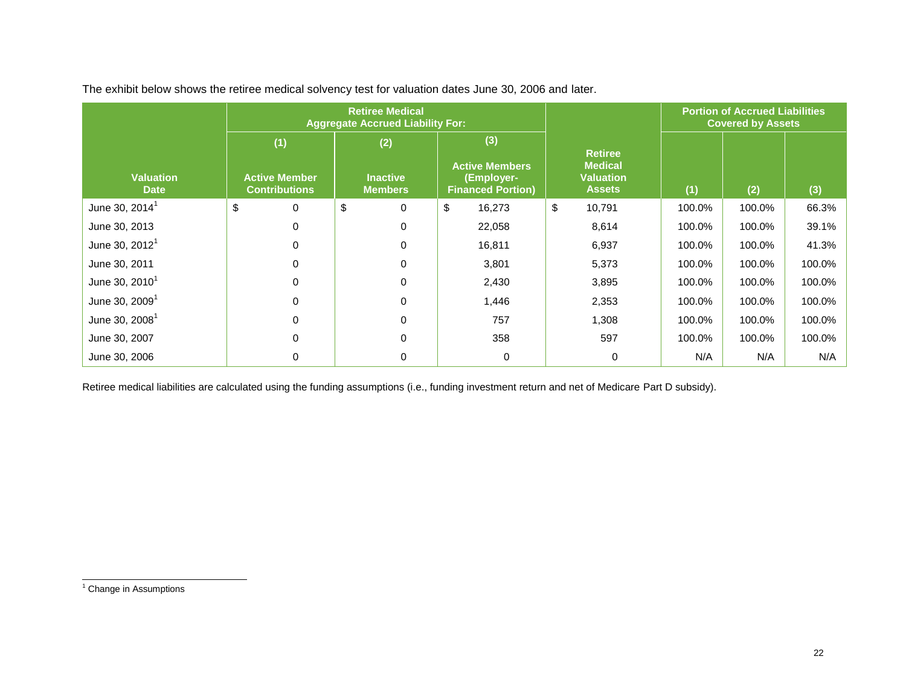The exhibit below shows the retiree medical solvency test for valuation dates June 30, 2006 and later.

| Valuation Date | Retiree Medical Aggregate Accrued Liability For: | | | Retiree Medical Valuation Assets | Portion of Accrued Liabilities Covered by Assets | | |
|---|---|---|---|---|---|---|---|
| | (1) Active Member Contributions | (2) Inactive Members | (3) Active Members (Employer-Financed Portion) | | (1) | (2) | (3) |
| June 30, 2014[1] | $ 0 | $ 0 | $ 16,273 | $ 10,791 | 100.0% | 100.0% | 66.3% |
| June 30, 2013 | 0 | 0 | 22,058 | 8,614 | 100.0% | 100.0% | 39.1% |
| June 30, 2012[1] | 0 | 0 | 16,811 | 6,937 | 100.0% | 100.0% | 41.3% |
| June 30, 2011 | 0 | 0 | 3,801 | 5,373 | 100.0% | 100.0% | 100.0% |
| June 30, 2010[1] | 0 | 0 | 2,430 | 3,895 | 100.0% | 100.0% | 100.0% |
| June 30, 2009[1] | 0 | 0 | 1,446 | 2,353 | 100.0% | 100.0% | 100.0% |
| June 30, 2008[1] | 0 | 0 | 757 | 1,308 | 100.0% | 100.0% | 100.0% |
| June 30, 2007 | 0 | 0 | 358 | 597 | 100.0% | 100.0% | 100.0% |
| June 30, 2006 | 0 | 0 | 0 | 0 | N/A | N/A | N/A |

Retiree medical liabilities are calculated using the funding assumptions (i.e., funding investment return and net of Medicare Part D subsidy).

[1] Change in Assumptions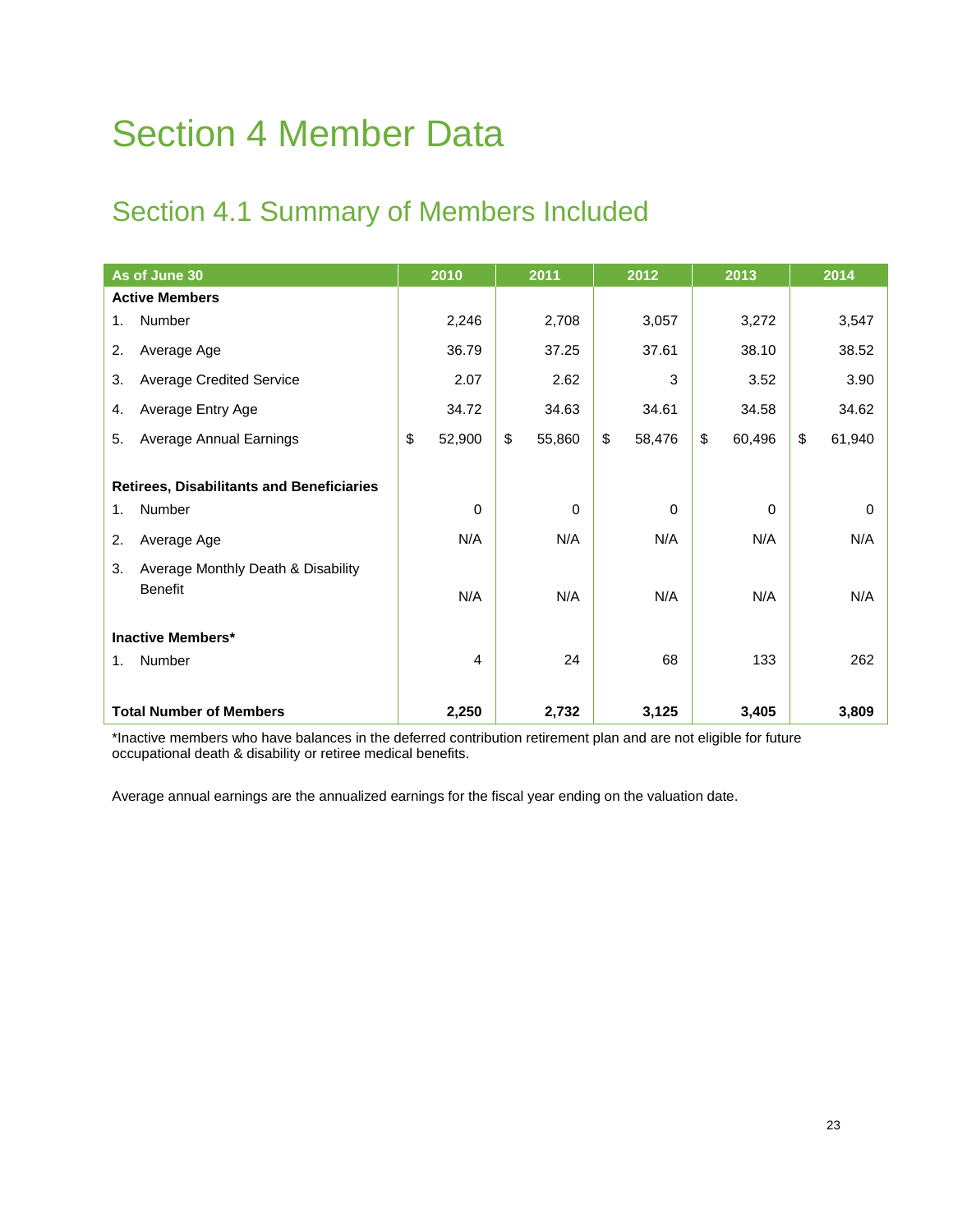# Section 4 Member Data

## Section 4.1 Summary of Members Included

| As of June 30 | 2010 | 2011 | 2012 | 2013 | 2014 |
|---|---|---|---|---|---|
| **Active Members** | | | | | |
| 1. Number | 2,246 | 2,708 | 3,057 | 3,272 | 3,547 |
| 2. Average Age | 36.79 | 37.25 | 37.61 | 38.10 | 38.52 |
| 3. Average Credited Service | 2.07 | 2.62 | 3 | 3.52 | 3.90 |
| 4. Average Entry Age | 34.72 | 34.63 | 34.61 | 34.58 | 34.62 |
| 5. Average Annual Earnings | $ 52,900 | $ 55,860 | $ 58,476 | $ 60,496 | $ 61,940 |
| **Retirees, Disabilitants and Beneficiaries** | | | | | |
| 1. Number | 0 | 0 | 0 | 0 | 0 |
| 2. Average Age | N/A | N/A | N/A | N/A | N/A |
| 3. Average Monthly Death & Disability Benefit | N/A | N/A | N/A | N/A | N/A |
| **Inactive Members*** | | | | | |
| 1. Number | 4 | 24 | 68 | 133 | 262 |
| **Total Number of Members** | **2,250** | **2,732** | **3,125** | **3,405** | **3,809** |

*Inactive members who have balances in the deferred contribution retirement plan and are not eligible for future occupational death & disability or retiree medical benefits.

Average annual earnings are the annualized earnings for the fiscal year ending on the valuation date.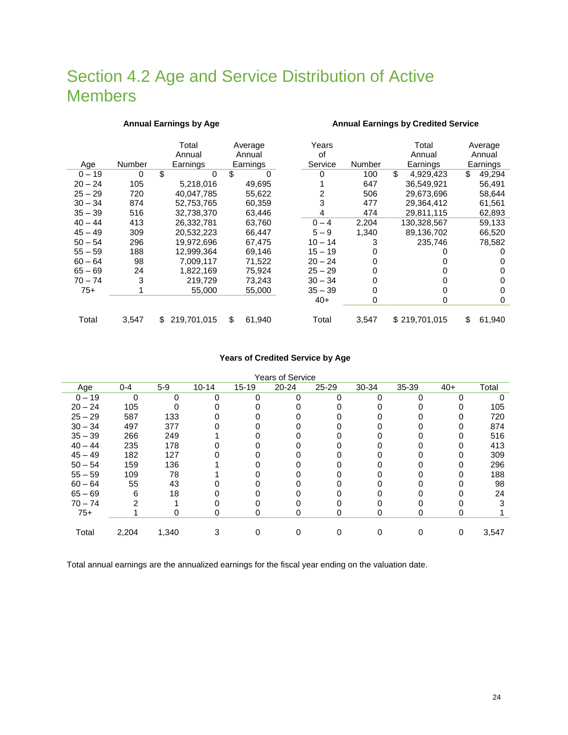# Section 4.2 Age and Service Distribution of Active Members

**Annual Earnings by Age**

| Age | Number | Total Annual Earnings | Average Annual Earnings |
|---|---|---|---|
| 0 – 19 | 0 | $ 0 | $ 0 |
| 20 – 24 | 105 | 5,218,016 | 49,695 |
| 25 – 29 | 720 | 40,047,785 | 55,622 |
| 30 – 34 | 874 | 52,753,765 | 60,359 |
| 35 – 39 | 516 | 32,738,370 | 63,446 |
| 40 – 44 | 413 | 26,332,781 | 63,760 |
| 45 – 49 | 309 | 20,532,223 | 66,447 |
| 50 – 54 | 296 | 19,972,696 | 67,475 |
| 55 – 59 | 188 | 12,999,364 | 69,146 |
| 60 – 64 | 98 | 7,009,117 | 71,522 |
| 65 – 69 | 24 | 1,822,169 | 75,924 |
| 70 – 74 | 3 | 219,729 | 73,243 |
| 75+ | 1 | 55,000 | 55,000 |
| Total | 3,547 | $ 219,701,015 | $ 61,940 |

**Annual Earnings by Credited Service**

| Years of Service | Number | Total Annual Earnings | Average Annual Earnings |
|---|---|---|---|
| 0 | 100 | $ 4,929,423 | $ 49,294 |
| 1 | 647 | 36,549,921 | 56,491 |
| 2 | 506 | 29,673,696 | 58,644 |
| 3 | 477 | 29,364,412 | 61,561 |
| 4 | 474 | 29,811,115 | 62,893 |
| 0 – 4 | 2,204 | 130,328,567 | 59,133 |
| 5 – 9 | 1,340 | 89,136,702 | 66,520 |
| 10 – 14 | 3 | 235,746 | 78,582 |
| 15 – 19 | 0 | 0 | 0 |
| 20 – 24 | 0 | 0 | 0 |
| 25 – 29 | 0 | 0 | 0 |
| 30 – 34 | 0 | 0 | 0 |
| 35 – 39 | 0 | 0 | 0 |
| 40+ | 0 | 0 | 0 |
| Total | 3,547 | $ 219,701,015 | $ 61,940 |

**Years of Credited Service by Age**

| | Years of Service | | | | | | | | | |
|---|---|---|---|---|---|---|---|---|---|---|
| Age | 0-4 | 5-9 | 10-14 | 15-19 | 20-24 | 25-29 | 30-34 | 35-39 | 40+ | Total |
| 0 – 19 | 0 | 0 | 0 | 0 | 0 | 0 | 0 | 0 | 0 | 0 |
| 20 – 24 | 105 | 0 | 0 | 0 | 0 | 0 | 0 | 0 | 0 | 105 |
| 25 – 29 | 587 | 133 | 0 | 0 | 0 | 0 | 0 | 0 | 0 | 720 |
| 30 – 34 | 497 | 377 | 0 | 0 | 0 | 0 | 0 | 0 | 0 | 874 |
| 35 – 39 | 266 | 249 | 1 | 0 | 0 | 0 | 0 | 0 | 0 | 516 |
| 40 – 44 | 235 | 178 | 0 | 0 | 0 | 0 | 0 | 0 | 0 | 413 |
| 45 – 49 | 182 | 127 | 0 | 0 | 0 | 0 | 0 | 0 | 0 | 309 |
| 50 – 54 | 159 | 136 | 1 | 0 | 0 | 0 | 0 | 0 | 0 | 296 |
| 55 – 59 | 109 | 78 | 1 | 0 | 0 | 0 | 0 | 0 | 0 | 188 |
| 60 – 64 | 55 | 43 | 0 | 0 | 0 | 0 | 0 | 0 | 0 | 98 |
| 65 – 69 | 6 | 18 | 0 | 0 | 0 | 0 | 0 | 0 | 0 | 24 |
| 70 – 74 | 2 | 1 | 0 | 0 | 0 | 0 | 0 | 0 | 0 | 3 |
| 75+ | 1 | 0 | 0 | 0 | 0 | 0 | 0 | 0 | 0 | 1 |
| Total | 2,204 | 1,340 | 3 | 0 | 0 | 0 | 0 | 0 | 0 | 3,547 |

Total annual earnings are the annualized earnings for the fiscal year ending on the valuation date.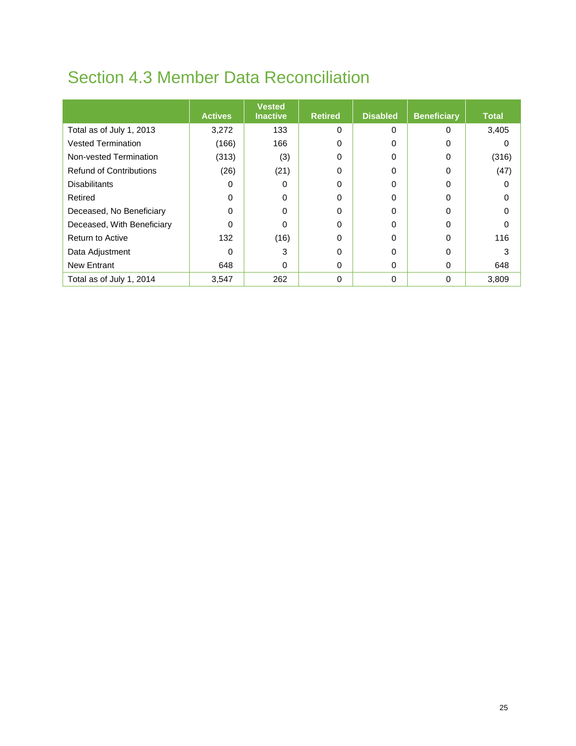# Section 4.3 Member Data Reconciliation

| | Actives | Vested Inactive | Retired | Disabled | Beneficiary | Total |
|---|---|---|---|---|---|---|
| Total as of July 1, 2013 | 3,272 | 133 | 0 | 0 | 0 | 3,405 |
| Vested Termination | (166) | 166 | 0 | 0 | 0 | 0 |
| Non-vested Termination | (313) | (3) | 0 | 0 | 0 | (316) |
| Refund of Contributions | (26) | (21) | 0 | 0 | 0 | (47) |
| Disabilitants | 0 | 0 | 0 | 0 | 0 | 0 |
| Retired | 0 | 0 | 0 | 0 | 0 | 0 |
| Deceased, No Beneficiary | 0 | 0 | 0 | 0 | 0 | 0 |
| Deceased, With Beneficiary | 0 | 0 | 0 | 0 | 0 | 0 |
| Return to Active | 132 | (16) | 0 | 0 | 0 | 116 |
| Data Adjustment | 0 | 3 | 0 | 0 | 0 | 3 |
| New Entrant | 648 | 0 | 0 | 0 | 0 | 648 |
| Total as of July 1, 2014 | 3,547 | 262 | 0 | 0 | 0 | 3,809 |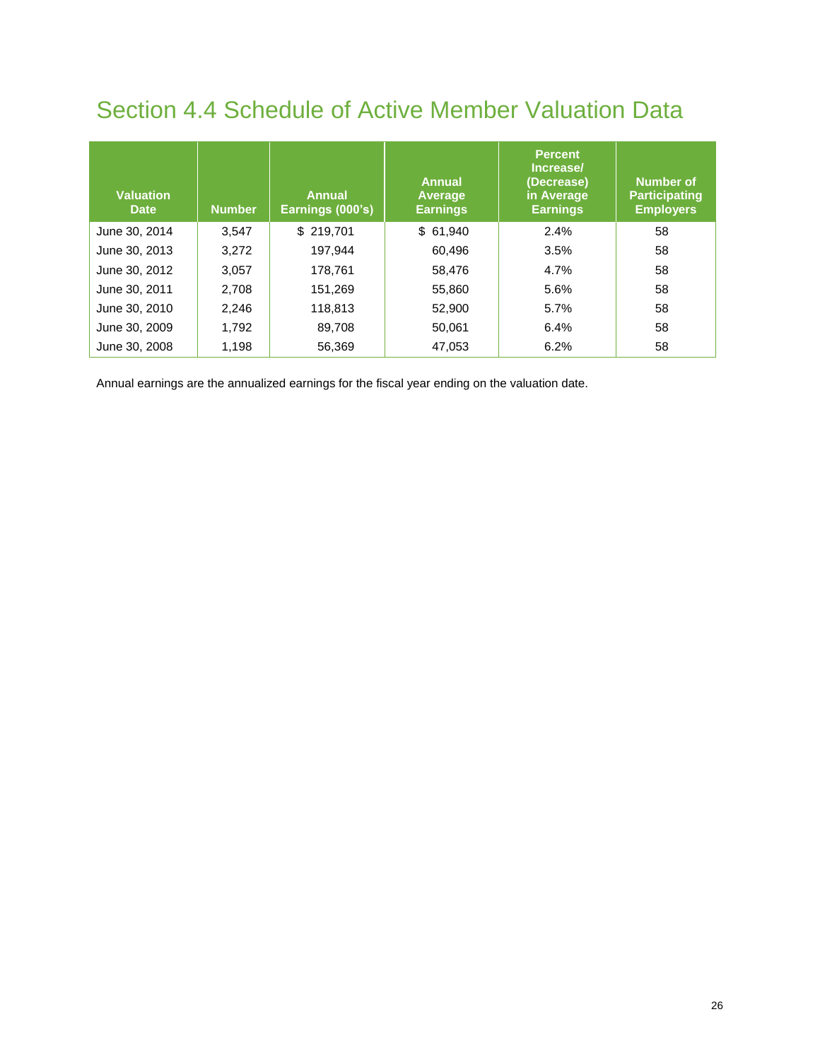# Section 4.4 Schedule of Active Member Valuation Data

| Valuation Date | Number | Annual Earnings (000's) | Annual Average Earnings | Percent Increase/ (Decrease) in Average Earnings | Number of Participating Employers |
|---|---|---|---|---|---|
| June 30, 2014 | 3,547 | $ 219,701 | $ 61,940 | 2.4% | 58 |
| June 30, 2013 | 3,272 | 197,944 | 60,496 | 3.5% | 58 |
| June 30, 2012 | 3,057 | 178,761 | 58,476 | 4.7% | 58 |
| June 30, 2011 | 2,708 | 151,269 | 55,860 | 5.6% | 58 |
| June 30, 2010 | 2,246 | 118,813 | 52,900 | 5.7% | 58 |
| June 30, 2009 | 1,792 | 89,708 | 50,061 | 6.4% | 58 |
| June 30, 2008 | 1,198 | 56,369 | 47,053 | 6.2% | 58 |

Annual earnings are the annualized earnings for the fiscal year ending on the valuation date.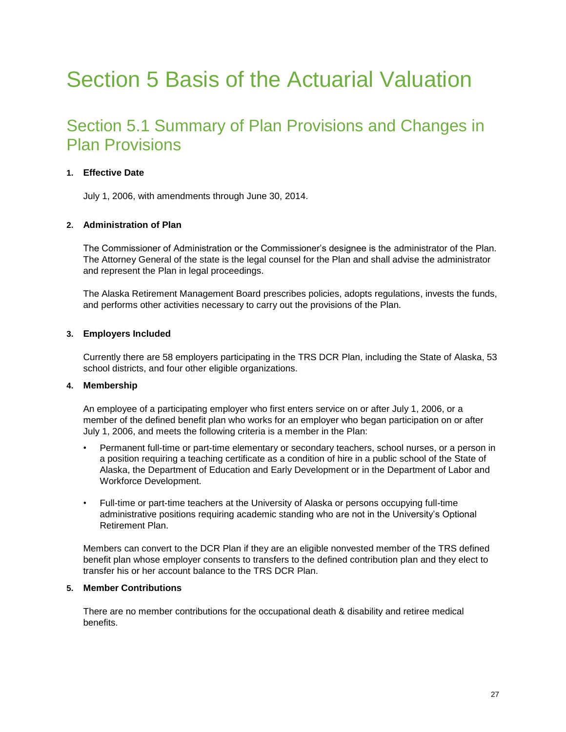# Section 5 Basis of the Actuarial Valuation

## Section 5.1 Summary of Plan Provisions and Changes in Plan Provisions

1. **Effective Date**

   July 1, 2006, with amendments through June 30, 2014.

2. **Administration of Plan**

   The Commissioner of Administration or the Commissioner's designee is the administrator of the Plan. The Attorney General of the state is the legal counsel for the Plan and shall advise the administrator and represent the Plan in legal proceedings.

   The Alaska Retirement Management Board prescribes policies, adopts regulations, invests the funds, and performs other activities necessary to carry out the provisions of the Plan.

3. **Employers Included**

   Currently there are 58 employers participating in the TRS DCR Plan, including the State of Alaska, 53 school districts, and four other eligible organizations.

4. **Membership**

   An employee of a participating employer who first enters service on or after July 1, 2006, or a member of the defined benefit plan who works for an employer who began participation on or after July 1, 2006, and meets the following criteria is a member in the Plan:

   - Permanent full-time or part-time elementary or secondary teachers, school nurses, or a person in a position requiring a teaching certificate as a condition of hire in a public school of the State of Alaska, the Department of Education and Early Development or in the Department of Labor and Workforce Development.

   - Full-time or part-time teachers at the University of Alaska or persons occupying full-time administrative positions requiring academic standing who are not in the University's Optional Retirement Plan.

   Members can convert to the DCR Plan if they are an eligible nonvested member of the TRS defined benefit plan whose employer consents to transfers to the defined contribution plan and they elect to transfer his or her account balance to the TRS DCR Plan.

5. **Member Contributions**

   There are no member contributions for the occupational death & disability and retiree medical benefits.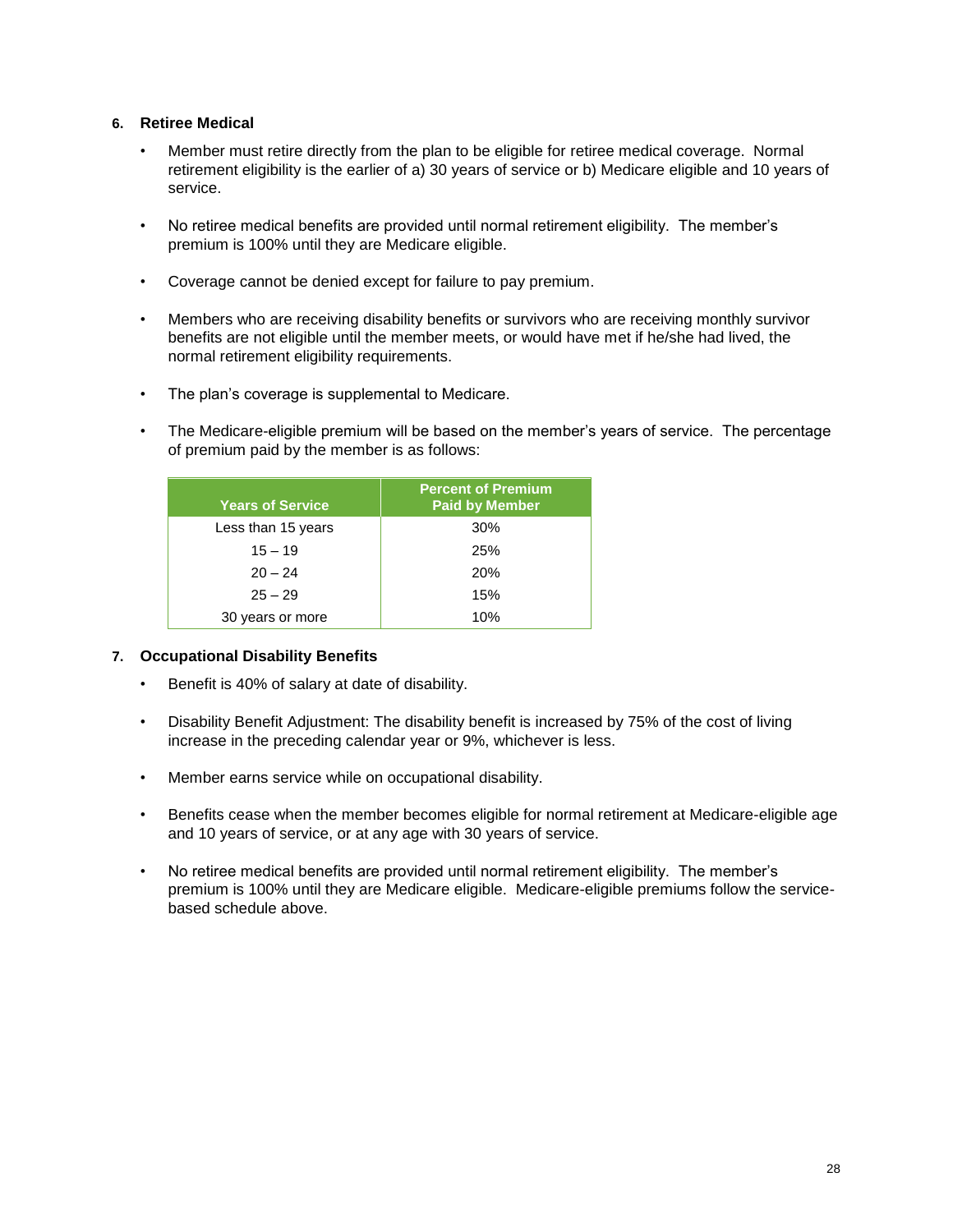### 6. Retiree Medical

- Member must retire directly from the plan to be eligible for retiree medical coverage. Normal retirement eligibility is the earlier of a) 30 years of service or b) Medicare eligible and 10 years of service.
- No retiree medical benefits are provided until normal retirement eligibility. The member's premium is 100% until they are Medicare eligible.
- Coverage cannot be denied except for failure to pay premium.
- Members who are receiving disability benefits or survivors who are receiving monthly survivor benefits are not eligible until the member meets, or would have met if he/she had lived, the normal retirement eligibility requirements.
- The plan's coverage is supplemental to Medicare.
- The Medicare-eligible premium will be based on the member's years of service. The percentage of premium paid by the member is as follows:

| Years of Service | Percent of Premium Paid by Member |
|---|---|
| Less than 15 years | 30% |
| 15 – 19 | 25% |
| 20 – 24 | 20% |
| 25 – 29 | 15% |
| 30 years or more | 10% |

### 7. Occupational Disability Benefits

- Benefit is 40% of salary at date of disability.
- Disability Benefit Adjustment: The disability benefit is increased by 75% of the cost of living increase in the preceding calendar year or 9%, whichever is less.
- Member earns service while on occupational disability.
- Benefits cease when the member becomes eligible for normal retirement at Medicare-eligible age and 10 years of service, or at any age with 30 years of service.
- No retiree medical benefits are provided until normal retirement eligibility. The member's premium is 100% until they are Medicare eligible. Medicare-eligible premiums follow the service-based schedule above.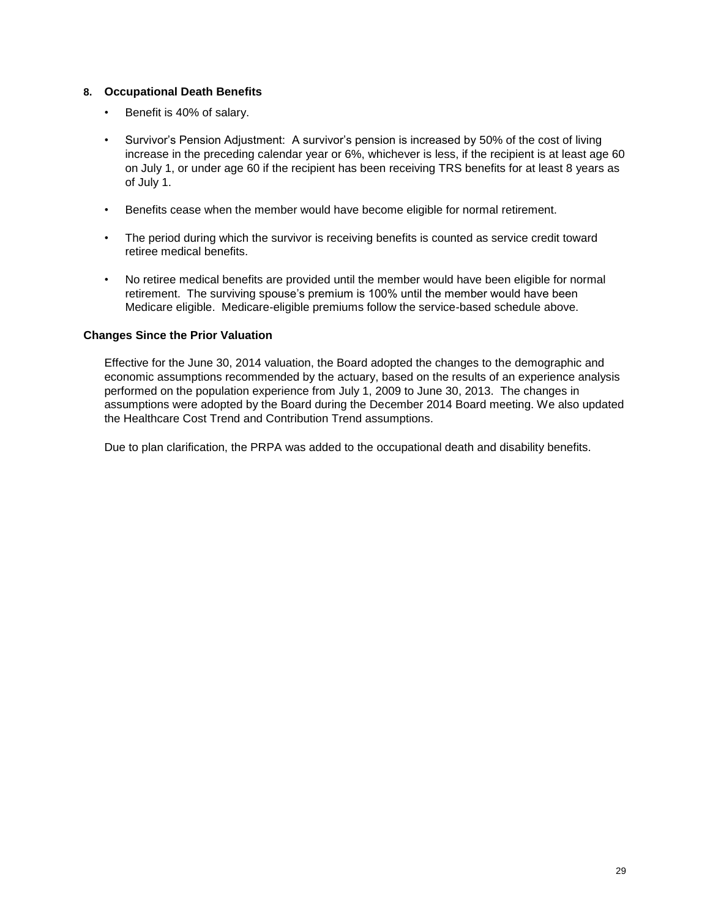### 8. Occupational Death Benefits

- Benefit is 40% of salary.
- Survivor's Pension Adjustment: A survivor's pension is increased by 50% of the cost of living increase in the preceding calendar year or 6%, whichever is less, if the recipient is at least age 60 on July 1, or under age 60 if the recipient has been receiving TRS benefits for at least 8 years as of July 1.
- Benefits cease when the member would have become eligible for normal retirement.
- The period during which the survivor is receiving benefits is counted as service credit toward retiree medical benefits.
- No retiree medical benefits are provided until the member would have been eligible for normal retirement. The surviving spouse's premium is 100% until the member would have been Medicare eligible. Medicare-eligible premiums follow the service-based schedule above.

### Changes Since the Prior Valuation

Effective for the June 30, 2014 valuation, the Board adopted the changes to the demographic and economic assumptions recommended by the actuary, based on the results of an experience analysis performed on the population experience from July 1, 2009 to June 30, 2013. The changes in assumptions were adopted by the Board during the December 2014 Board meeting. We also updated the Healthcare Cost Trend and Contribution Trend assumptions.

Due to plan clarification, the PRPA was added to the occupational death and disability benefits.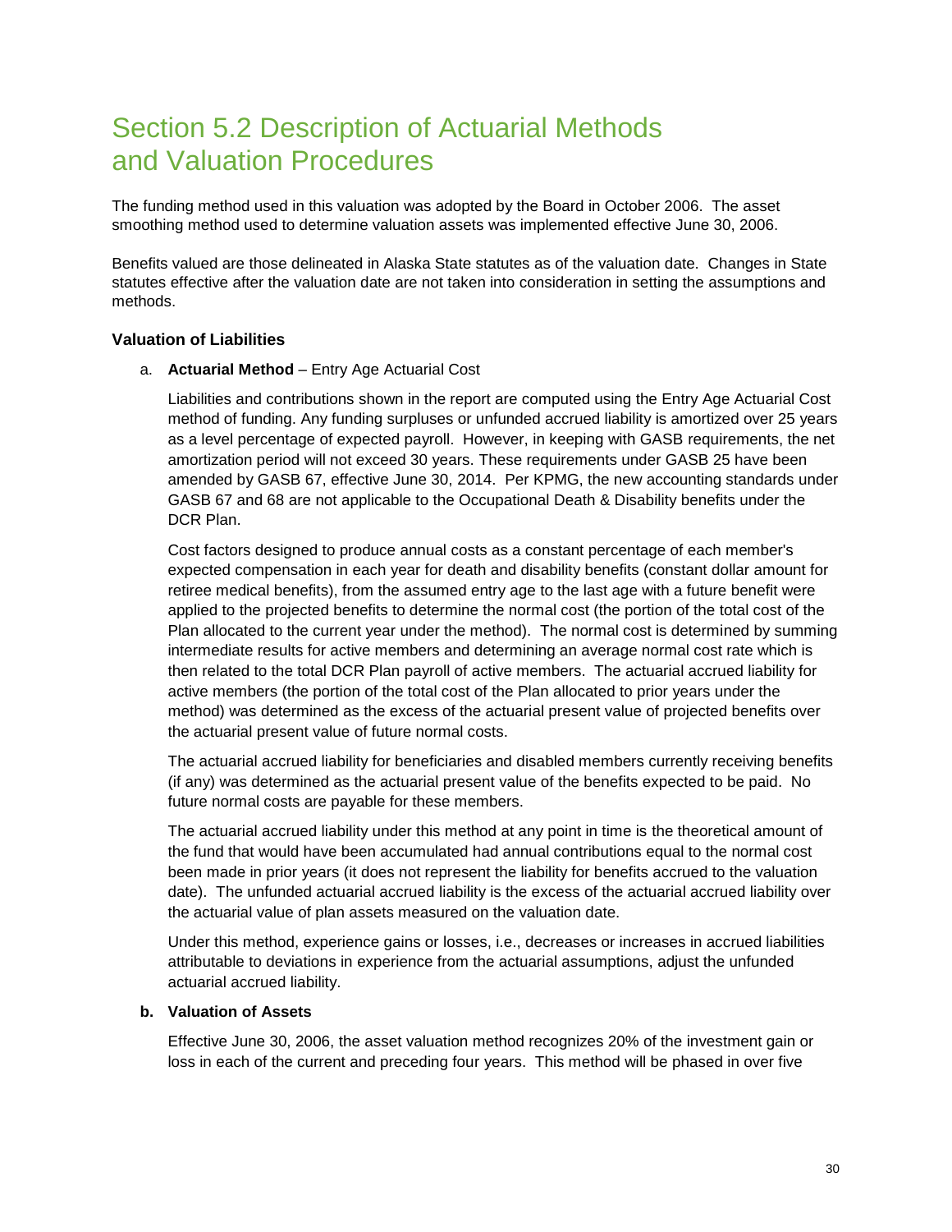# Section 5.2 Description of Actuarial Methods and Valuation Procedures

The funding method used in this valuation was adopted by the Board in October 2006. The asset smoothing method used to determine valuation assets was implemented effective June 30, 2006.

Benefits valued are those delineated in Alaska State statutes as of the valuation date. Changes in State statutes effective after the valuation date are not taken into consideration in setting the assumptions and methods.

### Valuation of Liabilities

a. **Actuarial Method** – Entry Age Actuarial Cost

   Liabilities and contributions shown in the report are computed using the Entry Age Actuarial Cost method of funding. Any funding surpluses or unfunded accrued liability is amortized over 25 years as a level percentage of expected payroll. However, in keeping with GASB requirements, the net amortization period will not exceed 30 years. These requirements under GASB 25 have been amended by GASB 67, effective June 30, 2014. Per KPMG, the new accounting standards under GASB 67 and 68 are not applicable to the Occupational Death & Disability benefits under the DCR Plan.

   Cost factors designed to produce annual costs as a constant percentage of each member's expected compensation in each year for death and disability benefits (constant dollar amount for retiree medical benefits), from the assumed entry age to the last age with a future benefit were applied to the projected benefits to determine the normal cost (the portion of the total cost of the Plan allocated to the current year under the method). The normal cost is determined by summing intermediate results for active members and determining an average normal cost rate which is then related to the total DCR Plan payroll of active members. The actuarial accrued liability for active members (the portion of the total cost of the Plan allocated to prior years under the method) was determined as the excess of the actuarial present value of projected benefits over the actuarial present value of future normal costs.

   The actuarial accrued liability for beneficiaries and disabled members currently receiving benefits (if any) was determined as the actuarial present value of the benefits expected to be paid. No future normal costs are payable for these members.

   The actuarial accrued liability under this method at any point in time is the theoretical amount of the fund that would have been accumulated had annual contributions equal to the normal cost been made in prior years (it does not represent the liability for benefits accrued to the valuation date). The unfunded actuarial accrued liability is the excess of the actuarial accrued liability over the actuarial value of plan assets measured on the valuation date.

   Under this method, experience gains or losses, i.e., decreases or increases in accrued liabilities attributable to deviations in experience from the actuarial assumptions, adjust the unfunded actuarial accrued liability.

b. **Valuation of Assets**

   Effective June 30, 2006, the asset valuation method recognizes 20% of the investment gain or loss in each of the current and preceding four years. This method will be phased in over five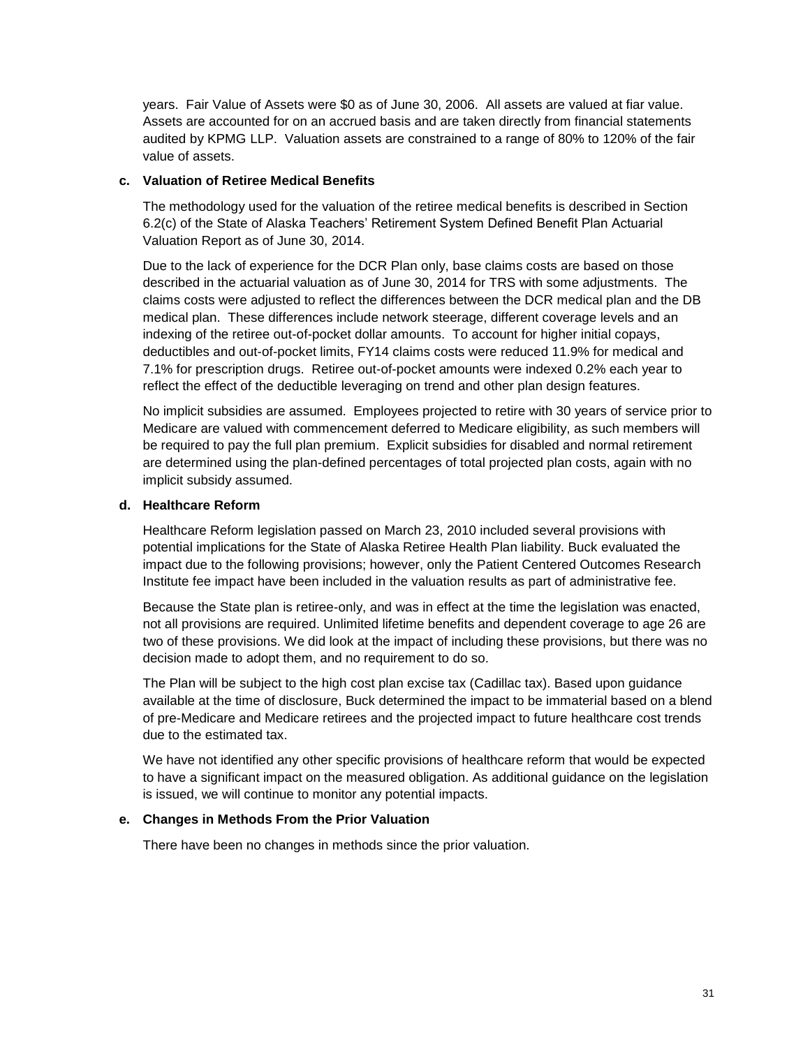years. Fair Value of Assets were $0 as of June 30, 2006. All assets are valued at fiar value. Assets are accounted for on an accrued basis and are taken directly from financial statements audited by KPMG LLP. Valuation assets are constrained to a range of 80% to 120% of the fair value of assets.

**c. Valuation of Retiree Medical Benefits**

The methodology used for the valuation of the retiree medical benefits is described in Section 6.2(c) of the State of Alaska Teachers' Retirement System Defined Benefit Plan Actuarial Valuation Report as of June 30, 2014.

Due to the lack of experience for the DCR Plan only, base claims costs are based on those described in the actuarial valuation as of June 30, 2014 for TRS with some adjustments. The claims costs were adjusted to reflect the differences between the DCR medical plan and the DB medical plan. These differences include network steerage, different coverage levels and an indexing of the retiree out-of-pocket dollar amounts. To account for higher initial copays, deductibles and out-of-pocket limits, FY14 claims costs were reduced 11.9% for medical and 7.1% for prescription drugs. Retiree out-of-pocket amounts were indexed 0.2% each year to reflect the effect of the deductible leveraging on trend and other plan design features.

No implicit subsidies are assumed. Employees projected to retire with 30 years of service prior to Medicare are valued with commencement deferred to Medicare eligibility, as such members will be required to pay the full plan premium. Explicit subsidies for disabled and normal retirement are determined using the plan-defined percentages of total projected plan costs, again with no implicit subsidy assumed.

**d. Healthcare Reform**

Healthcare Reform legislation passed on March 23, 2010 included several provisions with potential implications for the State of Alaska Retiree Health Plan liability. Buck evaluated the impact due to the following provisions; however, only the Patient Centered Outcomes Research Institute fee impact have been included in the valuation results as part of administrative fee.

Because the State plan is retiree-only, and was in effect at the time the legislation was enacted, not all provisions are required. Unlimited lifetime benefits and dependent coverage to age 26 are two of these provisions. We did look at the impact of including these provisions, but there was no decision made to adopt them, and no requirement to do so.

The Plan will be subject to the high cost plan excise tax (Cadillac tax). Based upon guidance available at the time of disclosure, Buck determined the impact to be immaterial based on a blend of pre-Medicare and Medicare retirees and the projected impact to future healthcare cost trends due to the estimated tax.

We have not identified any other specific provisions of healthcare reform that would be expected to have a significant impact on the measured obligation. As additional guidance on the legislation is issued, we will continue to monitor any potential impacts.

**e. Changes in Methods From the Prior Valuation**

There have been no changes in methods since the prior valuation.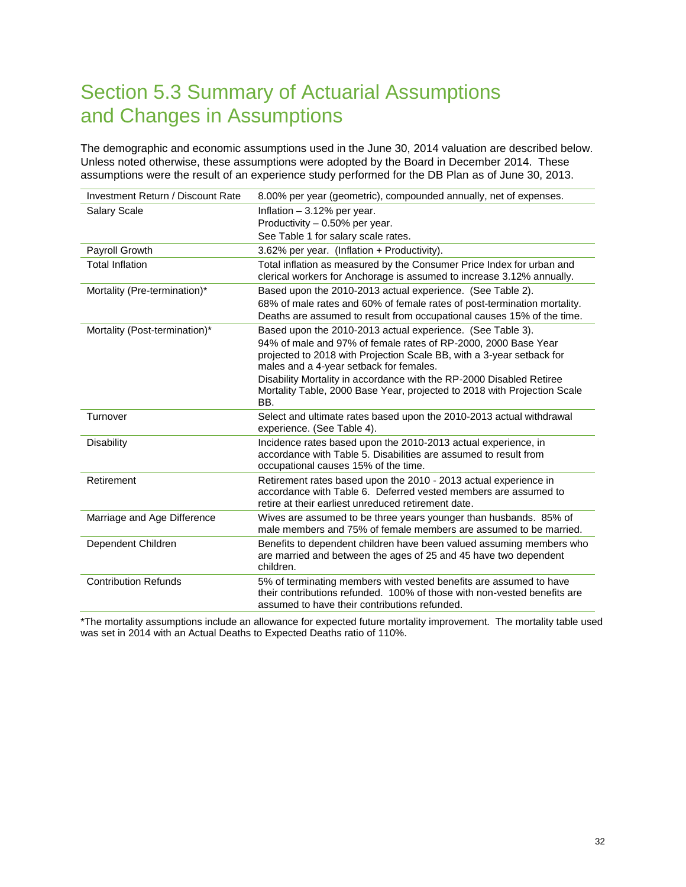# Section 5.3 Summary of Actuarial Assumptions and Changes in Assumptions

The demographic and economic assumptions used in the June 30, 2014 valuation are described below. Unless noted otherwise, these assumptions were adopted by the Board in December 2014. These assumptions were the result of an experience study performed for the DB Plan as of June 30, 2013.

| | |
|---|---|
| Investment Return / Discount Rate | 8.00% per year (geometric), compounded annually, net of expenses. |
| Salary Scale | Inflation – 3.12% per year.<br>Productivity – 0.50% per year.<br>See Table 1 for salary scale rates. |
| Payroll Growth | 3.62% per year. (Inflation + Productivity). |
| Total Inflation | Total inflation as measured by the Consumer Price Index for urban and clerical workers for Anchorage is assumed to increase 3.12% annually. |
| Mortality (Pre-termination)* | Based upon the 2010-2013 actual experience. (See Table 2).<br>68% of male rates and 60% of female rates of post-termination mortality.<br>Deaths are assumed to result from occupational causes 15% of the time. |
| Mortality (Post-termination)* | Based upon the 2010-2013 actual experience. (See Table 3).<br>94% of male and 97% of female rates of RP-2000, 2000 Base Year projected to 2018 with Projection Scale BB, with a 3-year setback for males and a 4-year setback for females.<br>Disability Mortality in accordance with the RP-2000 Disabled Retiree Mortality Table, 2000 Base Year, projected to 2018 with Projection Scale BB. |
| Turnover | Select and ultimate rates based upon the 2010-2013 actual withdrawal experience. (See Table 4). |
| Disability | Incidence rates based upon the 2010-2013 actual experience, in accordance with Table 5. Disabilities are assumed to result from occupational causes 15% of the time. |
| Retirement | Retirement rates based upon the 2010 - 2013 actual experience in accordance with Table 6. Deferred vested members are assumed to retire at their earliest unreduced retirement date. |
| Marriage and Age Difference | Wives are assumed to be three years younger than husbands. 85% of male members and 75% of female members are assumed to be married. |
| Dependent Children | Benefits to dependent children have been valued assuming members who are married and between the ages of 25 and 45 have two dependent children. |
| Contribution Refunds | 5% of terminating members with vested benefits are assumed to have their contributions refunded. 100% of those with non-vested benefits are assumed to have their contributions refunded. |

*The mortality assumptions include an allowance for expected future mortality improvement. The mortality table used was set in 2014 with an Actual Deaths to Expected Deaths ratio of 110%.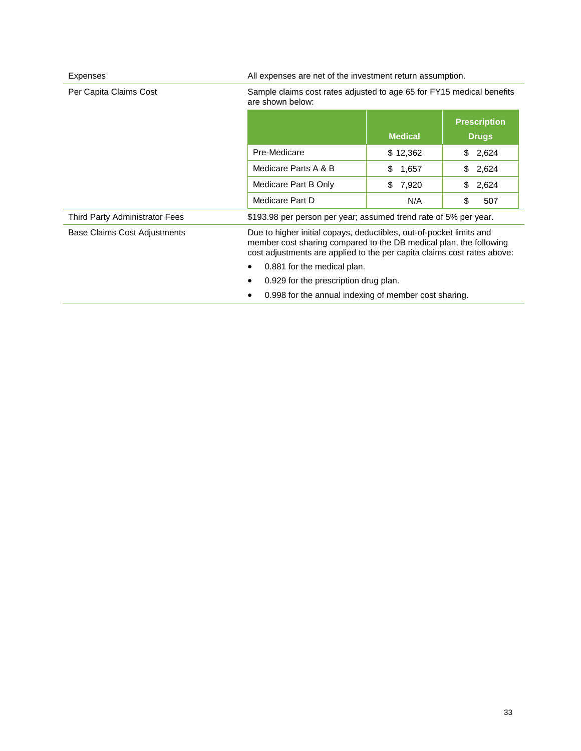| | |
|---|---|
| Expenses | All expenses are net of the investment return assumption. |
| Per Capita Claims Cost | Sample claims cost rates adjusted to age 65 for FY15 medical benefits are shown below: |

| | Medical | Prescription Drugs |
|---|---|---|
| Pre-Medicare | $ 12,362 | $ 2,624 |
| Medicare Parts A & B | $ 1,657 | $ 2,624 |
| Medicare Part B Only | $ 7,920 | $ 2,624 |
| Medicare Part D | N/A | $ 507 |

| | |
|---|---|
| Third Party Administrator Fees | $193.98 per person per year; assumed trend rate of 5% per year. |
| Base Claims Cost Adjustments | Due to higher initial copays, deductibles, out-of-pocket limits and member cost sharing compared to the DB medical plan, the following cost adjustments are applied to the per capita claims cost rates above: |

- 0.881 for the medical plan.
- 0.929 for the prescription drug plan.
- 0.998 for the annual indexing of member cost sharing.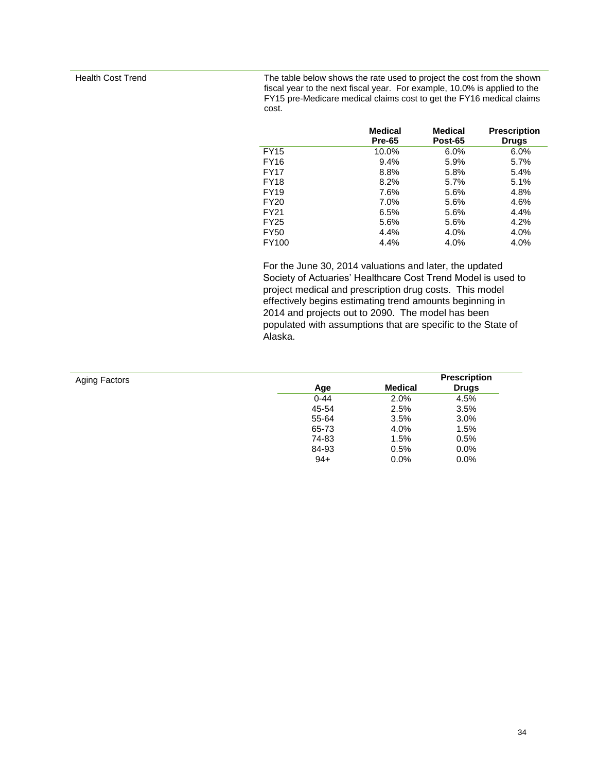### Health Cost Trend

The table below shows the rate used to project the cost from the shown fiscal year to the next fiscal year. For example, 10.0% is applied to the FY15 pre-Medicare medical claims cost to get the FY16 medical claims cost.

| | Medical Pre-65 | Medical Post-65 | Prescription Drugs |
|---|---|---|---|
| FY15 | 10.0% | 6.0% | 6.0% |
| FY16 | 9.4% | 5.9% | 5.7% |
| FY17 | 8.8% | 5.8% | 5.4% |
| FY18 | 8.2% | 5.7% | 5.1% |
| FY19 | 7.6% | 5.6% | 4.8% |
| FY20 | 7.0% | 5.6% | 4.6% |
| FY21 | 6.5% | 5.6% | 4.4% |
| FY25 | 5.6% | 5.6% | 4.2% |
| FY50 | 4.4% | 4.0% | 4.0% |
| FY100 | 4.4% | 4.0% | 4.0% |

For the June 30, 2014 valuations and later, the updated Society of Actuaries' Healthcare Cost Trend Model is used to project medical and prescription drug costs. This model effectively begins estimating trend amounts beginning in 2014 and projects out to 2090. The model has been populated with assumptions that are specific to the State of Alaska.

### Aging Factors

| Age | Medical | Prescription Drugs |
|---|---|---|
| 0-44 | 2.0% | 4.5% |
| 45-54 | 2.5% | 3.5% |
| 55-64 | 3.5% | 3.0% |
| 65-73 | 4.0% | 1.5% |
| 74-83 | 1.5% | 0.5% |
| 84-93 | 0.5% | 0.0% |
| 94+ | 0.0% | 0.0% |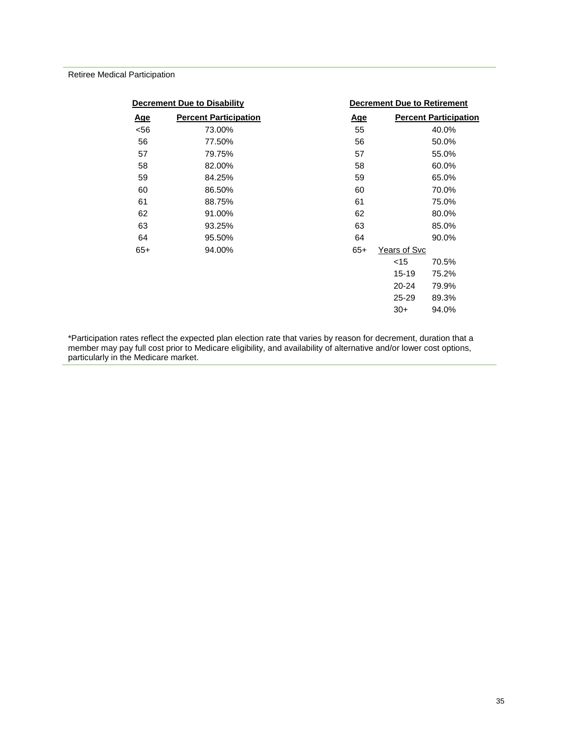Retiree Medical Participation

**Decrement Due to Disability**

| Age | Percent Participation |
|---|---|
| <56 | 73.00% |
| 56 | 77.50% |
| 57 | 79.75% |
| 58 | 82.00% |
| 59 | 84.25% |
| 60 | 86.50% |
| 61 | 88.75% |
| 62 | 91.00% |
| 63 | 93.25% |
| 64 | 95.50% |
| 65+ | 94.00% |

**Decrement Due to Retirement**

| Age | Years of Svc | Percent Participation |
|---|---|---|
| 55 | | 40.0% |
| 56 | | 50.0% |
| 57 | | 55.0% |
| 58 | | 60.0% |
| 59 | | 65.0% |
| 60 | | 70.0% |
| 61 | | 75.0% |
| 62 | | 80.0% |
| 63 | | 85.0% |
| 64 | | 90.0% |
| 65+ | <15 | 70.5% |
| | 15-19 | 75.2% |
| | 20-24 | 79.9% |
| | 25-29 | 89.3% |
| | 30+ | 94.0% |

*Participation rates reflect the expected plan election rate that varies by reason for decrement, duration that a member may pay full cost prior to Medicare eligibility, and availability of alternative and/or lower cost options, particularly in the Medicare market.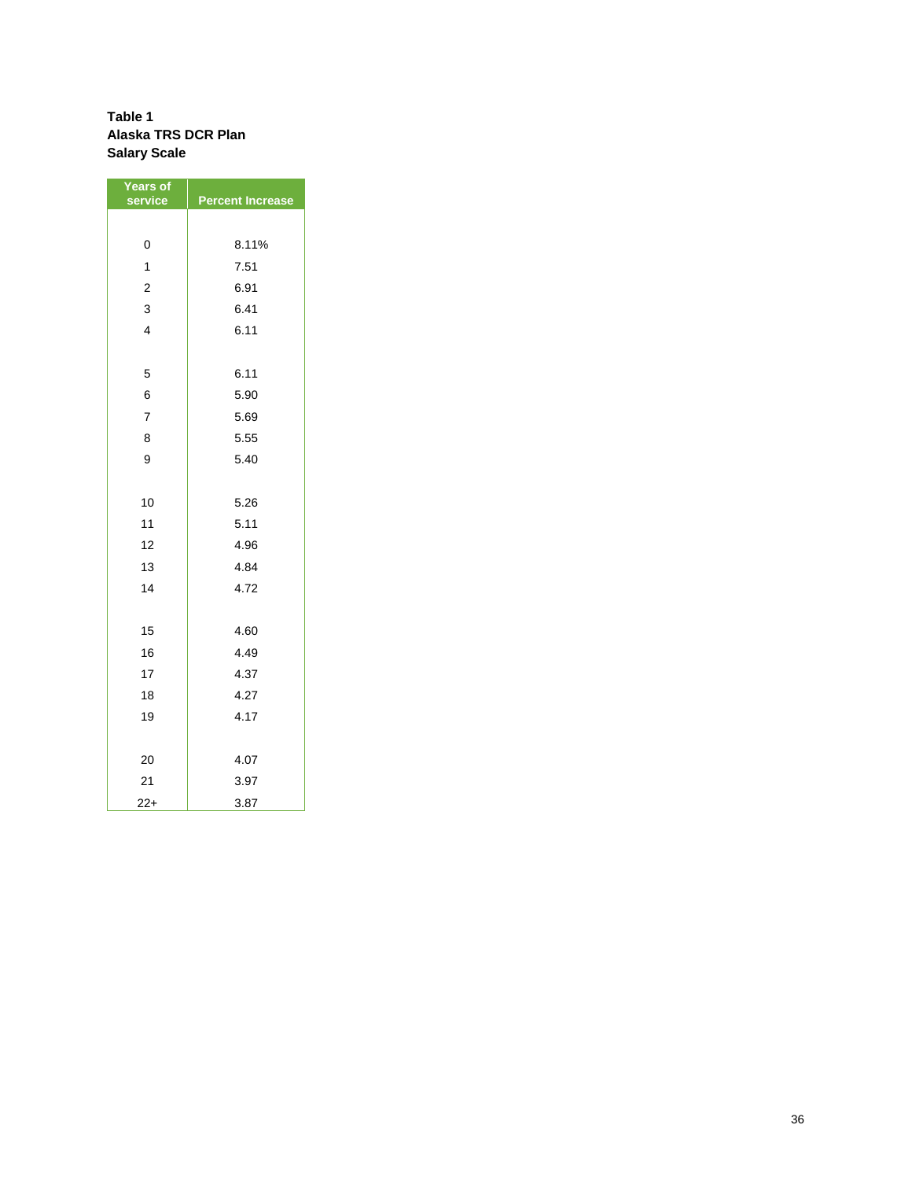**Table 1**
**Alaska TRS DCR Plan**
**Salary Scale**

| Years of service | Percent Increase |
|---|---|
| 0 | 8.11% |
| 1 | 7.51 |
| 2 | 6.91 |
| 3 | 6.41 |
| 4 | 6.11 |
| 5 | 6.11 |
| 6 | 5.90 |
| 7 | 5.69 |
| 8 | 5.55 |
| 9 | 5.40 |
| 10 | 5.26 |
| 11 | 5.11 |
| 12 | 4.96 |
| 13 | 4.84 |
| 14 | 4.72 |
| 15 | 4.60 |
| 16 | 4.49 |
| 17 | 4.37 |
| 18 | 4.27 |
| 19 | 4.17 |
| 20 | 4.07 |
| 21 | 3.97 |
| 22+ | 3.87 |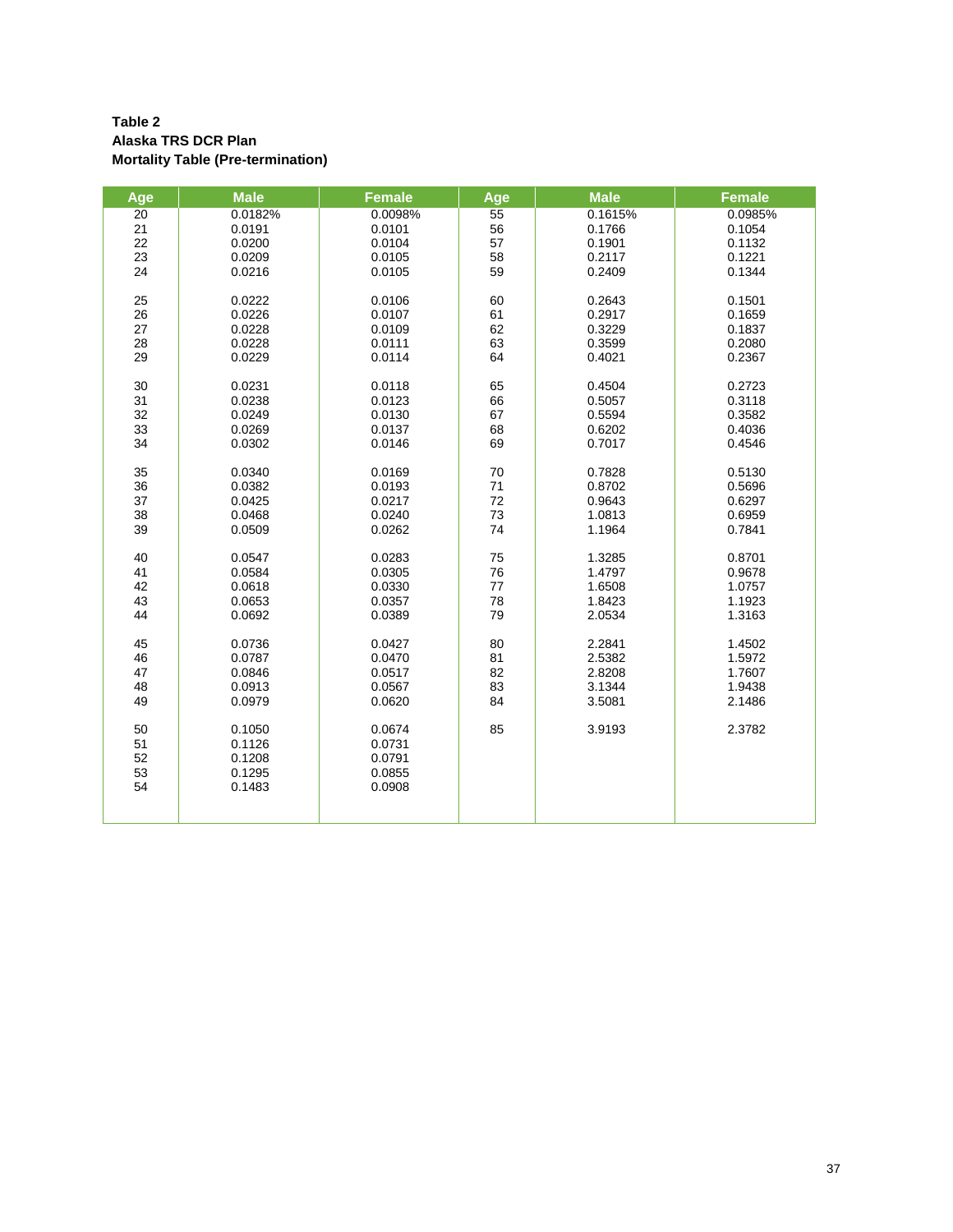**Table 2**
**Alaska TRS DCR Plan**
**Mortality Table (Pre-termination)**

| Age | Male | Female | Age | Male | Female |
|---|---|---|---|---|---|
| 20 | 0.0182% | 0.0098% | 55 | 0.1615% | 0.0985% |
| 21 | 0.0191 | 0.0101 | 56 | 0.1766 | 0.1054 |
| 22 | 0.0200 | 0.0104 | 57 | 0.1901 | 0.1132 |
| 23 | 0.0209 | 0.0105 | 58 | 0.2117 | 0.1221 |
| 24 | 0.0216 | 0.0105 | 59 | 0.2409 | 0.1344 |
| 25 | 0.0222 | 0.0106 | 60 | 0.2643 | 0.1501 |
| 26 | 0.0226 | 0.0107 | 61 | 0.2917 | 0.1659 |
| 27 | 0.0228 | 0.0109 | 62 | 0.3229 | 0.1837 |
| 28 | 0.0228 | 0.0111 | 63 | 0.3599 | 0.2080 |
| 29 | 0.0229 | 0.0114 | 64 | 0.4021 | 0.2367 |
| 30 | 0.0231 | 0.0118 | 65 | 0.4504 | 0.2723 |
| 31 | 0.0238 | 0.0123 | 66 | 0.5057 | 0.3118 |
| 32 | 0.0249 | 0.0130 | 67 | 0.5594 | 0.3582 |
| 33 | 0.0269 | 0.0137 | 68 | 0.6202 | 0.4036 |
| 34 | 0.0302 | 0.0146 | 69 | 0.7017 | 0.4546 |
| 35 | 0.0340 | 0.0169 | 70 | 0.7828 | 0.5130 |
| 36 | 0.0382 | 0.0193 | 71 | 0.8702 | 0.5696 |
| 37 | 0.0425 | 0.0217 | 72 | 0.9643 | 0.6297 |
| 38 | 0.0468 | 0.0240 | 73 | 1.0813 | 0.6959 |
| 39 | 0.0509 | 0.0262 | 74 | 1.1964 | 0.7841 |
| 40 | 0.0547 | 0.0283 | 75 | 1.3285 | 0.8701 |
| 41 | 0.0584 | 0.0305 | 76 | 1.4797 | 0.9678 |
| 42 | 0.0618 | 0.0330 | 77 | 1.6508 | 1.0757 |
| 43 | 0.0653 | 0.0357 | 78 | 1.8423 | 1.1923 |
| 44 | 0.0692 | 0.0389 | 79 | 2.0534 | 1.3163 |
| 45 | 0.0736 | 0.0427 | 80 | 2.2841 | 1.4502 |
| 46 | 0.0787 | 0.0470 | 81 | 2.5382 | 1.5972 |
| 47 | 0.0846 | 0.0517 | 82 | 2.8208 | 1.7607 |
| 48 | 0.0913 | 0.0567 | 83 | 3.1344 | 1.9438 |
| 49 | 0.0979 | 0.0620 | 84 | 3.5081 | 2.1486 |
| 50 | 0.1050 | 0.0674 | 85 | 3.9193 | 2.3782 |
| 51 | 0.1126 | 0.0731 | | | |
| 52 | 0.1208 | 0.0791 | | | |
| 53 | 0.1295 | 0.0855 | | | |
| 54 | 0.1483 | 0.0908 | | | |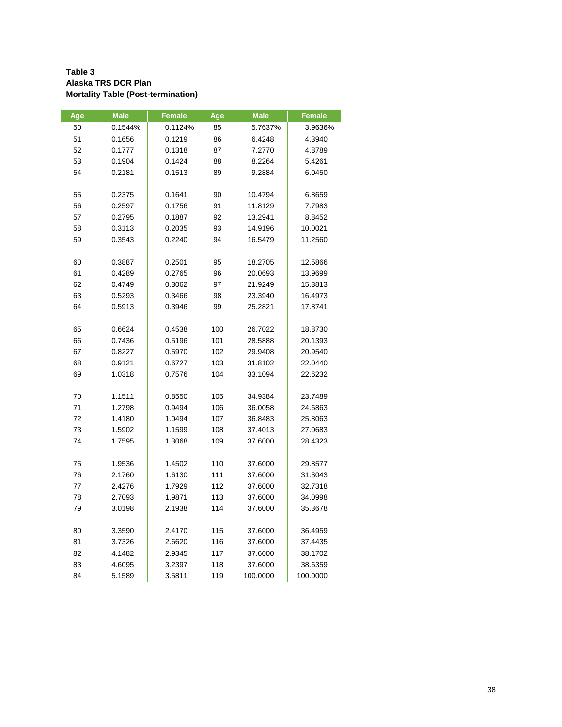**Table 3**
**Alaska TRS DCR Plan**
**Mortality Table (Post-termination)**

| Age | Male | Female | Age | Male | Female |
|---|---|---|---|---|---|
| 50 | 0.1544% | 0.1124% | 85 | 5.7637% | 3.9636% |
| 51 | 0.1656 | 0.1219 | 86 | 6.4248 | 4.3940 |
| 52 | 0.1777 | 0.1318 | 87 | 7.2770 | 4.8789 |
| 53 | 0.1904 | 0.1424 | 88 | 8.2264 | 5.4261 |
| 54 | 0.2181 | 0.1513 | 89 | 9.2884 | 6.0450 |
| 55 | 0.2375 | 0.1641 | 90 | 10.4794 | 6.8659 |
| 56 | 0.2597 | 0.1756 | 91 | 11.8129 | 7.7983 |
| 57 | 0.2795 | 0.1887 | 92 | 13.2941 | 8.8452 |
| 58 | 0.3113 | 0.2035 | 93 | 14.9196 | 10.0021 |
| 59 | 0.3543 | 0.2240 | 94 | 16.5479 | 11.2560 |
| 60 | 0.3887 | 0.2501 | 95 | 18.2705 | 12.5866 |
| 61 | 0.4289 | 0.2765 | 96 | 20.0693 | 13.9699 |
| 62 | 0.4749 | 0.3062 | 97 | 21.9249 | 15.3813 |
| 63 | 0.5293 | 0.3466 | 98 | 23.3940 | 16.4973 |
| 64 | 0.5913 | 0.3946 | 99 | 25.2821 | 17.8741 |
| 65 | 0.6624 | 0.4538 | 100 | 26.7022 | 18.8730 |
| 66 | 0.7436 | 0.5196 | 101 | 28.5888 | 20.1393 |
| 67 | 0.8227 | 0.5970 | 102 | 29.9408 | 20.9540 |
| 68 | 0.9121 | 0.6727 | 103 | 31.8102 | 22.0440 |
| 69 | 1.0318 | 0.7576 | 104 | 33.1094 | 22.6232 |
| 70 | 1.1511 | 0.8550 | 105 | 34.9384 | 23.7489 |
| 71 | 1.2798 | 0.9494 | 106 | 36.0058 | 24.6863 |
| 72 | 1.4180 | 1.0494 | 107 | 36.8483 | 25.8063 |
| 73 | 1.5902 | 1.1599 | 108 | 37.4013 | 27.0683 |
| 74 | 1.7595 | 1.3068 | 109 | 37.6000 | 28.4323 |
| 75 | 1.9536 | 1.4502 | 110 | 37.6000 | 29.8577 |
| 76 | 2.1760 | 1.6130 | 111 | 37.6000 | 31.3043 |
| 77 | 2.4276 | 1.7929 | 112 | 37.6000 | 32.7318 |
| 78 | 2.7093 | 1.9871 | 113 | 37.6000 | 34.0998 |
| 79 | 3.0198 | 2.1938 | 114 | 37.6000 | 35.3678 |
| 80 | 3.3590 | 2.4170 | 115 | 37.6000 | 36.4959 |
| 81 | 3.7326 | 2.6620 | 116 | 37.6000 | 37.4435 |
| 82 | 4.1482 | 2.9345 | 117 | 37.6000 | 38.1702 |
| 83 | 4.6095 | 3.2397 | 118 | 37.6000 | 38.6359 |
| 84 | 5.1589 | 3.5811 | 119 | 100.0000 | 100.0000 |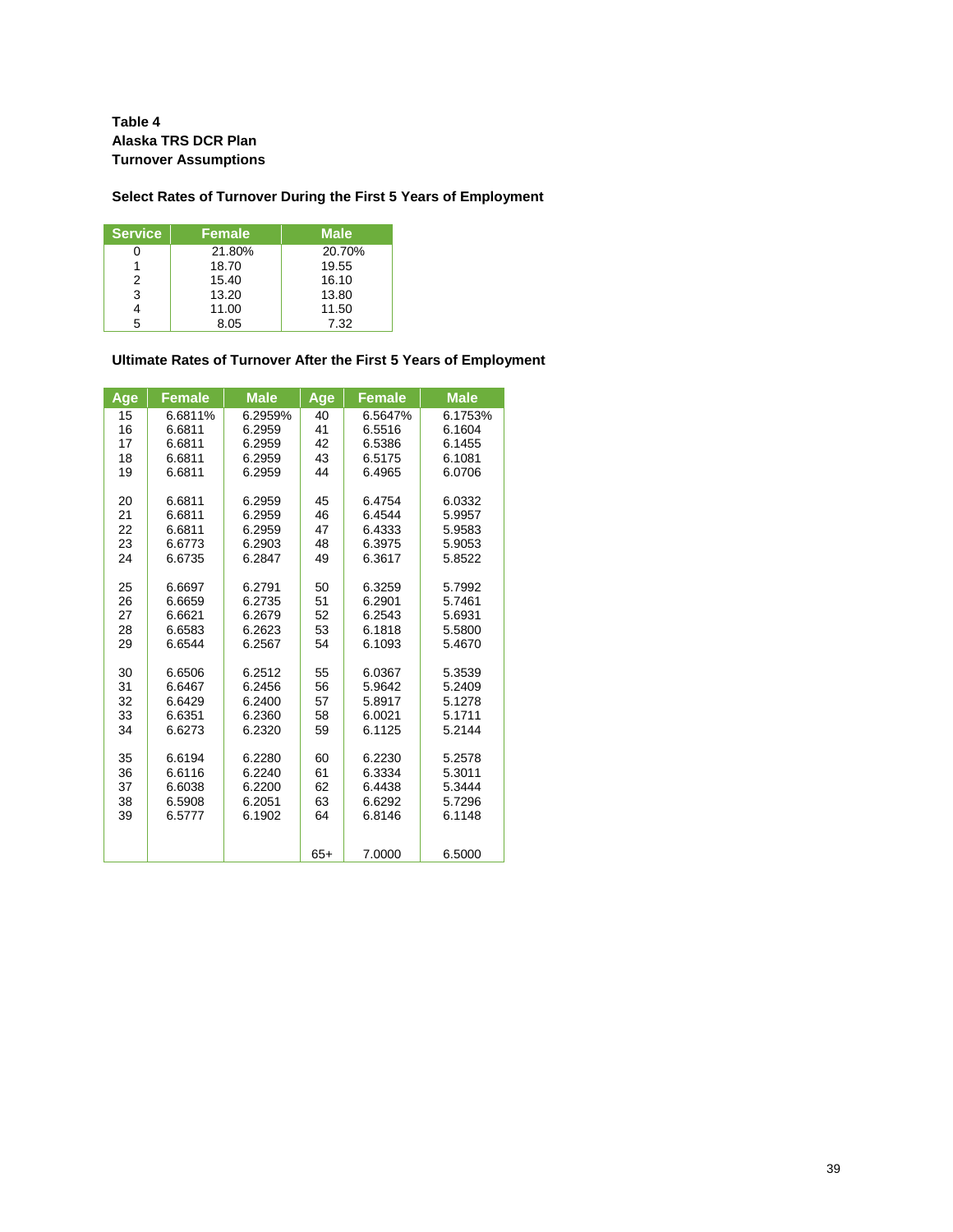**Table 4**
**Alaska TRS DCR Plan**
**Turnover Assumptions**

**Select Rates of Turnover During the First 5 Years of Employment**

| Service | Female | Male |
|---|---|---|
| 0 | 21.80% | 20.70% |
| 1 | 18.70 | 19.55 |
| 2 | 15.40 | 16.10 |
| 3 | 13.20 | 13.80 |
| 4 | 11.00 | 11.50 |
| 5 | 8.05 | 7.32 |

**Ultimate Rates of Turnover After the First 5 Years of Employment**

| Age | Female | Male | Age | Female | Male |
|---|---|---|---|---|---|
| 15 | 6.6811% | 6.2959% | 40 | 6.5647% | 6.1753% |
| 16 | 6.6811 | 6.2959 | 41 | 6.5516 | 6.1604 |
| 17 | 6.6811 | 6.2959 | 42 | 6.5386 | 6.1455 |
| 18 | 6.6811 | 6.2959 | 43 | 6.5175 | 6.1081 |
| 19 | 6.6811 | 6.2959 | 44 | 6.4965 | 6.0706 |
| 20 | 6.6811 | 6.2959 | 45 | 6.4754 | 6.0332 |
| 21 | 6.6811 | 6.2959 | 46 | 6.4544 | 5.9957 |
| 22 | 6.6811 | 6.2959 | 47 | 6.4333 | 5.9583 |
| 23 | 6.6773 | 6.2903 | 48 | 6.3975 | 5.9053 |
| 24 | 6.6735 | 6.2847 | 49 | 6.3617 | 5.8522 |
| 25 | 6.6697 | 6.2791 | 50 | 6.3259 | 5.7992 |
| 26 | 6.6659 | 6.2735 | 51 | 6.2901 | 5.7461 |
| 27 | 6.6621 | 6.2679 | 52 | 6.2543 | 5.6931 |
| 28 | 6.6583 | 6.2623 | 53 | 6.1818 | 5.5800 |
| 29 | 6.6544 | 6.2567 | 54 | 6.1093 | 5.4670 |
| 30 | 6.6506 | 6.2512 | 55 | 6.0367 | 5.3539 |
| 31 | 6.6467 | 6.2456 | 56 | 5.9642 | 5.2409 |
| 32 | 6.6429 | 6.2400 | 57 | 5.8917 | 5.1278 |
| 33 | 6.6351 | 6.2360 | 58 | 6.0021 | 5.1711 |
| 34 | 6.6273 | 6.2320 | 59 | 6.1125 | 5.2144 |
| 35 | 6.6194 | 6.2280 | 60 | 6.2230 | 5.2578 |
| 36 | 6.6116 | 6.2240 | 61 | 6.3334 | 5.3011 |
| 37 | 6.6038 | 6.2200 | 62 | 6.4438 | 5.3444 |
| 38 | 6.5908 | 6.2051 | 63 | 6.6292 | 5.7296 |
| 39 | 6.5777 | 6.1902 | 64 | 6.8146 | 6.1148 |
| | | | 65+ | 7.0000 | 6.5000 |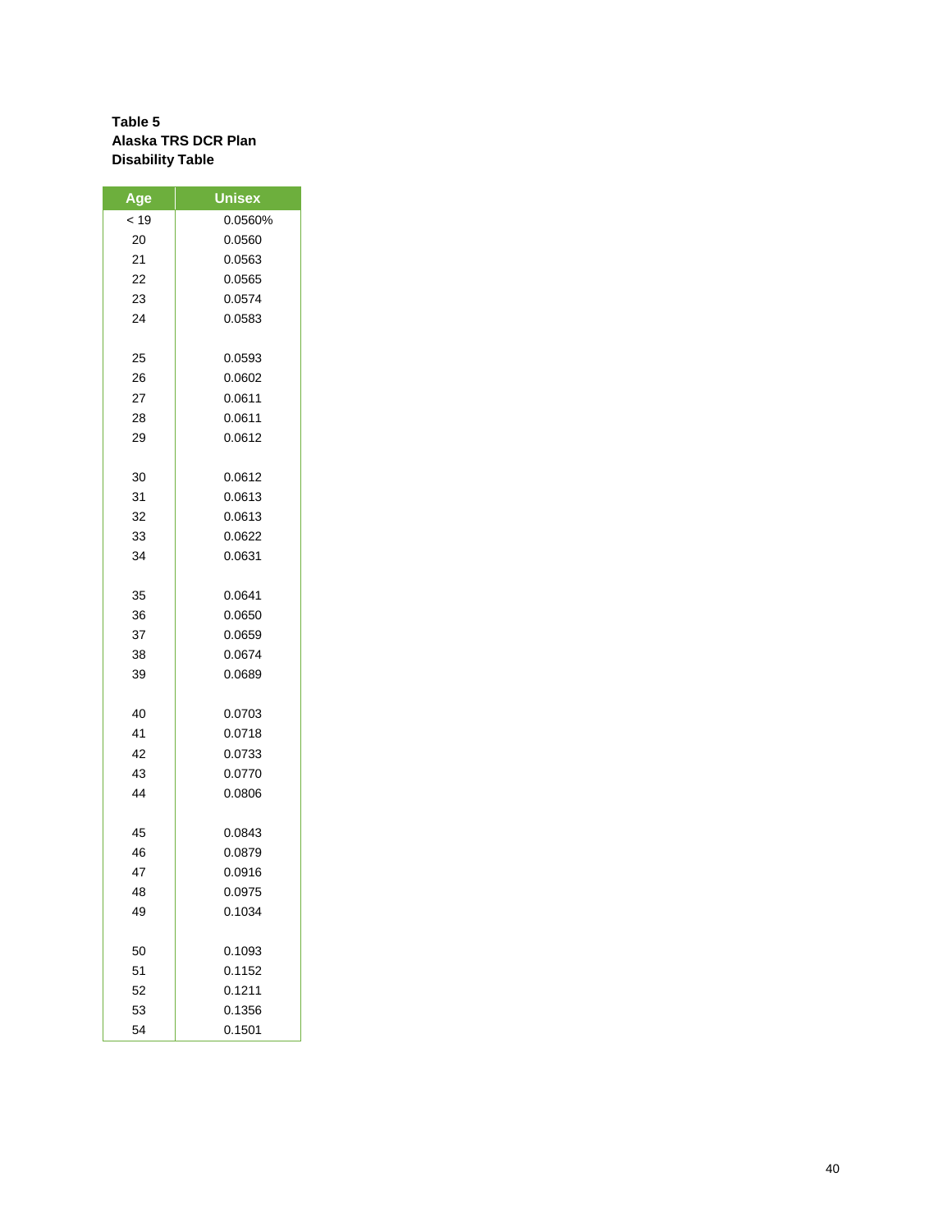**Table 5**
**Alaska TRS DCR Plan**
**Disability Table**

| Age | Unisex |
|---|---|
| < 19 | 0.0560% |
| 20 | 0.0560 |
| 21 | 0.0563 |
| 22 | 0.0565 |
| 23 | 0.0574 |
| 24 | 0.0583 |
| 25 | 0.0593 |
| 26 | 0.0602 |
| 27 | 0.0611 |
| 28 | 0.0611 |
| 29 | 0.0612 |
| 30 | 0.0612 |
| 31 | 0.0613 |
| 32 | 0.0613 |
| 33 | 0.0622 |
| 34 | 0.0631 |
| 35 | 0.0641 |
| 36 | 0.0650 |
| 37 | 0.0659 |
| 38 | 0.0674 |
| 39 | 0.0689 |
| 40 | 0.0703 |
| 41 | 0.0718 |
| 42 | 0.0733 |
| 43 | 0.0770 |
| 44 | 0.0806 |
| 45 | 0.0843 |
| 46 | 0.0879 |
| 47 | 0.0916 |
| 48 | 0.0975 |
| 49 | 0.1034 |
| 50 | 0.1093 |
| 51 | 0.1152 |
| 52 | 0.1211 |
| 53 | 0.1356 |
| 54 | 0.1501 |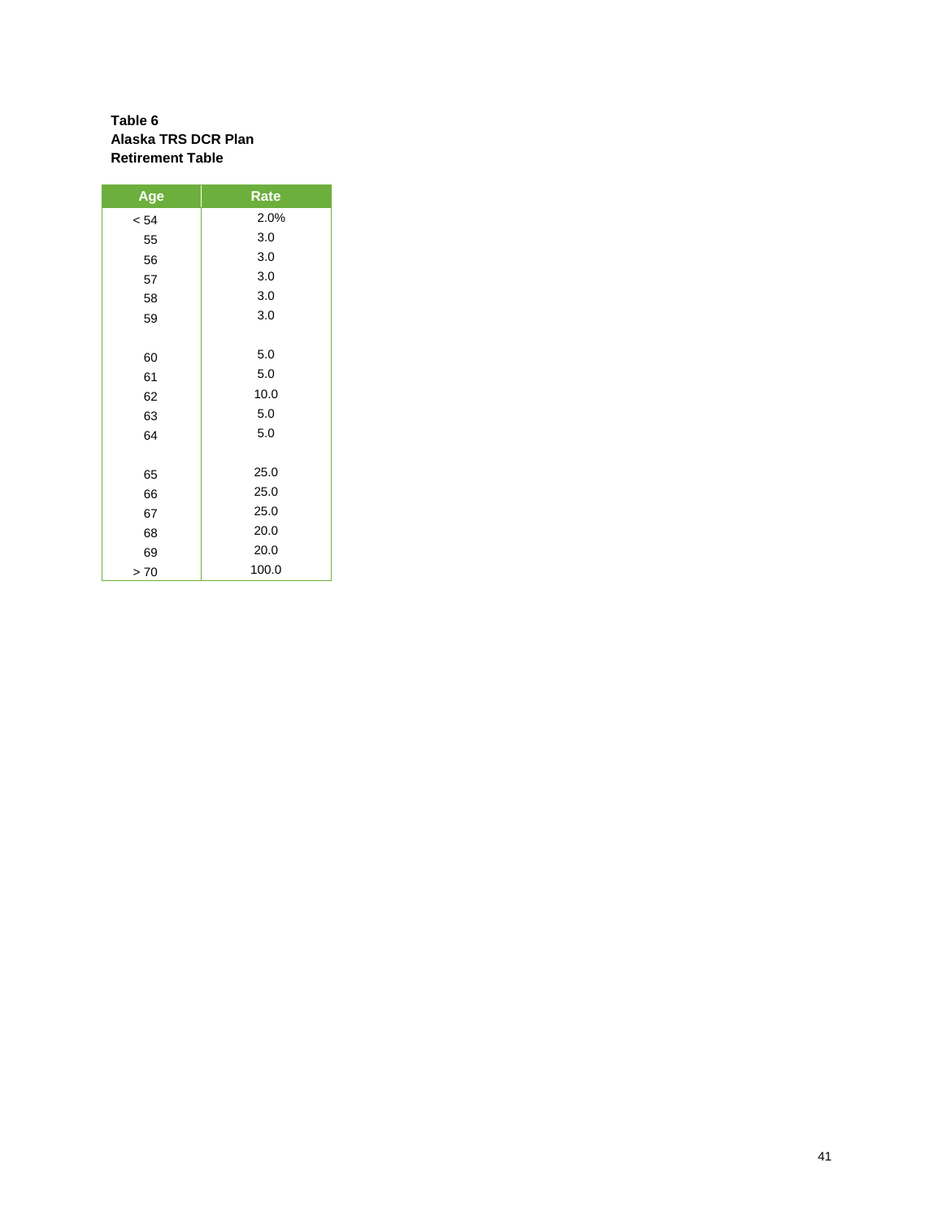**Table 6**
**Alaska TRS DCR Plan**
**Retirement Table**

| Age | Rate |
|---|---|
| < 54 | 2.0% |
| 55 | 3.0 |
| 56 | 3.0 |
| 57 | 3.0 |
| 58 | 3.0 |
| 59 | 3.0 |
| 60 | 5.0 |
| 61 | 5.0 |
| 62 | 10.0 |
| 63 | 5.0 |
| 64 | 5.0 |
| 65 | 25.0 |
| 66 | 25.0 |
| 67 | 25.0 |
| 68 | 20.0 |
| 69 | 20.0 |
| > 70 | 100.0 |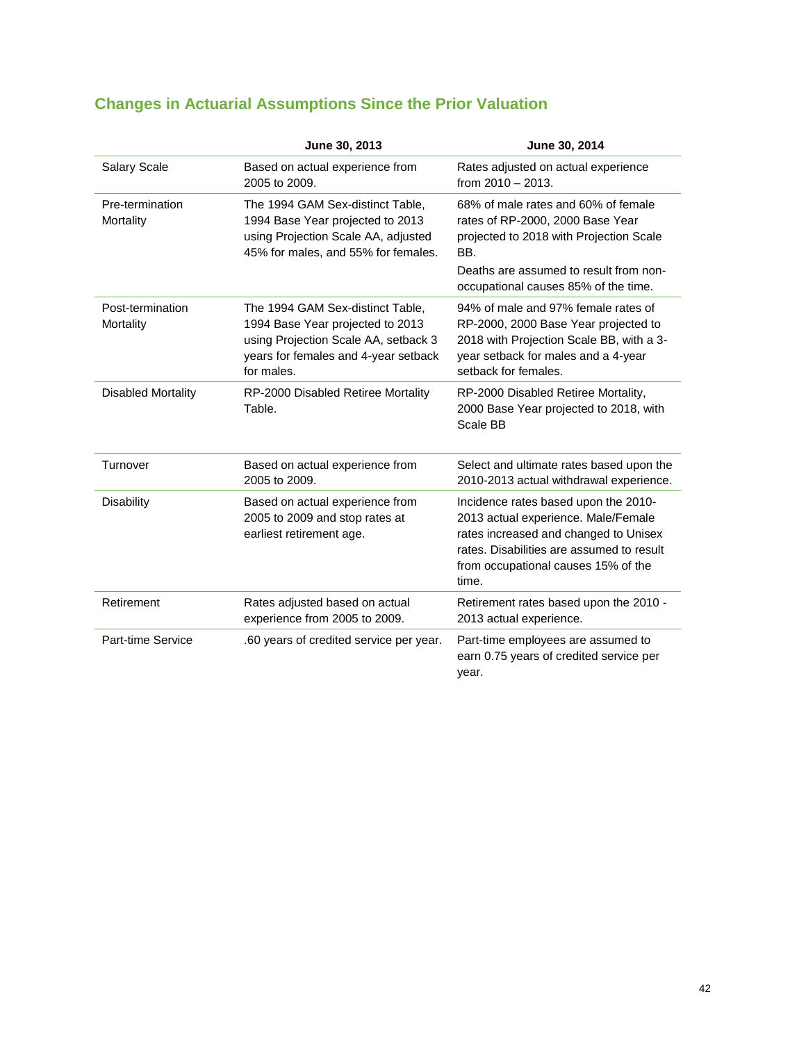## Changes in Actuarial Assumptions Since the Prior Valuation

| | June 30, 2013 | June 30, 2014 |
|---|---|---|
| Salary Scale | Based on actual experience from 2005 to 2009. | Rates adjusted on actual experience from 2010 – 2013. |
| Pre-termination Mortality | The 1994 GAM Sex-distinct Table, 1994 Base Year projected to 2013 using Projection Scale AA, adjusted 45% for males, and 55% for females. | 68% of male rates and 60% of female rates of RP-2000, 2000 Base Year projected to 2018 with Projection Scale BB. Deaths are assumed to result from non-occupational causes 85% of the time. |
| Post-termination Mortality | The 1994 GAM Sex-distinct Table, 1994 Base Year projected to 2013 using Projection Scale AA, setback 3 years for females and 4-year setback for males. | 94% of male and 97% female rates of RP-2000, 2000 Base Year projected to 2018 with Projection Scale BB, with a 3-year setback for males and a 4-year setback for females. |
| Disabled Mortality | RP-2000 Disabled Retiree Mortality Table. | RP-2000 Disabled Retiree Mortality, 2000 Base Year projected to 2018, with Scale BB |
| Turnover | Based on actual experience from 2005 to 2009. | Select and ultimate rates based upon the 2010-2013 actual withdrawal experience. |
| Disability | Based on actual experience from 2005 to 2009 and stop rates at earliest retirement age. | Incidence rates based upon the 2010-2013 actual experience. Male/Female rates increased and changed to Unisex rates. Disabilities are assumed to result from occupational causes 15% of the time. |
| Retirement | Rates adjusted based on actual experience from 2005 to 2009. | Retirement rates based upon the 2010 - 2013 actual experience. |
| Part-time Service | .60 years of credited service per year. | Part-time employees are assumed to earn 0.75 years of credited service per year. |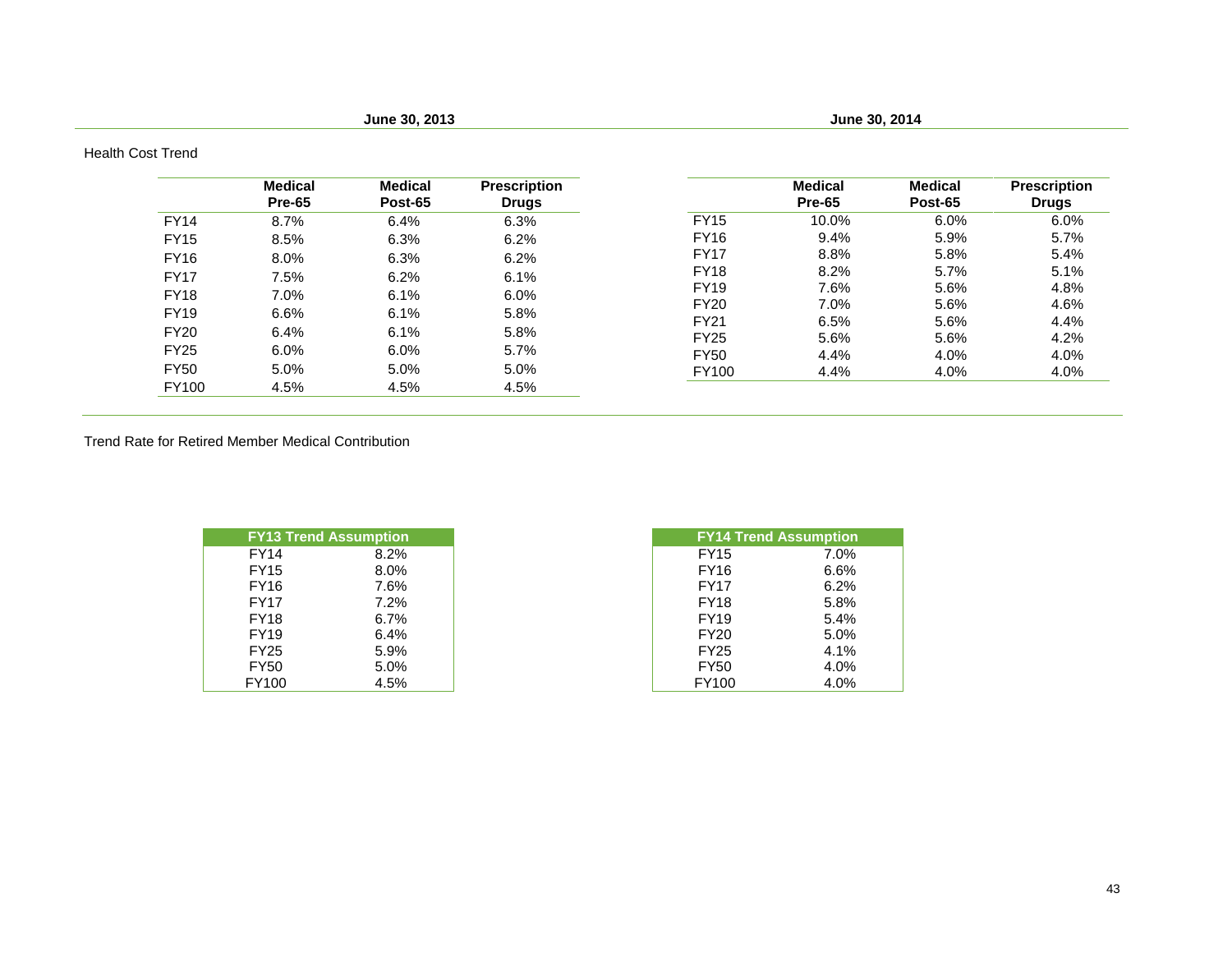**June 30, 2013**

Health Cost Trend

| | Medical Pre-65 | Medical Post-65 | Prescription Drugs |
|---|---|---|---|
| FY14 | 8.7% | 6.4% | 6.3% |
| FY15 | 8.5% | 6.3% | 6.2% |
| FY16 | 8.0% | 6.3% | 6.2% |
| FY17 | 7.5% | 6.2% | 6.1% |
| FY18 | 7.0% | 6.1% | 6.0% |
| FY19 | 6.6% | 6.1% | 5.8% |
| FY20 | 6.4% | 6.1% | 5.8% |
| FY25 | 6.0% | 6.0% | 5.7% |
| FY50 | 5.0% | 5.0% | 5.0% |
| FY100 | 4.5% | 4.5% | 4.5% |

**June 30, 2014**

| | Medical Pre-65 | Medical Post-65 | Prescription Drugs |
|---|---|---|---|
| FY15 | 10.0% | 6.0% | 6.0% |
| FY16 | 9.4% | 5.9% | 5.7% |
| FY17 | 8.8% | 5.8% | 5.4% |
| FY18 | 8.2% | 5.7% | 5.1% |
| FY19 | 7.6% | 5.6% | 4.8% |
| FY20 | 7.0% | 5.6% | 4.6% |
| FY21 | 6.5% | 5.6% | 4.4% |
| FY25 | 5.6% | 5.6% | 4.2% |
| FY50 | 4.4% | 4.0% | 4.0% |
| FY100 | 4.4% | 4.0% | 4.0% |

Trend Rate for Retired Member Medical Contribution

| FY13 Trend Assumption | |
|---|---|
| FY14 | 8.2% |
| FY15 | 8.0% |
| FY16 | 7.6% |
| FY17 | 7.2% |
| FY18 | 6.7% |
| FY19 | 6.4% |
| FY25 | 5.9% |
| FY50 | 5.0% |
| FY100 | 4.5% |

| FY14 Trend Assumption | |
|---|---|
| FY15 | 7.0% |
| FY16 | 6.6% |
| FY17 | 6.2% |
| FY18 | 5.8% |
| FY19 | 5.4% |
| FY20 | 5.0% |
| FY25 | 4.1% |
| FY50 | 4.0% |
| FY100 | 4.0% |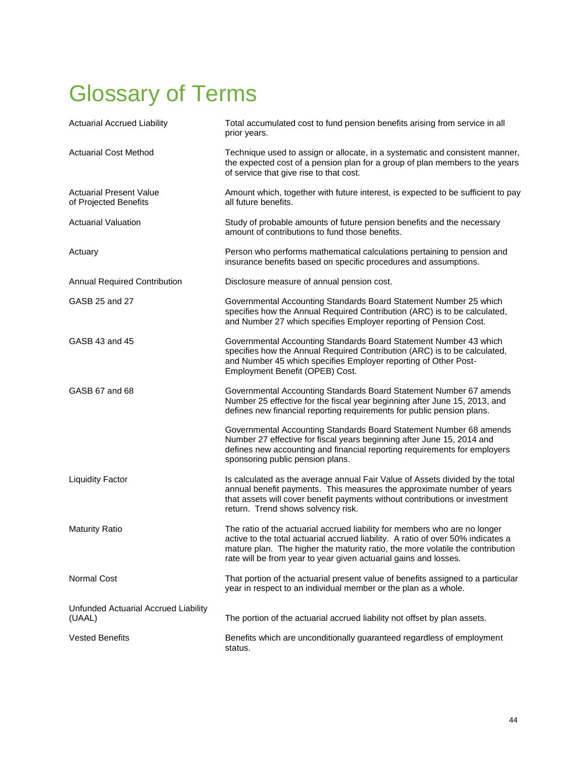# Glossary of Terms

| | |
|---|---|
| Actuarial Accrued Liability | Total accumulated cost to fund pension benefits arising from service in all prior years. |
| Actuarial Cost Method | Technique used to assign or allocate, in a systematic and consistent manner, the expected cost of a pension plan for a group of plan members to the years of service that give rise to that cost. |
| Actuarial Present Value of Projected Benefits | Amount which, together with future interest, is expected to be sufficient to pay all future benefits. |
| Actuarial Valuation | Study of probable amounts of future pension benefits and the necessary amount of contributions to fund those benefits. |
| Actuary | Person who performs mathematical calculations pertaining to pension and insurance benefits based on specific procedures and assumptions. |
| Annual Required Contribution | Disclosure measure of annual pension cost. |
| GASB 25 and 27 | Governmental Accounting Standards Board Statement Number 25 which specifies how the Annual Required Contribution (ARC) is to be calculated, and Number 27 which specifies Employer reporting of Pension Cost. |
| GASB 43 and 45 | Governmental Accounting Standards Board Statement Number 43 which specifies how the Annual Required Contribution (ARC) is to be calculated, and Number 45 which specifies Employer reporting of Other Post-Employment Benefit (OPEB) Cost. |
| GASB 67 and 68 | Governmental Accounting Standards Board Statement Number 67 amends Number 25 effective for the fiscal year beginning after June 15, 2013, and defines new financial reporting requirements for public pension plans.<br><br>Governmental Accounting Standards Board Statement Number 68 amends Number 27 effective for fiscal years beginning after June 15, 2014 and defines new accounting and financial reporting requirements for employers sponsoring public pension plans. |
| Liquidity Factor | Is calculated as the average annual Fair Value of Assets divided by the total annual benefit payments. This measures the approximate number of years that assets will cover benefit payments without contributions or investment return. Trend shows solvency risk. |
| Maturity Ratio | The ratio of the actuarial accrued liability for members who are no longer active to the total actuarial accrued liability. A ratio of over 50% indicates a mature plan. The higher the maturity ratio, the more volatile the contribution rate will be from year to year given actuarial gains and losses. |
| Normal Cost | That portion of the actuarial present value of benefits assigned to a particular year in respect to an individual member or the plan as a whole. |
| Unfunded Actuarial Accrued Liability (UAAL) | The portion of the actuarial accrued liability not offset by plan assets. |
| Vested Benefits | Benefits which are unconditionally guaranteed regardless of employment status. |